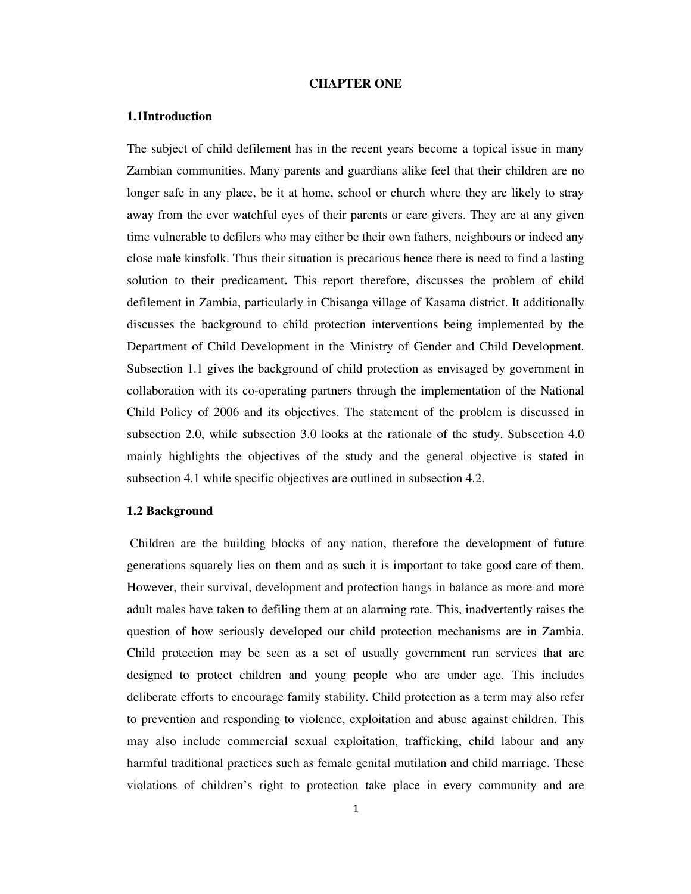# CHAPTER ONE

## 1.1Introduction

The subject of child defilement has in the recent years become a topical issue in many Zambian communities. Many parents and guardians alike feel that their children are no longer safe in any place, be it at home, school or church where they are likely to stray away from the ever watchful eyes of their parents or care givers. They are at any given time vulnerable to defilers who may either be their own fathers, neighbours or indeed any close male kinsfolk. Thus their situation is precarious hence there is need to find a lasting solution to their predicament**.** This report therefore, discusses the problem of child defilement in Zambia, particularly in Chisanga village of Kasama district. It additionally discusses the background to child protection interventions being implemented by the Department of Child Development in the Ministry of Gender and Child Development. Subsection 1.1 gives the background of child protection as envisaged by government in collaboration with its co-operating partners through the implementation of the National Child Policy of 2006 and its objectives. The statement of the problem is discussed in subsection 2.0, while subsection 3.0 looks at the rationale of the study. Subsection 4.0 mainly highlights the objectives of the study and the general objective is stated in subsection 4.1 while specific objectives are outlined in subsection 4.2.

## 1.2 Background

Children are the building blocks of any nation, therefore the development of future generations squarely lies on them and as such it is important to take good care of them. However, their survival, development and protection hangs in balance as more and more adult males have taken to defiling them at an alarming rate. This, inadvertently raises the question of how seriously developed our child protection mechanisms are in Zambia. Child protection may be seen as a set of usually government run services that are designed to protect children and young people who are under age. This includes deliberate efforts to encourage family stability. Child protection as a term may also refer to prevention and responding to violence, exploitation and abuse against children. This may also include commercial sexual exploitation, trafficking, child labour and any harmful traditional practices such as female genital mutilation and child marriage. These violations of children's right to protection take place in every community and are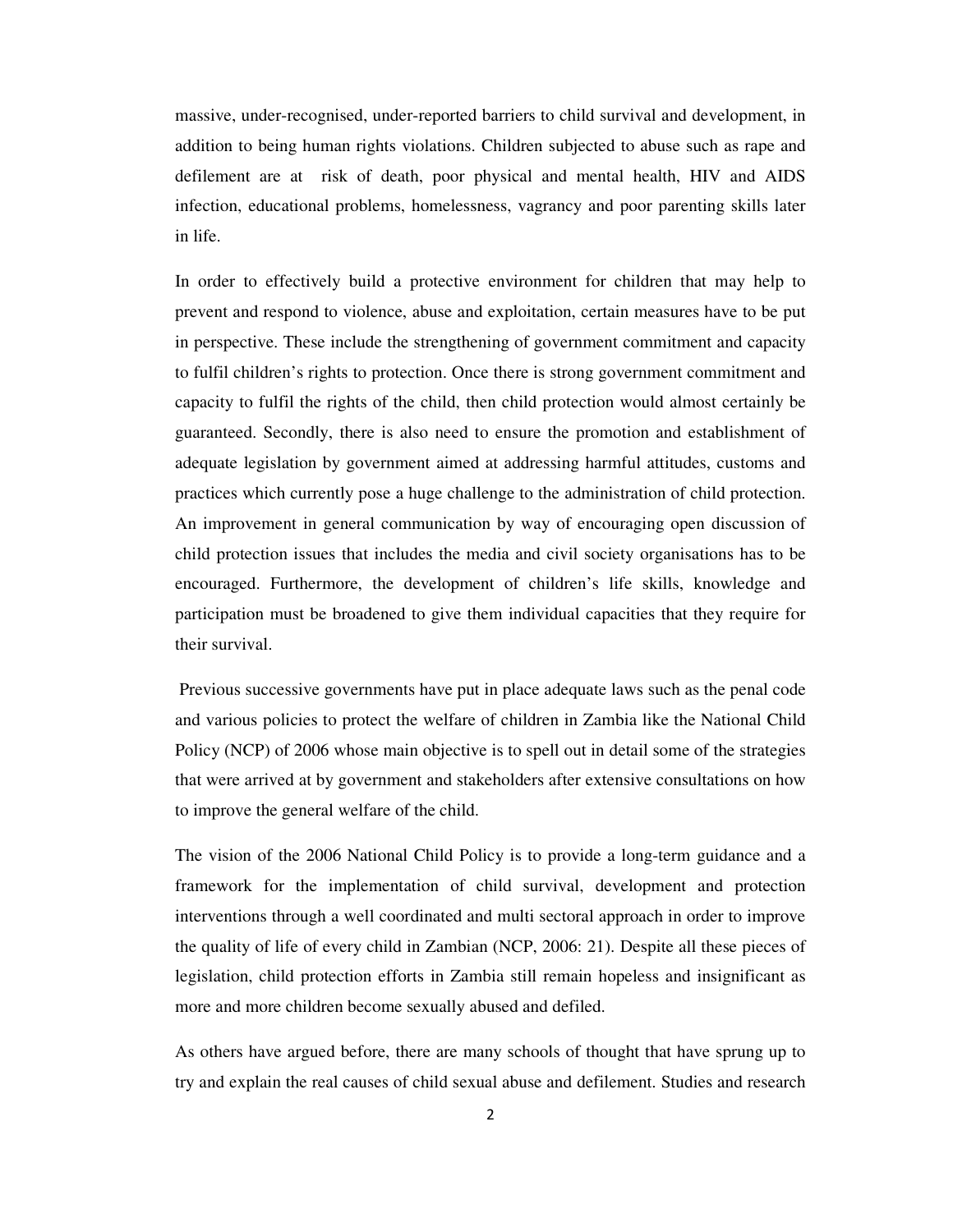massive, under-recognised, under-reported barriers to child survival and development, in addition to being human rights violations. Children subjected to abuse such as rape and defilement are at risk of death, poor physical and mental health, HIV and AIDS infection, educational problems, homelessness, vagrancy and poor parenting skills later in life.

In order to effectively build a protective environment for children that may help to prevent and respond to violence, abuse and exploitation, certain measures have to be put in perspective. These include the strengthening of government commitment and capacity to fulfil children's rights to protection. Once there is strong government commitment and capacity to fulfil the rights of the child, then child protection would almost certainly be guaranteed. Secondly, there is also need to ensure the promotion and establishment of adequate legislation by government aimed at addressing harmful attitudes, customs and practices which currently pose a huge challenge to the administration of child protection. An improvement in general communication by way of encouraging open discussion of child protection issues that includes the media and civil society organisations has to be encouraged. Furthermore, the development of children's life skills, knowledge and participation must be broadened to give them individual capacities that they require for their survival.

Previous successive governments have put in place adequate laws such as the penal code and various policies to protect the welfare of children in Zambia like the National Child Policy (NCP) of 2006 whose main objective is to spell out in detail some of the strategies that were arrived at by government and stakeholders after extensive consultations on how to improve the general welfare of the child.

The vision of the 2006 National Child Policy is to provide a long-term guidance and a framework for the implementation of child survival, development and protection interventions through a well coordinated and multi sectoral approach in order to improve the quality of life of every child in Zambian (NCP, 2006: 21). Despite all these pieces of legislation, child protection efforts in Zambia still remain hopeless and insignificant as more and more children become sexually abused and defiled.

As others have argued before, there are many schools of thought that have sprung up to try and explain the real causes of child sexual abuse and defilement. Studies and research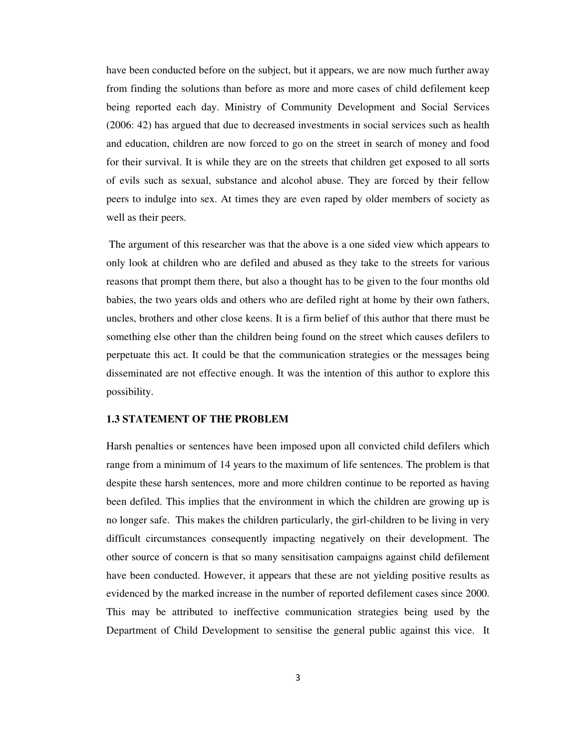have been conducted before on the subject, but it appears, we are now much further away from finding the solutions than before as more and more cases of child defilement keep being reported each day. Ministry of Community Development and Social Services (2006: 42) has argued that due to decreased investments in social services such as health and education, children are now forced to go on the street in search of money and food for their survival. It is while they are on the streets that children get exposed to all sorts of evils such as sexual, substance and alcohol abuse. They are forced by their fellow peers to indulge into sex. At times they are even raped by older members of society as well as their peers.

The argument of this researcher was that the above is a one sided view which appears to only look at children who are defiled and abused as they take to the streets for various reasons that prompt them there, but also a thought has to be given to the four months old babies, the two years olds and others who are defiled right at home by their own fathers, uncles, brothers and other close keens. It is a firm belief of this author that there must be something else other than the children being found on the street which causes defilers to perpetuate this act. It could be that the communication strategies or the messages being disseminated are not effective enough. It was the intention of this author to explore this possibility.

### 1.3 STATEMENT OF THE PROBLEM

Harsh penalties or sentences have been imposed upon all convicted child defilers which range from a minimum of 14 years to the maximum of life sentences. The problem is that despite these harsh sentences, more and more children continue to be reported as having been defiled. This implies that the environment in which the children are growing up is no longer safe. This makes the children particularly, the girl-children to be living in very difficult circumstances consequently impacting negatively on their development. The other source of concern is that so many sensitisation campaigns against child defilement have been conducted. However, it appears that these are not yielding positive results as evidenced by the marked increase in the number of reported defilement cases since 2000. This may be attributed to ineffective communication strategies being used by the Department of Child Development to sensitise the general public against this vice. It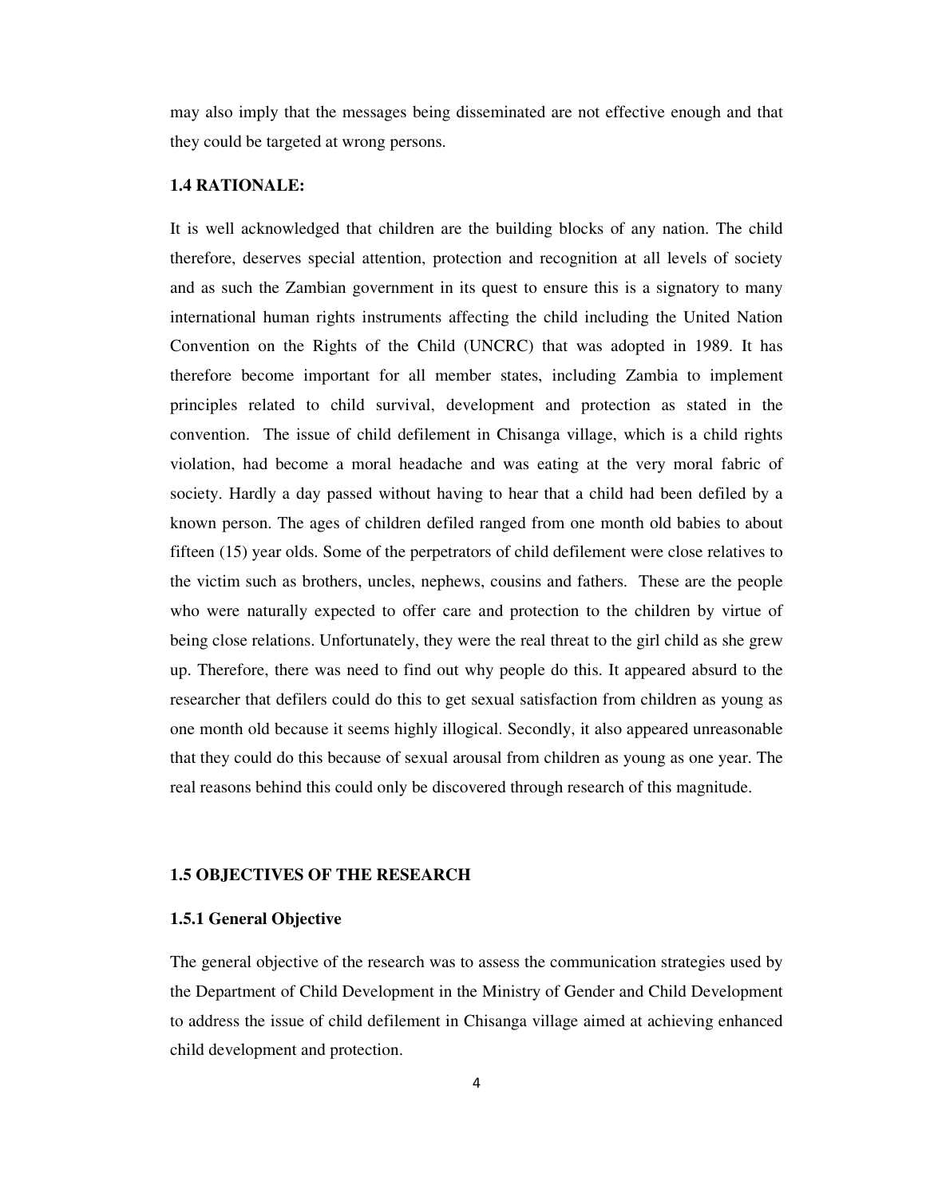may also imply that the messages being disseminated are not effective enough and that they could be targeted at wrong persons.

### 1.4 RATIONALE:

It is well acknowledged that children are the building blocks of any nation. The child therefore, deserves special attention, protection and recognition at all levels of society and as such the Zambian government in its quest to ensure this is a signatory to many international human rights instruments affecting the child including the United Nation Convention on the Rights of the Child (UNCRC) that was adopted in 1989. It has therefore become important for all member states, including Zambia to implement principles related to child survival, development and protection as stated in the convention. The issue of child defilement in Chisanga village, which is a child rights violation, had become a moral headache and was eating at the very moral fabric of society. Hardly a day passed without having to hear that a child had been defiled by a known person. The ages of children defiled ranged from one month old babies to about fifteen (15) year olds. Some of the perpetrators of child defilement were close relatives to the victim such as brothers, uncles, nephews, cousins and fathers. These are the people who were naturally expected to offer care and protection to the children by virtue of being close relations. Unfortunately, they were the real threat to the girl child as she grew up. Therefore, there was need to find out why people do this. It appeared absurd to the researcher that defilers could do this to get sexual satisfaction from children as young as one month old because it seems highly illogical. Secondly, it also appeared unreasonable that they could do this because of sexual arousal from children as young as one year. The real reasons behind this could only be discovered through research of this magnitude.

### 1.5 OBJECTIVES OF THE RESEARCH

#### 1.5.1 General Objective

The general objective of the research was to assess the communication strategies used by the Department of Child Development in the Ministry of Gender and Child Development to address the issue of child defilement in Chisanga village aimed at achieving enhanced child development and protection.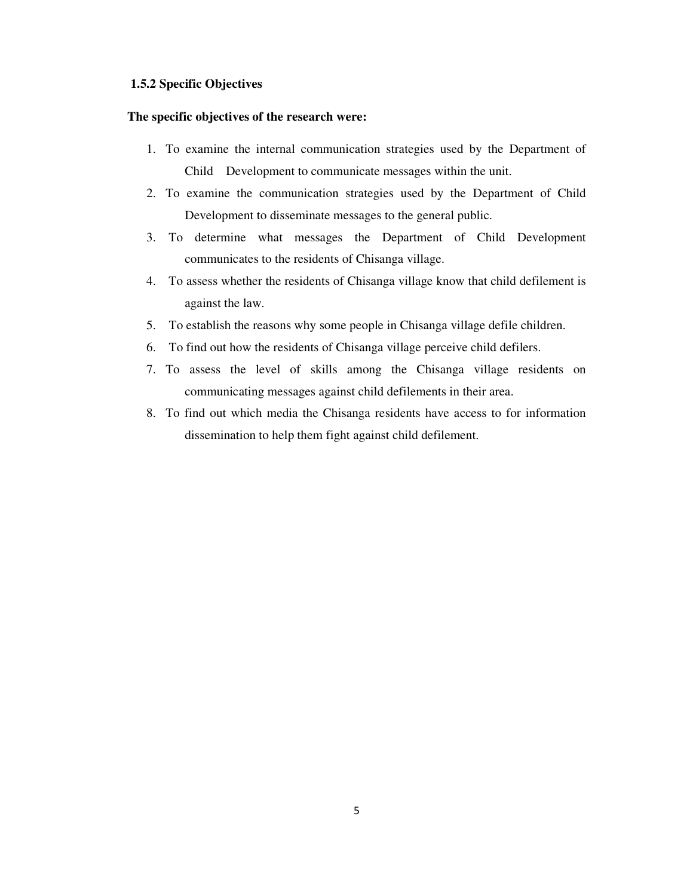### 1.5.2 Specific Objectives

**The specific objectives of the research were:**

1. To examine the internal communication strategies used by the Department of Child Development to communicate messages within the unit.
2. To examine the communication strategies used by the Department of Child Development to disseminate messages to the general public.
3. To determine what messages the Department of Child Development communicates to the residents of Chisanga village.
4. To assess whether the residents of Chisanga village know that child defilement is against the law.
5. To establish the reasons why some people in Chisanga village defile children.
6. To find out how the residents of Chisanga village perceive child defilers.
7. To assess the level of skills among the Chisanga village residents on communicating messages against child defilements in their area.
8. To find out which media the Chisanga residents have access to for information dissemination to help them fight against child defilement.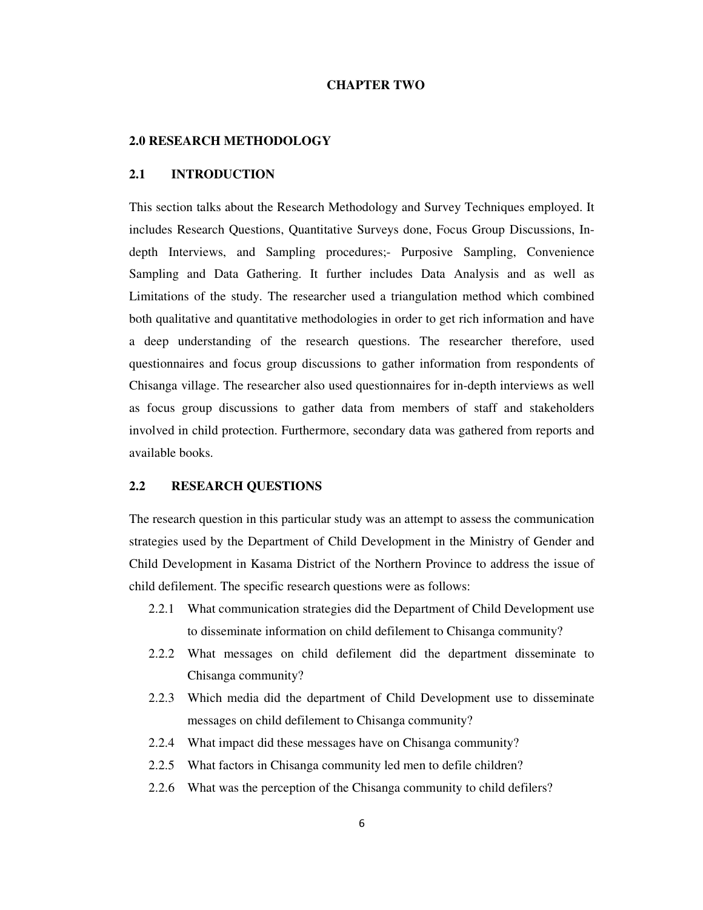# CHAPTER TWO

## 2.0 RESEARCH METHODOLOGY

### 2.1 INTRODUCTION

This section talks about the Research Methodology and Survey Techniques employed. It includes Research Questions, Quantitative Surveys done, Focus Group Discussions, In-depth Interviews, and Sampling procedures;- Purposive Sampling, Convenience Sampling and Data Gathering. It further includes Data Analysis and as well as Limitations of the study. The researcher used a triangulation method which combined both qualitative and quantitative methodologies in order to get rich information and have a deep understanding of the research questions. The researcher therefore, used questionnaires and focus group discussions to gather information from respondents of Chisanga village. The researcher also used questionnaires for in-depth interviews as well as focus group discussions to gather data from members of staff and stakeholders involved in child protection. Furthermore, secondary data was gathered from reports and available books.

### 2.2 RESEARCH QUESTIONS

The research question in this particular study was an attempt to assess the communication strategies used by the Department of Child Development in the Ministry of Gender and Child Development in Kasama District of the Northern Province to address the issue of child defilement. The specific research questions were as follows:

- 2.2.1 What communication strategies did the Department of Child Development use to disseminate information on child defilement to Chisanga community?
- 2.2.2 What messages on child defilement did the department disseminate to Chisanga community?
- 2.2.3 Which media did the department of Child Development use to disseminate messages on child defilement to Chisanga community?
- 2.2.4 What impact did these messages have on Chisanga community?
- 2.2.5 What factors in Chisanga community led men to defile children?
- 2.2.6 What was the perception of the Chisanga community to child defilers?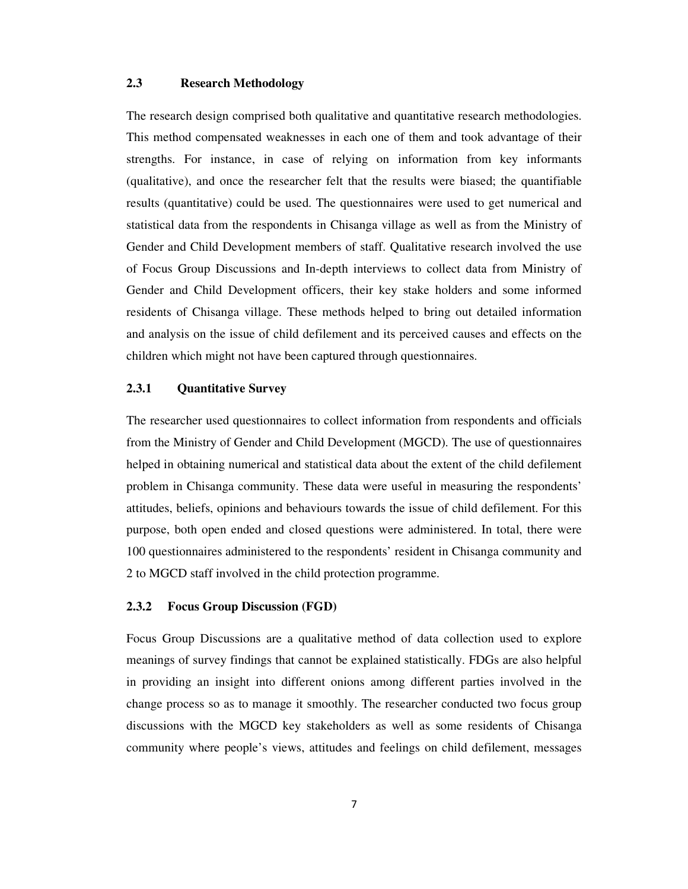## 2.3 Research Methodology

The research design comprised both qualitative and quantitative research methodologies. This method compensated weaknesses in each one of them and took advantage of their strengths. For instance, in case of relying on information from key informants (qualitative), and once the researcher felt that the results were biased; the quantifiable results (quantitative) could be used. The questionnaires were used to get numerical and statistical data from the respondents in Chisanga village as well as from the Ministry of Gender and Child Development members of staff. Qualitative research involved the use of Focus Group Discussions and In-depth interviews to collect data from Ministry of Gender and Child Development officers, their key stake holders and some informed residents of Chisanga village. These methods helped to bring out detailed information and analysis on the issue of child defilement and its perceived causes and effects on the children which might not have been captured through questionnaires.

### 2.3.1 Quantitative Survey

The researcher used questionnaires to collect information from respondents and officials from the Ministry of Gender and Child Development (MGCD). The use of questionnaires helped in obtaining numerical and statistical data about the extent of the child defilement problem in Chisanga community. These data were useful in measuring the respondents' attitudes, beliefs, opinions and behaviours towards the issue of child defilement. For this purpose, both open ended and closed questions were administered. In total, there were 100 questionnaires administered to the respondents' resident in Chisanga community and 2 to MGCD staff involved in the child protection programme.

### 2.3.2 Focus Group Discussion (FGD)

Focus Group Discussions are a qualitative method of data collection used to explore meanings of survey findings that cannot be explained statistically. FDGs are also helpful in providing an insight into different onions among different parties involved in the change process so as to manage it smoothly. The researcher conducted two focus group discussions with the MGCD key stakeholders as well as some residents of Chisanga community where people's views, attitudes and feelings on child defilement, messages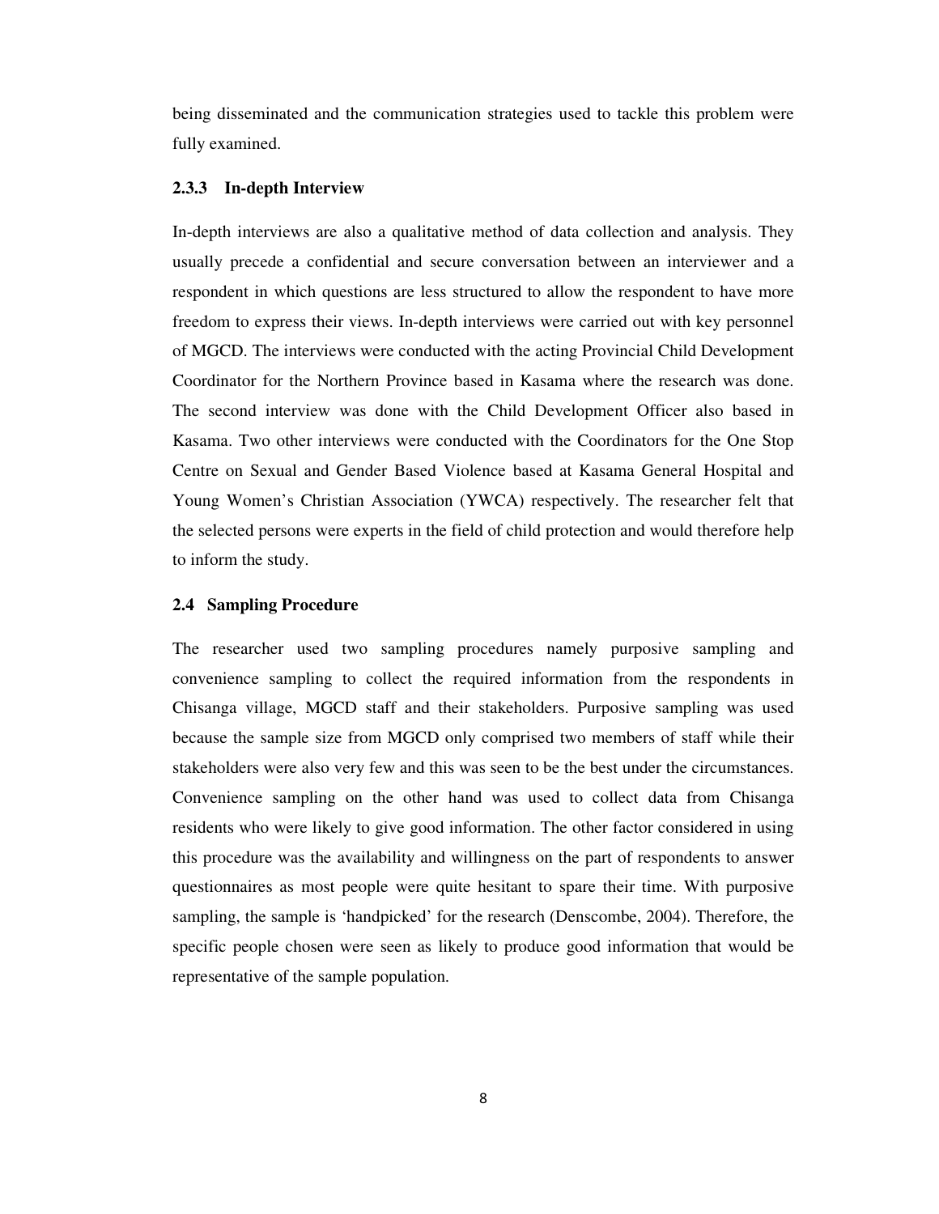being disseminated and the communication strategies used to tackle this problem were fully examined.

### 2.3.3 In-depth Interview

In-depth interviews are also a qualitative method of data collection and analysis. They usually precede a confidential and secure conversation between an interviewer and a respondent in which questions are less structured to allow the respondent to have more freedom to express their views. In-depth interviews were carried out with key personnel of MGCD. The interviews were conducted with the acting Provincial Child Development Coordinator for the Northern Province based in Kasama where the research was done. The second interview was done with the Child Development Officer also based in Kasama. Two other interviews were conducted with the Coordinators for the One Stop Centre on Sexual and Gender Based Violence based at Kasama General Hospital and Young Women's Christian Association (YWCA) respectively. The researcher felt that the selected persons were experts in the field of child protection and would therefore help to inform the study.

## 2.4 Sampling Procedure

The researcher used two sampling procedures namely purposive sampling and convenience sampling to collect the required information from the respondents in Chisanga village, MGCD staff and their stakeholders. Purposive sampling was used because the sample size from MGCD only comprised two members of staff while their stakeholders were also very few and this was seen to be the best under the circumstances. Convenience sampling on the other hand was used to collect data from Chisanga residents who were likely to give good information. The other factor considered in using this procedure was the availability and willingness on the part of respondents to answer questionnaires as most people were quite hesitant to spare their time. With purposive sampling, the sample is 'handpicked' for the research (Denscombe, 2004). Therefore, the specific people chosen were seen as likely to produce good information that would be representative of the sample population.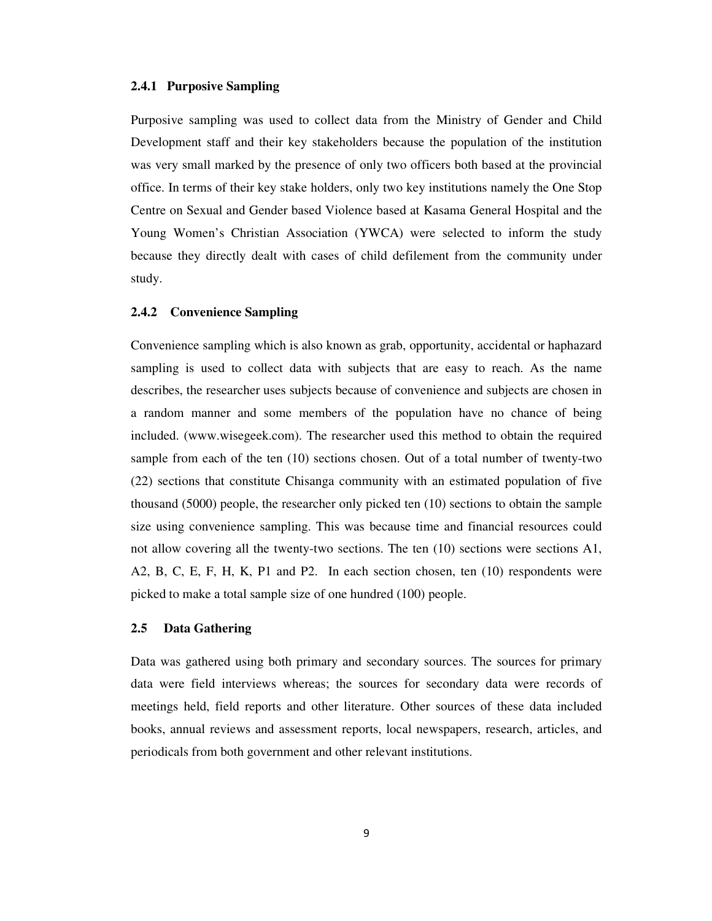### 2.4.1 Purposive Sampling

Purposive sampling was used to collect data from the Ministry of Gender and Child Development staff and their key stakeholders because the population of the institution was very small marked by the presence of only two officers both based at the provincial office. In terms of their key stake holders, only two key institutions namely the One Stop Centre on Sexual and Gender based Violence based at Kasama General Hospital and the Young Women's Christian Association (YWCA) were selected to inform the study because they directly dealt with cases of child defilement from the community under study.

### 2.4.2 Convenience Sampling

Convenience sampling which is also known as grab, opportunity, accidental or haphazard sampling is used to collect data with subjects that are easy to reach. As the name describes, the researcher uses subjects because of convenience and subjects are chosen in a random manner and some members of the population have no chance of being included. (www.wisegeek.com). The researcher used this method to obtain the required sample from each of the ten (10) sections chosen. Out of a total number of twenty-two (22) sections that constitute Chisanga community with an estimated population of five thousand (5000) people, the researcher only picked ten (10) sections to obtain the sample size using convenience sampling. This was because time and financial resources could not allow covering all the twenty-two sections. The ten (10) sections were sections A1, A2, B, C, E, F, H, K, P1 and P2. In each section chosen, ten (10) respondents were picked to make a total sample size of one hundred (100) people.

## 2.5 Data Gathering

Data was gathered using both primary and secondary sources. The sources for primary data were field interviews whereas; the sources for secondary data were records of meetings held, field reports and other literature. Other sources of these data included books, annual reviews and assessment reports, local newspapers, research, articles, and periodicals from both government and other relevant institutions.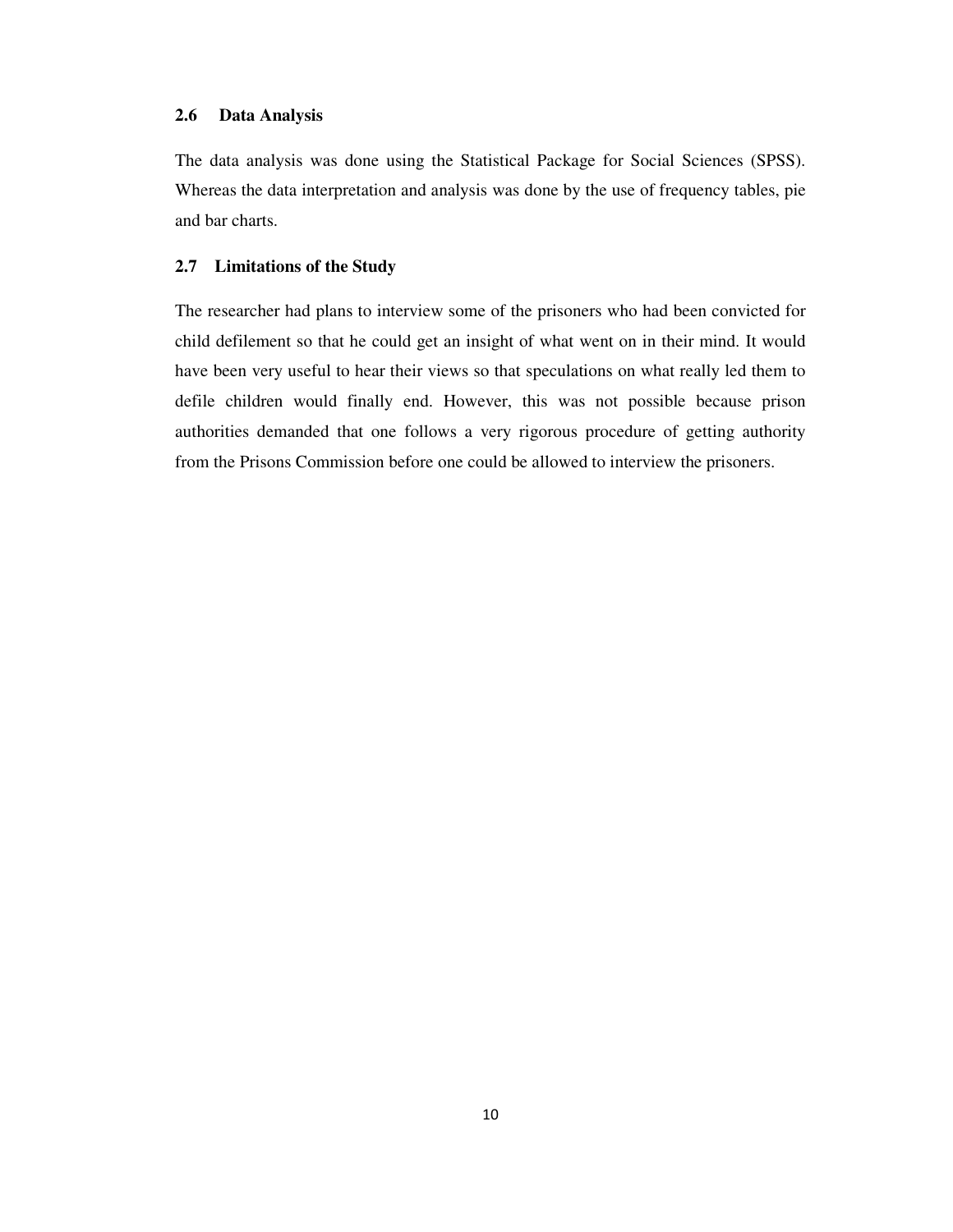### 2.6 Data Analysis

The data analysis was done using the Statistical Package for Social Sciences (SPSS). Whereas the data interpretation and analysis was done by the use of frequency tables, pie and bar charts.

### 2.7 Limitations of the Study

The researcher had plans to interview some of the prisoners who had been convicted for child defilement so that he could get an insight of what went on in their mind. It would have been very useful to hear their views so that speculations on what really led them to defile children would finally end. However, this was not possible because prison authorities demanded that one follows a very rigorous procedure of getting authority from the Prisons Commission before one could be allowed to interview the prisoners.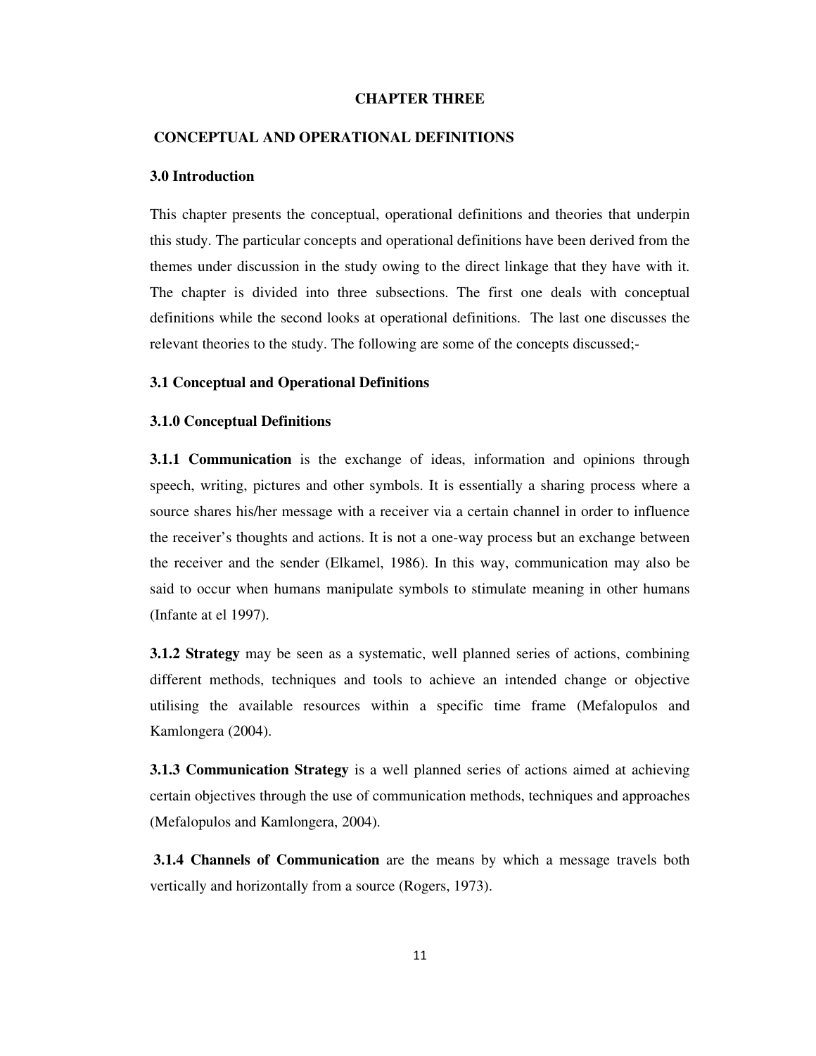# CHAPTER THREE

## CONCEPTUAL AND OPERATIONAL DEFINITIONS

### 3.0 Introduction

This chapter presents the conceptual, operational definitions and theories that underpin this study. The particular concepts and operational definitions have been derived from the themes under discussion in the study owing to the direct linkage that they have with it. The chapter is divided into three subsections. The first one deals with conceptual definitions while the second looks at operational definitions. The last one discusses the relevant theories to the study. The following are some of the concepts discussed;-

### 3.1 Conceptual and Operational Definitions

#### 3.1.0 Conceptual Definitions

**3.1.1 Communication** is the exchange of ideas, information and opinions through speech, writing, pictures and other symbols. It is essentially a sharing process where a source shares his/her message with a receiver via a certain channel in order to influence the receiver's thoughts and actions. It is not a one-way process but an exchange between the receiver and the sender (Elkamel, 1986). In this way, communication may also be said to occur when humans manipulate symbols to stimulate meaning in other humans (Infante at el 1997).

**3.1.2 Strategy** may be seen as a systematic, well planned series of actions, combining different methods, techniques and tools to achieve an intended change or objective utilising the available resources within a specific time frame (Mefalopulos and Kamlongera (2004).

**3.1.3 Communication Strategy** is a well planned series of actions aimed at achieving certain objectives through the use of communication methods, techniques and approaches (Mefalopulos and Kamlongera, 2004).

**3.1.4 Channels of Communication** are the means by which a message travels both vertically and horizontally from a source (Rogers, 1973).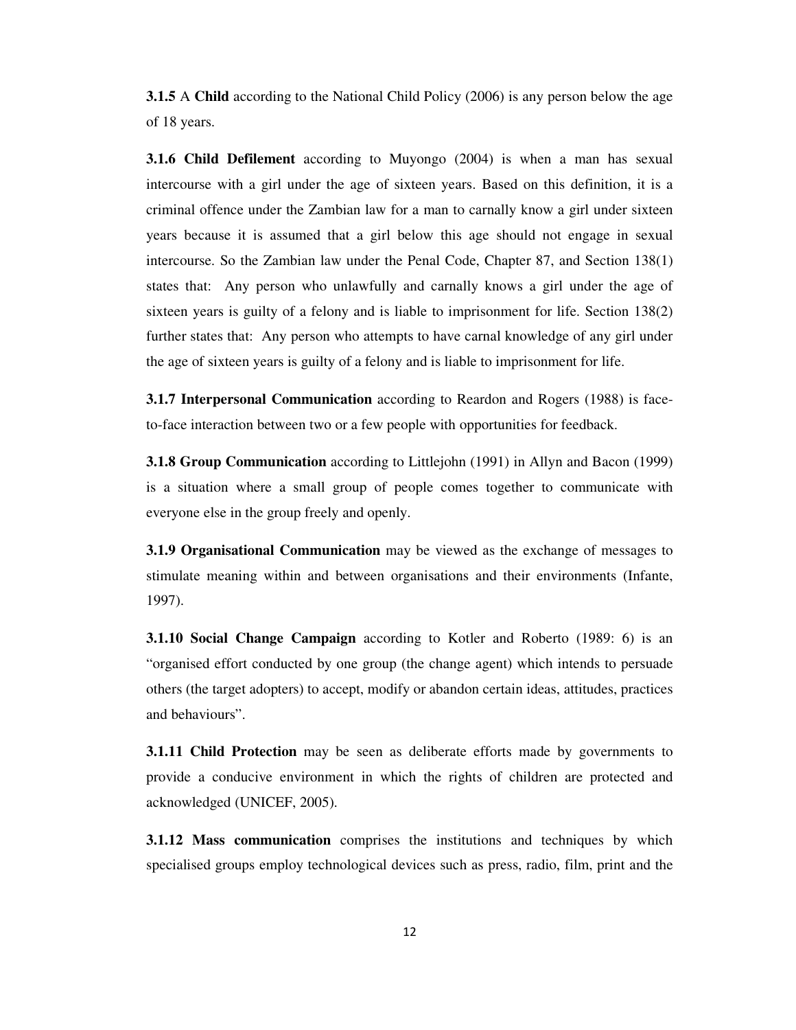**3.1.5** A **Child** according to the National Child Policy (2006) is any person below the age of 18 years.

**3.1.6 Child Defilement** according to Muyongo (2004) is when a man has sexual intercourse with a girl under the age of sixteen years. Based on this definition, it is a criminal offence under the Zambian law for a man to carnally know a girl under sixteen years because it is assumed that a girl below this age should not engage in sexual intercourse. So the Zambian law under the Penal Code, Chapter 87, and Section 138(1) states that: Any person who unlawfully and carnally knows a girl under the age of sixteen years is guilty of a felony and is liable to imprisonment for life. Section 138(2) further states that: Any person who attempts to have carnal knowledge of any girl under the age of sixteen years is guilty of a felony and is liable to imprisonment for life.

**3.1.7 Interpersonal Communication** according to Reardon and Rogers (1988) is face-to-face interaction between two or a few people with opportunities for feedback.

**3.1.8 Group Communication** according to Littlejohn (1991) in Allyn and Bacon (1999) is a situation where a small group of people comes together to communicate with everyone else in the group freely and openly.

**3.1.9 Organisational Communication** may be viewed as the exchange of messages to stimulate meaning within and between organisations and their environments (Infante, 1997).

**3.1.10 Social Change Campaign** according to Kotler and Roberto (1989: 6) is an "organised effort conducted by one group (the change agent) which intends to persuade others (the target adopters) to accept, modify or abandon certain ideas, attitudes, practices and behaviours".

**3.1.11 Child Protection** may be seen as deliberate efforts made by governments to provide a conducive environment in which the rights of children are protected and acknowledged (UNICEF, 2005).

**3.1.12 Mass communication** comprises the institutions and techniques by which specialised groups employ technological devices such as press, radio, film, print and the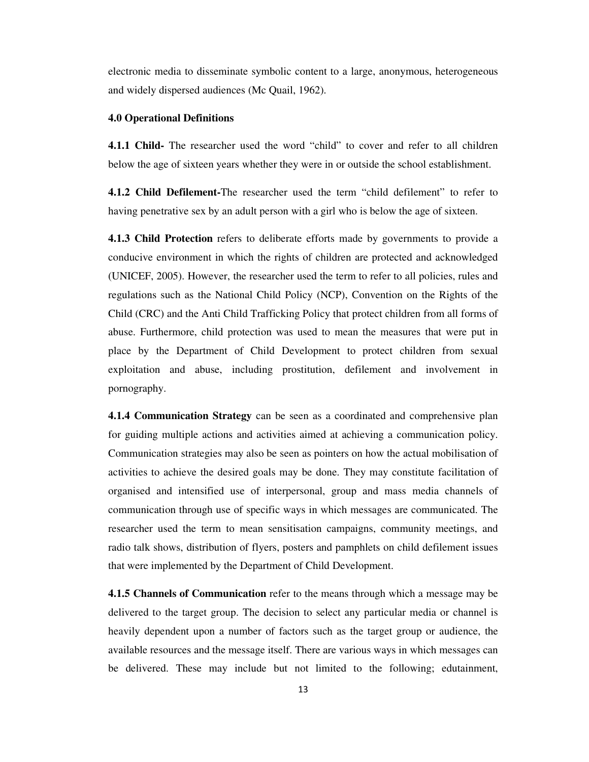electronic media to disseminate symbolic content to a large, anonymous, heterogeneous and widely dispersed audiences (Mc Quail, 1962).

**4.0 Operational Definitions**

**4.1.1 Child-** The researcher used the word "child" to cover and refer to all children below the age of sixteen years whether they were in or outside the school establishment.

**4.1.2 Child Defilement-**The researcher used the term "child defilement" to refer to having penetrative sex by an adult person with a girl who is below the age of sixteen.

**4.1.3 Child Protection** refers to deliberate efforts made by governments to provide a conducive environment in which the rights of children are protected and acknowledged (UNICEF, 2005). However, the researcher used the term to refer to all policies, rules and regulations such as the National Child Policy (NCP), Convention on the Rights of the Child (CRC) and the Anti Child Trafficking Policy that protect children from all forms of abuse. Furthermore, child protection was used to mean the measures that were put in place by the Department of Child Development to protect children from sexual exploitation and abuse, including prostitution, defilement and involvement in pornography.

**4.1.4 Communication Strategy** can be seen as a coordinated and comprehensive plan for guiding multiple actions and activities aimed at achieving a communication policy. Communication strategies may also be seen as pointers on how the actual mobilisation of activities to achieve the desired goals may be done. They may constitute facilitation of organised and intensified use of interpersonal, group and mass media channels of communication through use of specific ways in which messages are communicated. The researcher used the term to mean sensitisation campaigns, community meetings, and radio talk shows, distribution of flyers, posters and pamphlets on child defilement issues that were implemented by the Department of Child Development.

**4.1.5 Channels of Communication** refer to the means through which a message may be delivered to the target group. The decision to select any particular media or channel is heavily dependent upon a number of factors such as the target group or audience, the available resources and the message itself. There are various ways in which messages can be delivered. These may include but not limited to the following; edutainment,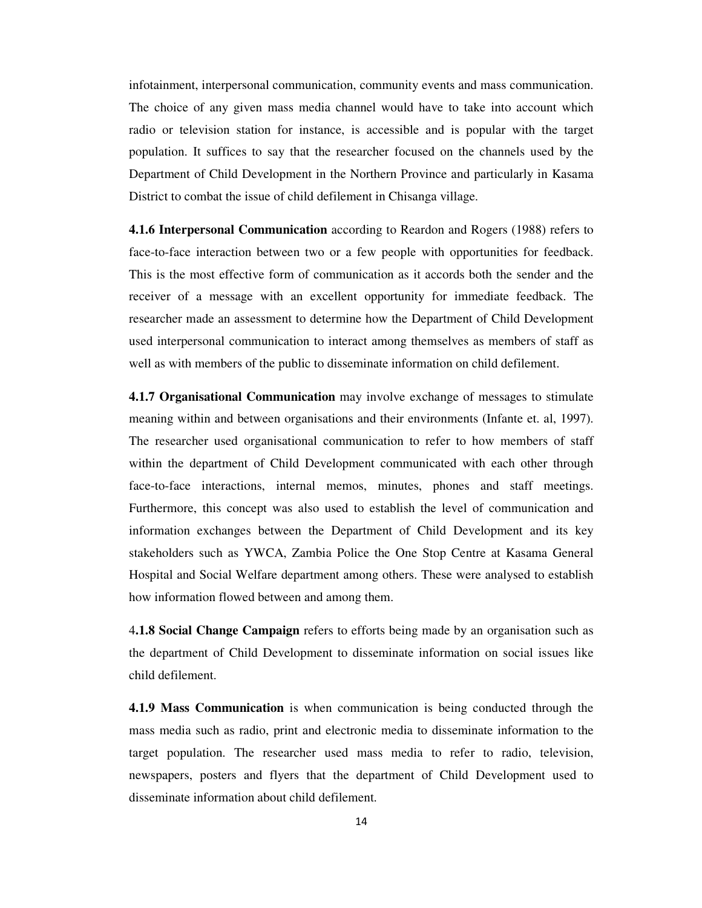infotainment, interpersonal communication, community events and mass communication. The choice of any given mass media channel would have to take into account which radio or television station for instance, is accessible and is popular with the target population. It suffices to say that the researcher focused on the channels used by the Department of Child Development in the Northern Province and particularly in Kasama District to combat the issue of child defilement in Chisanga village.

**4.1.6 Interpersonal Communication** according to Reardon and Rogers (1988) refers to face-to-face interaction between two or a few people with opportunities for feedback. This is the most effective form of communication as it accords both the sender and the receiver of a message with an excellent opportunity for immediate feedback. The researcher made an assessment to determine how the Department of Child Development used interpersonal communication to interact among themselves as members of staff as well as with members of the public to disseminate information on child defilement.

**4.1.7 Organisational Communication** may involve exchange of messages to stimulate meaning within and between organisations and their environments (Infante et. al, 1997). The researcher used organisational communication to refer to how members of staff within the department of Child Development communicated with each other through face-to-face interactions, internal memos, minutes, phones and staff meetings. Furthermore, this concept was also used to establish the level of communication and information exchanges between the Department of Child Development and its key stakeholders such as YWCA, Zambia Police the One Stop Centre at Kasama General Hospital and Social Welfare department among others. These were analysed to establish how information flowed between and among them.

4**.1.8 Social Change Campaign** refers to efforts being made by an organisation such as the department of Child Development to disseminate information on social issues like child defilement.

**4.1.9 Mass Communication** is when communication is being conducted through the mass media such as radio, print and electronic media to disseminate information to the target population. The researcher used mass media to refer to radio, television, newspapers, posters and flyers that the department of Child Development used to disseminate information about child defilement.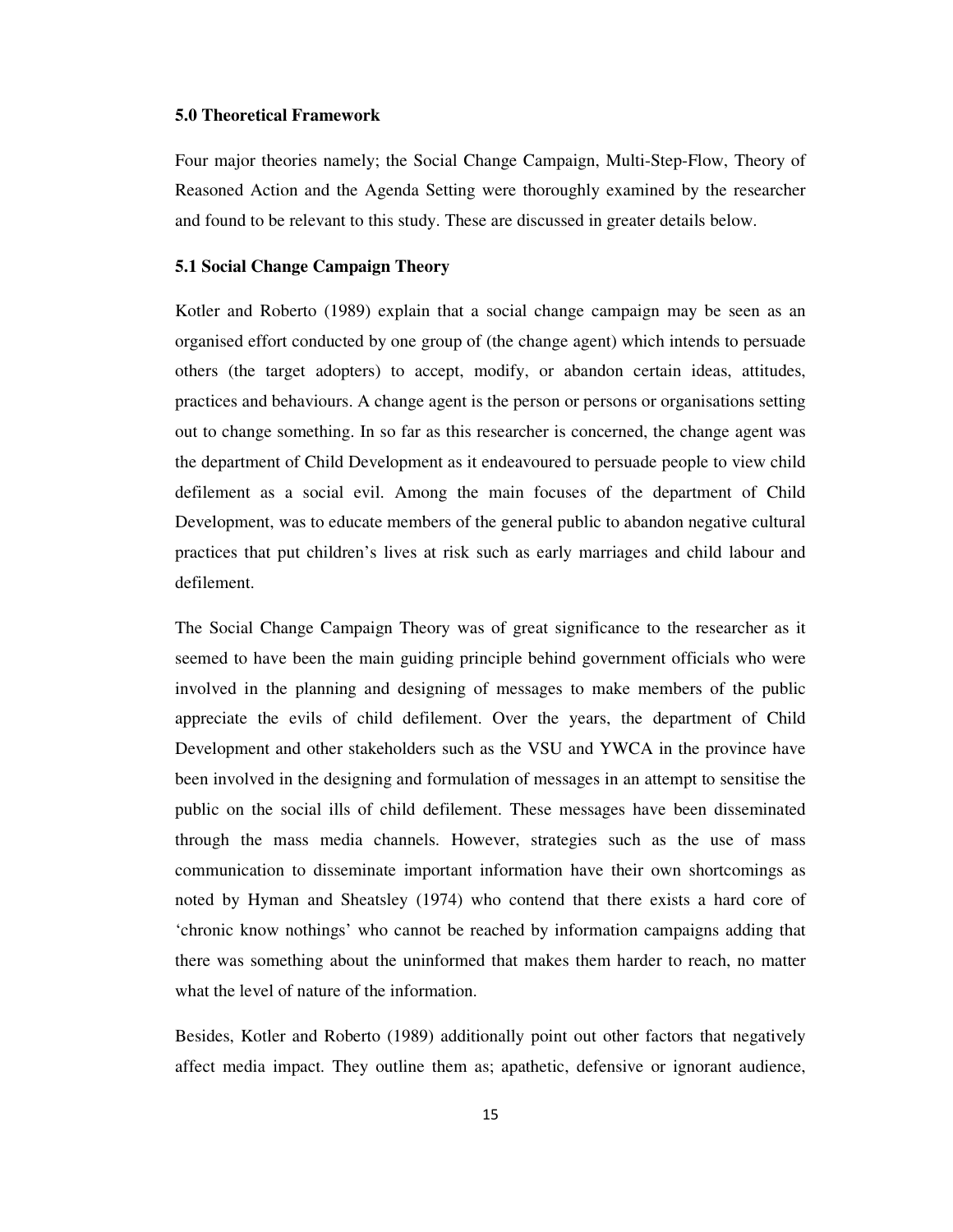## 5.0 Theoretical Framework

Four major theories namely; the Social Change Campaign, Multi-Step-Flow, Theory of Reasoned Action and the Agenda Setting were thoroughly examined by the researcher and found to be relevant to this study. These are discussed in greater details below.

### 5.1 Social Change Campaign Theory

Kotler and Roberto (1989) explain that a social change campaign may be seen as an organised effort conducted by one group of (the change agent) which intends to persuade others (the target adopters) to accept, modify, or abandon certain ideas, attitudes, practices and behaviours. A change agent is the person or persons or organisations setting out to change something. In so far as this researcher is concerned, the change agent was the department of Child Development as it endeavoured to persuade people to view child defilement as a social evil. Among the main focuses of the department of Child Development, was to educate members of the general public to abandon negative cultural practices that put children's lives at risk such as early marriages and child labour and defilement.

The Social Change Campaign Theory was of great significance to the researcher as it seemed to have been the main guiding principle behind government officials who were involved in the planning and designing of messages to make members of the public appreciate the evils of child defilement. Over the years, the department of Child Development and other stakeholders such as the VSU and YWCA in the province have been involved in the designing and formulation of messages in an attempt to sensitise the public on the social ills of child defilement. These messages have been disseminated through the mass media channels. However, strategies such as the use of mass communication to disseminate important information have their own shortcomings as noted by Hyman and Sheatsley (1974) who contend that there exists a hard core of 'chronic know nothings' who cannot be reached by information campaigns adding that there was something about the uninformed that makes them harder to reach, no matter what the level of nature of the information.

Besides, Kotler and Roberto (1989) additionally point out other factors that negatively affect media impact. They outline them as; apathetic, defensive or ignorant audience,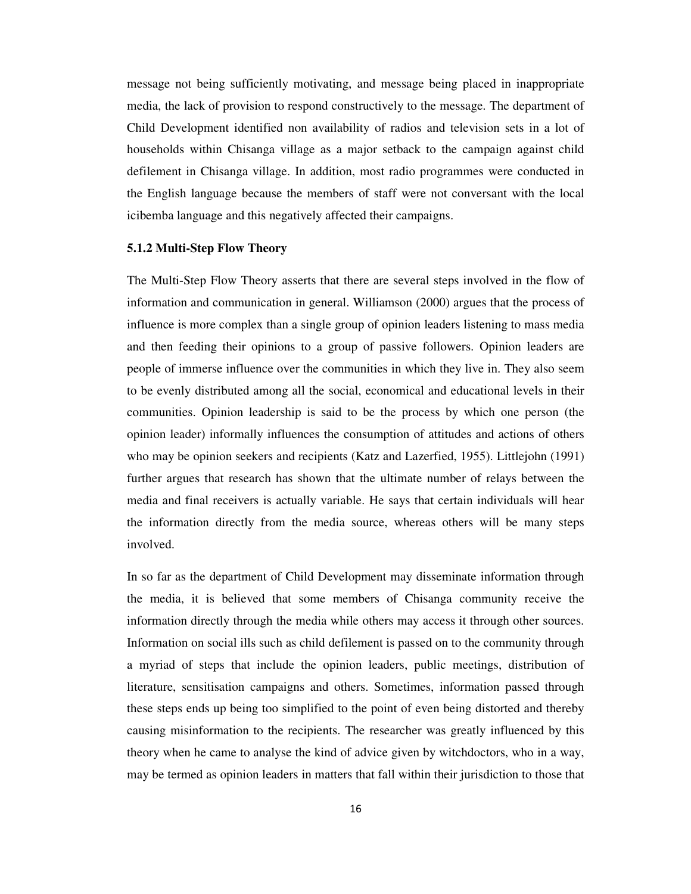message not being sufficiently motivating, and message being placed in inappropriate media, the lack of provision to respond constructively to the message. The department of Child Development identified non availability of radios and television sets in a lot of households within Chisanga village as a major setback to the campaign against child defilement in Chisanga village. In addition, most radio programmes were conducted in the English language because the members of staff were not conversant with the local icibemba language and this negatively affected their campaigns.

### 5.1.2 Multi-Step Flow Theory

The Multi-Step Flow Theory asserts that there are several steps involved in the flow of information and communication in general. Williamson (2000) argues that the process of influence is more complex than a single group of opinion leaders listening to mass media and then feeding their opinions to a group of passive followers. Opinion leaders are people of immerse influence over the communities in which they live in. They also seem to be evenly distributed among all the social, economical and educational levels in their communities. Opinion leadership is said to be the process by which one person (the opinion leader) informally influences the consumption of attitudes and actions of others who may be opinion seekers and recipients (Katz and Lazerfied, 1955). Littlejohn (1991) further argues that research has shown that the ultimate number of relays between the media and final receivers is actually variable. He says that certain individuals will hear the information directly from the media source, whereas others will be many steps involved.

In so far as the department of Child Development may disseminate information through the media, it is believed that some members of Chisanga community receive the information directly through the media while others may access it through other sources. Information on social ills such as child defilement is passed on to the community through a myriad of steps that include the opinion leaders, public meetings, distribution of literature, sensitisation campaigns and others. Sometimes, information passed through these steps ends up being too simplified to the point of even being distorted and thereby causing misinformation to the recipients. The researcher was greatly influenced by this theory when he came to analyse the kind of advice given by witchdoctors, who in a way, may be termed as opinion leaders in matters that fall within their jurisdiction to those that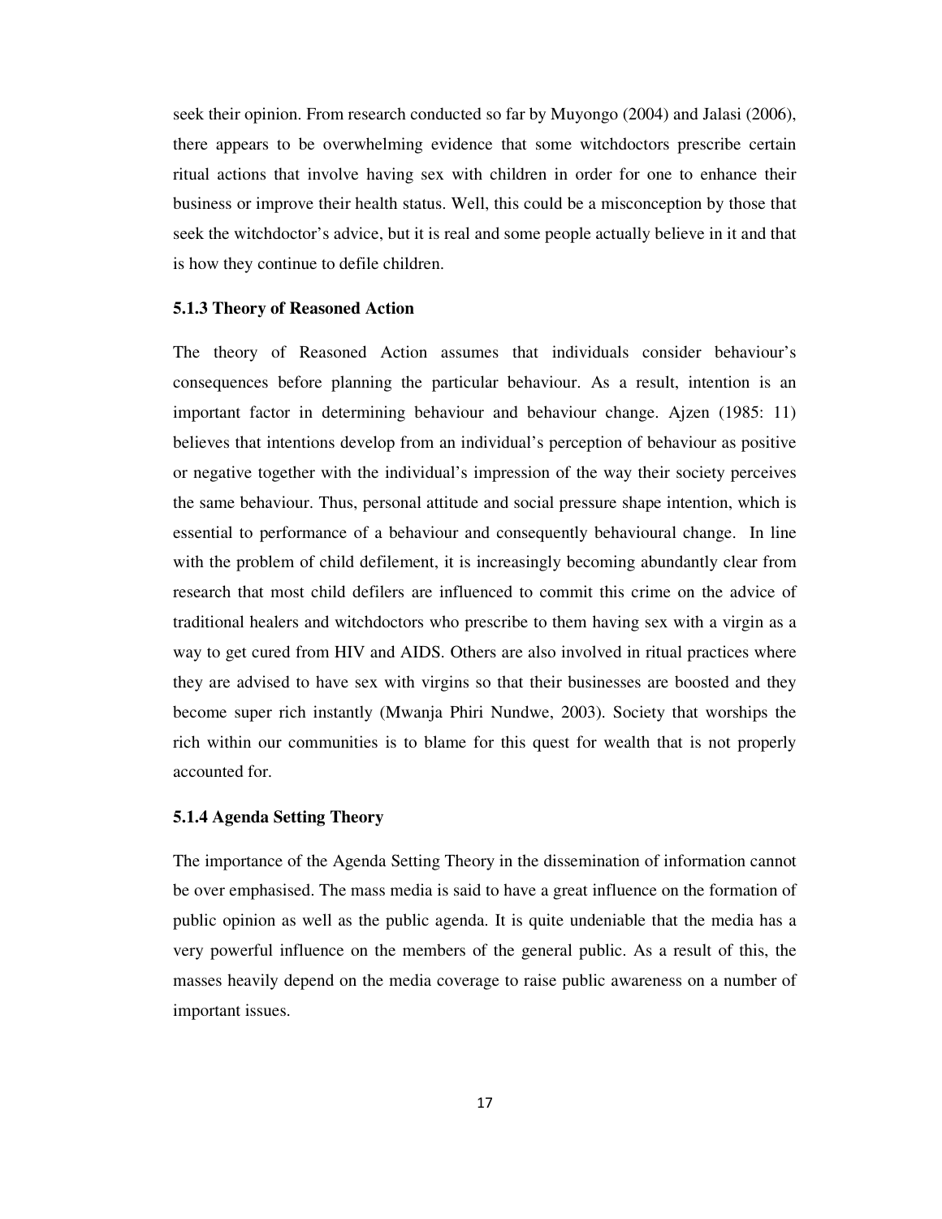seek their opinion. From research conducted so far by Muyongo (2004) and Jalasi (2006), there appears to be overwhelming evidence that some witchdoctors prescribe certain ritual actions that involve having sex with children in order for one to enhance their business or improve their health status. Well, this could be a misconception by those that seek the witchdoctor's advice, but it is real and some people actually believe in it and that is how they continue to defile children.

### 5.1.3 Theory of Reasoned Action

The theory of Reasoned Action assumes that individuals consider behaviour's consequences before planning the particular behaviour. As a result, intention is an important factor in determining behaviour and behaviour change. Ajzen (1985: 11) believes that intentions develop from an individual's perception of behaviour as positive or negative together with the individual's impression of the way their society perceives the same behaviour. Thus, personal attitude and social pressure shape intention, which is essential to performance of a behaviour and consequently behavioural change. In line with the problem of child defilement, it is increasingly becoming abundantly clear from research that most child defilers are influenced to commit this crime on the advice of traditional healers and witchdoctors who prescribe to them having sex with a virgin as a way to get cured from HIV and AIDS. Others are also involved in ritual practices where they are advised to have sex with virgins so that their businesses are boosted and they become super rich instantly (Mwanja Phiri Nundwe, 2003). Society that worships the rich within our communities is to blame for this quest for wealth that is not properly accounted for.

### 5.1.4 Agenda Setting Theory

The importance of the Agenda Setting Theory in the dissemination of information cannot be over emphasised. The mass media is said to have a great influence on the formation of public opinion as well as the public agenda. It is quite undeniable that the media has a very powerful influence on the members of the general public. As a result of this, the masses heavily depend on the media coverage to raise public awareness on a number of important issues.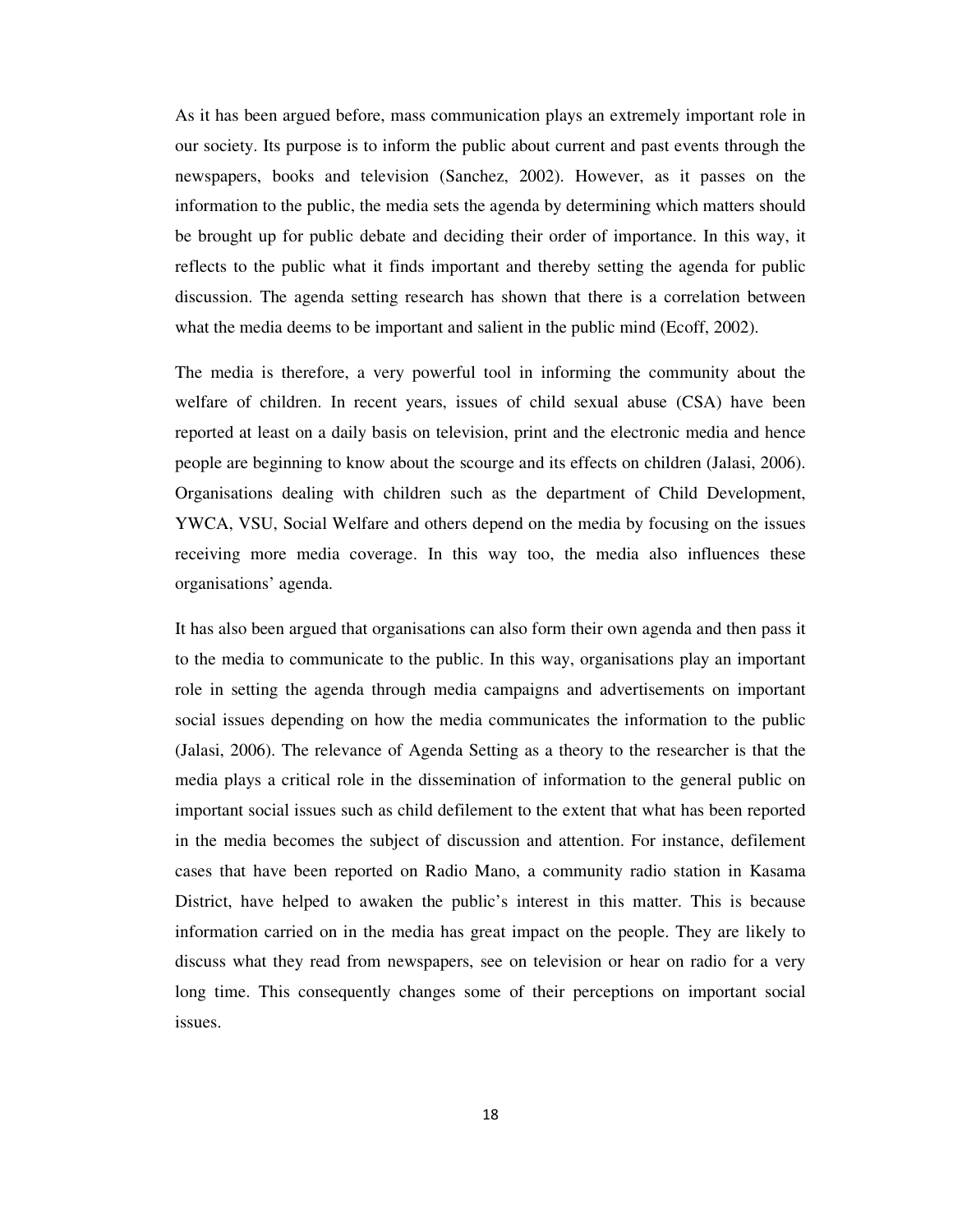As it has been argued before, mass communication plays an extremely important role in our society. Its purpose is to inform the public about current and past events through the newspapers, books and television (Sanchez, 2002). However, as it passes on the information to the public, the media sets the agenda by determining which matters should be brought up for public debate and deciding their order of importance. In this way, it reflects to the public what it finds important and thereby setting the agenda for public discussion. The agenda setting research has shown that there is a correlation between what the media deems to be important and salient in the public mind (Ecoff, 2002).

The media is therefore, a very powerful tool in informing the community about the welfare of children. In recent years, issues of child sexual abuse (CSA) have been reported at least on a daily basis on television, print and the electronic media and hence people are beginning to know about the scourge and its effects on children (Jalasi, 2006). Organisations dealing with children such as the department of Child Development, YWCA, VSU, Social Welfare and others depend on the media by focusing on the issues receiving more media coverage. In this way too, the media also influences these organisations' agenda.

It has also been argued that organisations can also form their own agenda and then pass it to the media to communicate to the public. In this way, organisations play an important role in setting the agenda through media campaigns and advertisements on important social issues depending on how the media communicates the information to the public (Jalasi, 2006). The relevance of Agenda Setting as a theory to the researcher is that the media plays a critical role in the dissemination of information to the general public on important social issues such as child defilement to the extent that what has been reported in the media becomes the subject of discussion and attention. For instance, defilement cases that have been reported on Radio Mano, a community radio station in Kasama District, have helped to awaken the public's interest in this matter. This is because information carried on in the media has great impact on the people. They are likely to discuss what they read from newspapers, see on television or hear on radio for a very long time. This consequently changes some of their perceptions on important social issues.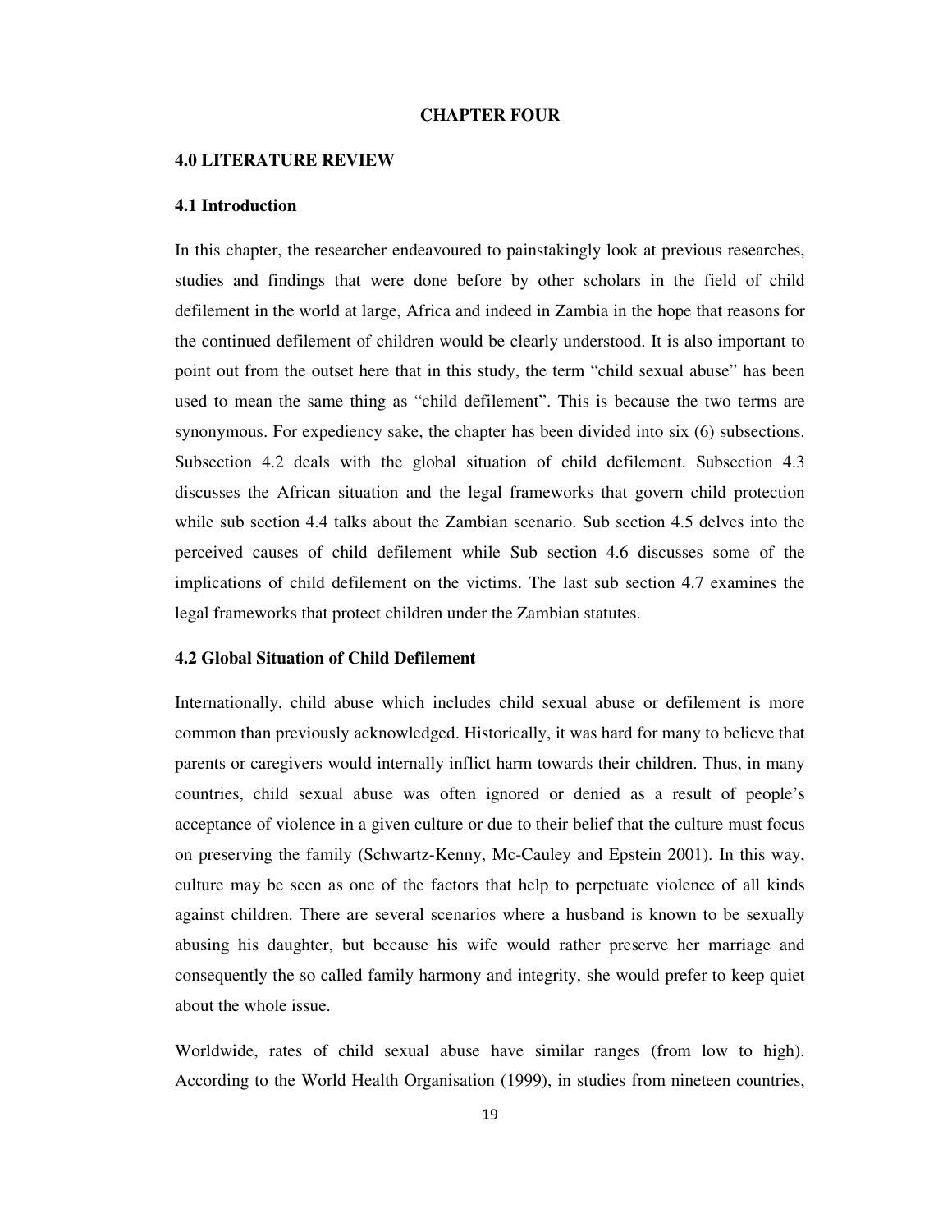# CHAPTER FOUR

## 4.0 LITERATURE REVIEW

### 4.1 Introduction

In this chapter, the researcher endeavoured to painstakingly look at previous researches, studies and findings that were done before by other scholars in the field of child defilement in the world at large, Africa and indeed in Zambia in the hope that reasons for the continued defilement of children would be clearly understood. It is also important to point out from the outset here that in this study, the term "child sexual abuse" has been used to mean the same thing as "child defilement". This is because the two terms are synonymous. For expediency sake, the chapter has been divided into six (6) subsections. Subsection 4.2 deals with the global situation of child defilement. Subsection 4.3 discusses the African situation and the legal frameworks that govern child protection while sub section 4.4 talks about the Zambian scenario. Sub section 4.5 delves into the perceived causes of child defilement while Sub section 4.6 discusses some of the implications of child defilement on the victims. The last sub section 4.7 examines the legal frameworks that protect children under the Zambian statutes.

### 4.2 Global Situation of Child Defilement

Internationally, child abuse which includes child sexual abuse or defilement is more common than previously acknowledged. Historically, it was hard for many to believe that parents or caregivers would internally inflict harm towards their children. Thus, in many countries, child sexual abuse was often ignored or denied as a result of people's acceptance of violence in a given culture or due to their belief that the culture must focus on preserving the family (Schwartz-Kenny, Mc-Cauley and Epstein 2001). In this way, culture may be seen as one of the factors that help to perpetuate violence of all kinds against children. There are several scenarios where a husband is known to be sexually abusing his daughter, but because his wife would rather preserve her marriage and consequently the so called family harmony and integrity, she would prefer to keep quiet about the whole issue.

Worldwide, rates of child sexual abuse have similar ranges (from low to high). According to the World Health Organisation (1999), in studies from nineteen countries,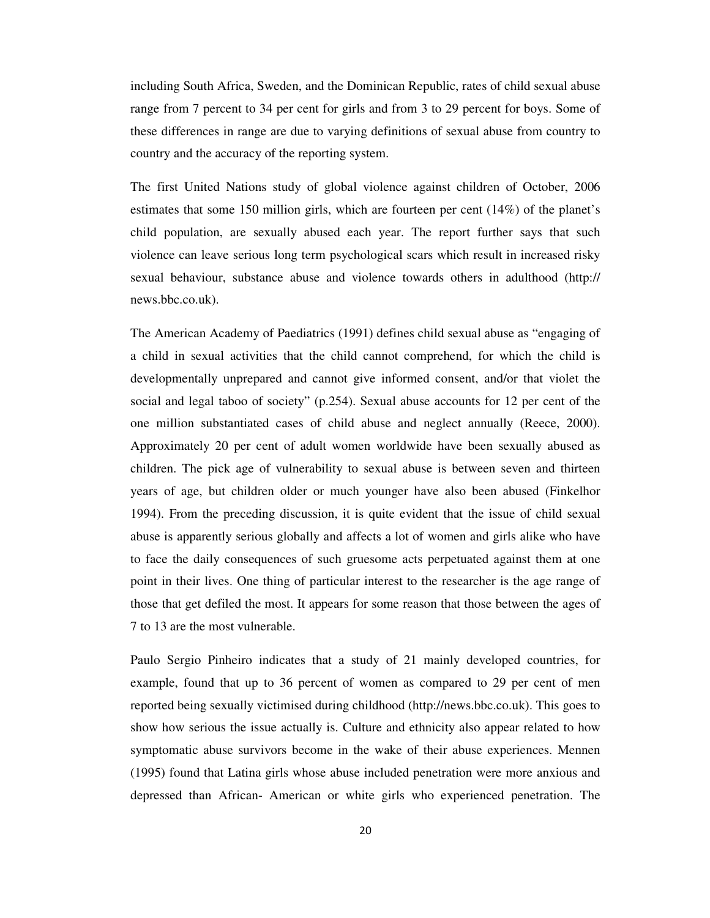including South Africa, Sweden, and the Dominican Republic, rates of child sexual abuse range from 7 percent to 34 per cent for girls and from 3 to 29 percent for boys. Some of these differences in range are due to varying definitions of sexual abuse from country to country and the accuracy of the reporting system.

The first United Nations study of global violence against children of October, 2006 estimates that some 150 million girls, which are fourteen per cent (14%) of the planet's child population, are sexually abused each year. The report further says that such violence can leave serious long term psychological scars which result in increased risky sexual behaviour, substance abuse and violence towards others in adulthood (http:// news.bbc.co.uk).

The American Academy of Paediatrics (1991) defines child sexual abuse as "engaging of a child in sexual activities that the child cannot comprehend, for which the child is developmentally unprepared and cannot give informed consent, and/or that violet the social and legal taboo of society" (p.254). Sexual abuse accounts for 12 per cent of the one million substantiated cases of child abuse and neglect annually (Reece, 2000). Approximately 20 per cent of adult women worldwide have been sexually abused as children. The pick age of vulnerability to sexual abuse is between seven and thirteen years of age, but children older or much younger have also been abused (Finkelhor 1994). From the preceding discussion, it is quite evident that the issue of child sexual abuse is apparently serious globally and affects a lot of women and girls alike who have to face the daily consequences of such gruesome acts perpetuated against them at one point in their lives. One thing of particular interest to the researcher is the age range of those that get defiled the most. It appears for some reason that those between the ages of 7 to 13 are the most vulnerable.

Paulo Sergio Pinheiro indicates that a study of 21 mainly developed countries, for example, found that up to 36 percent of women as compared to 29 per cent of men reported being sexually victimised during childhood (http://news.bbc.co.uk). This goes to show how serious the issue actually is. Culture and ethnicity also appear related to how symptomatic abuse survivors become in the wake of their abuse experiences. Mennen (1995) found that Latina girls whose abuse included penetration were more anxious and depressed than African- American or white girls who experienced penetration. The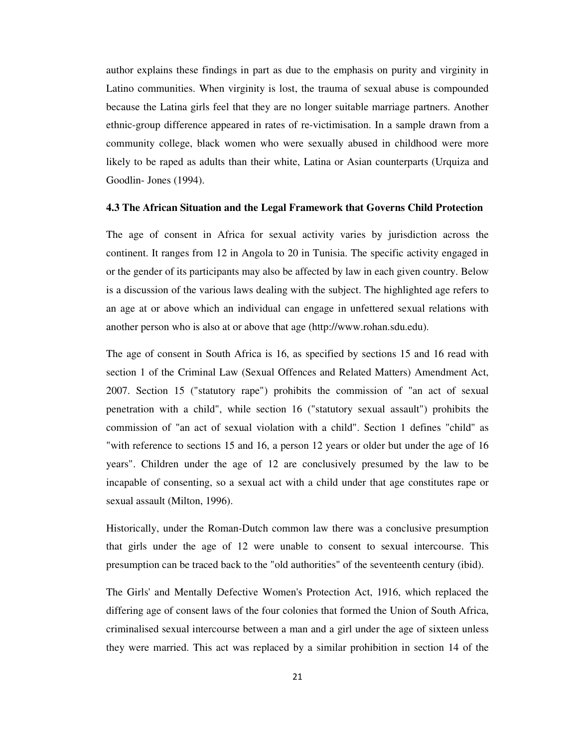author explains these findings in part as due to the emphasis on purity and virginity in Latino communities. When virginity is lost, the trauma of sexual abuse is compounded because the Latina girls feel that they are no longer suitable marriage partners. Another ethnic-group difference appeared in rates of re-victimisation. In a sample drawn from a community college, black women who were sexually abused in childhood were more likely to be raped as adults than their white, Latina or Asian counterparts (Urquiza and Goodlin- Jones (1994).

### 4.3 The African Situation and the Legal Framework that Governs Child Protection

The age of consent in Africa for sexual activity varies by jurisdiction across the continent. It ranges from 12 in Angola to 20 in Tunisia. The specific activity engaged in or the gender of its participants may also be affected by law in each given country. Below is a discussion of the various laws dealing with the subject. The highlighted age refers to an age at or above which an individual can engage in unfettered sexual relations with another person who is also at or above that age (http://www.rohan.sdu.edu).

The age of consent in South Africa is 16, as specified by sections 15 and 16 read with section 1 of the Criminal Law (Sexual Offences and Related Matters) Amendment Act, 2007. Section 15 ("statutory rape") prohibits the commission of "an act of sexual penetration with a child", while section 16 ("statutory sexual assault") prohibits the commission of "an act of sexual violation with a child". Section 1 defines "child" as "with reference to sections 15 and 16, a person 12 years or older but under the age of 16 years". Children under the age of 12 are conclusively presumed by the law to be incapable of consenting, so a sexual act with a child under that age constitutes rape or sexual assault (Milton, 1996).

Historically, under the Roman-Dutch common law there was a conclusive presumption that girls under the age of 12 were unable to consent to sexual intercourse. This presumption can be traced back to the "old authorities" of the seventeenth century (ibid).

The Girls' and Mentally Defective Women's Protection Act, 1916, which replaced the differing age of consent laws of the four colonies that formed the Union of South Africa, criminalised sexual intercourse between a man and a girl under the age of sixteen unless they were married. This act was replaced by a similar prohibition in section 14 of the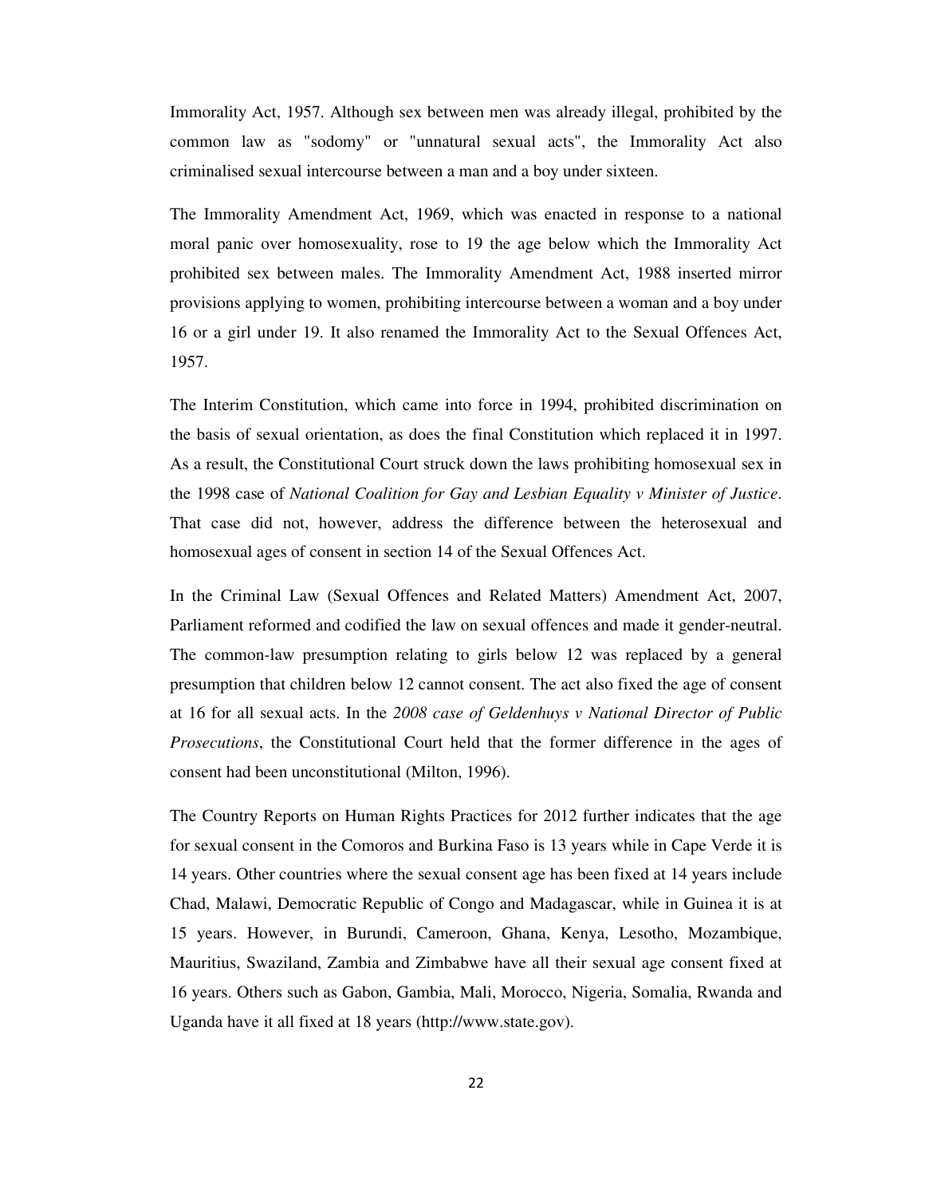Immorality Act, 1957. Although sex between men was already illegal, prohibited by the common law as "sodomy" or "unnatural sexual acts", the Immorality Act also criminalised sexual intercourse between a man and a boy under sixteen.

The Immorality Amendment Act, 1969, which was enacted in response to a national moral panic over homosexuality, rose to 19 the age below which the Immorality Act prohibited sex between males. The Immorality Amendment Act, 1988 inserted mirror provisions applying to women, prohibiting intercourse between a woman and a boy under 16 or a girl under 19. It also renamed the Immorality Act to the Sexual Offences Act, 1957.

The Interim Constitution, which came into force in 1994, prohibited discrimination on the basis of sexual orientation, as does the final Constitution which replaced it in 1997. As a result, the Constitutional Court struck down the laws prohibiting homosexual sex in the 1998 case of *National Coalition for Gay and Lesbian Equality v Minister of Justice*. That case did not, however, address the difference between the heterosexual and homosexual ages of consent in section 14 of the Sexual Offences Act.

In the Criminal Law (Sexual Offences and Related Matters) Amendment Act, 2007, Parliament reformed and codified the law on sexual offences and made it gender-neutral. The common-law presumption relating to girls below 12 was replaced by a general presumption that children below 12 cannot consent. The act also fixed the age of consent at 16 for all sexual acts. In the *2008 case of Geldenhuys v National Director of Public Prosecutions*, the Constitutional Court held that the former difference in the ages of consent had been unconstitutional (Milton, 1996).

The Country Reports on Human Rights Practices for 2012 further indicates that the age for sexual consent in the Comoros and Burkina Faso is 13 years while in Cape Verde it is 14 years. Other countries where the sexual consent age has been fixed at 14 years include Chad, Malawi, Democratic Republic of Congo and Madagascar, while in Guinea it is at 15 years. However, in Burundi, Cameroon, Ghana, Kenya, Lesotho, Mozambique, Mauritius, Swaziland, Zambia and Zimbabwe have all their sexual age consent fixed at 16 years. Others such as Gabon, Gambia, Mali, Morocco, Nigeria, Somalia, Rwanda and Uganda have it all fixed at 18 years (http://www.state.gov).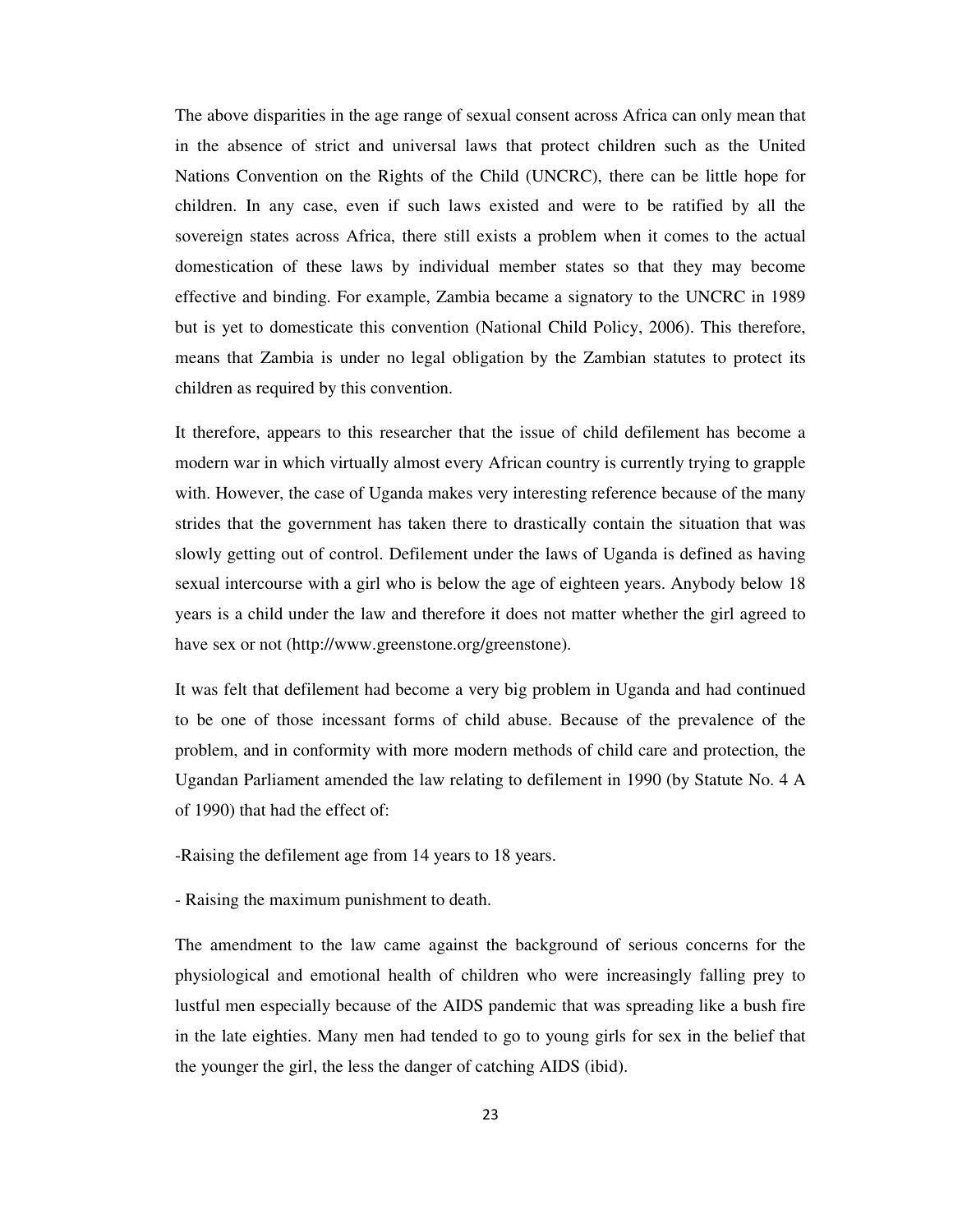The above disparities in the age range of sexual consent across Africa can only mean that in the absence of strict and universal laws that protect children such as the United Nations Convention on the Rights of the Child (UNCRC), there can be little hope for children. In any case, even if such laws existed and were to be ratified by all the sovereign states across Africa, there still exists a problem when it comes to the actual domestication of these laws by individual member states so that they may become effective and binding. For example, Zambia became a signatory to the UNCRC in 1989 but is yet to domesticate this convention (National Child Policy, 2006). This therefore, means that Zambia is under no legal obligation by the Zambian statutes to protect its children as required by this convention.

It therefore, appears to this researcher that the issue of child defilement has become a modern war in which virtually almost every African country is currently trying to grapple with. However, the case of Uganda makes very interesting reference because of the many strides that the government has taken there to drastically contain the situation that was slowly getting out of control. Defilement under the laws of Uganda is defined as having sexual intercourse with a girl who is below the age of eighteen years. Anybody below 18 years is a child under the law and therefore it does not matter whether the girl agreed to have sex or not (http://www.greenstone.org/greenstone).

It was felt that defilement had become a very big problem in Uganda and had continued to be one of those incessant forms of child abuse. Because of the prevalence of the problem, and in conformity with more modern methods of child care and protection, the Ugandan Parliament amended the law relating to defilement in 1990 (by Statute No. 4 A of 1990) that had the effect of:

-Raising the defilement age from 14 years to 18 years.

- Raising the maximum punishment to death.

The amendment to the law came against the background of serious concerns for the physiological and emotional health of children who were increasingly falling prey to lustful men especially because of the AIDS pandemic that was spreading like a bush fire in the late eighties. Many men had tended to go to young girls for sex in the belief that the younger the girl, the less the danger of catching AIDS (ibid).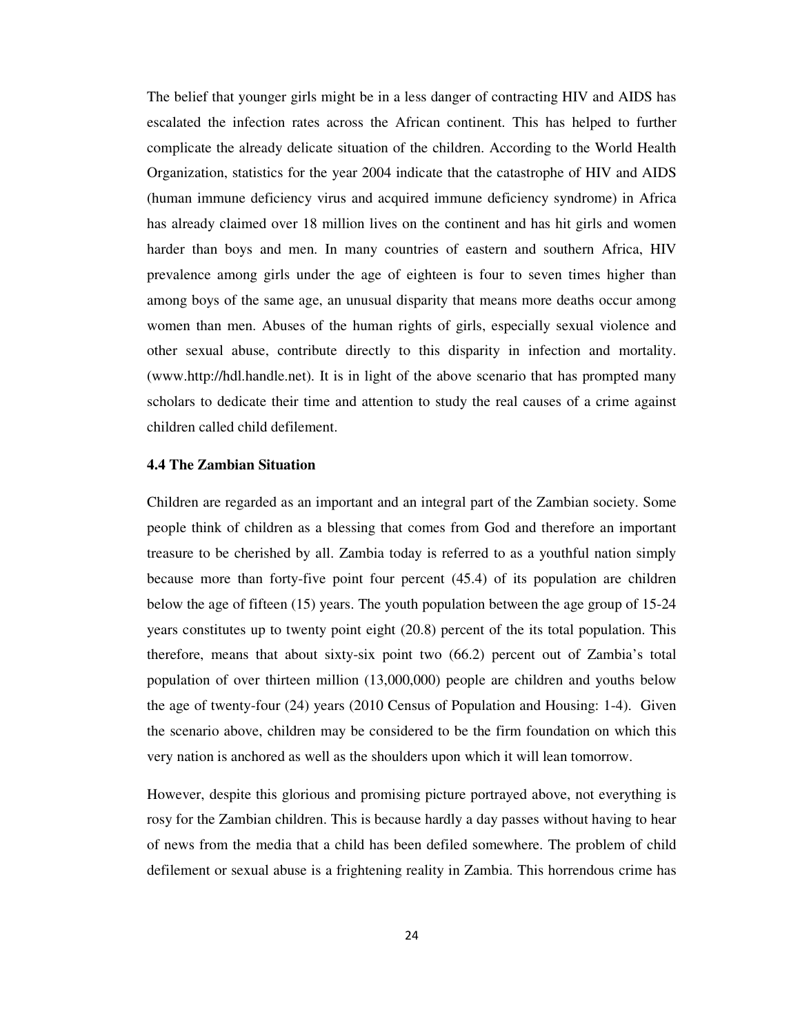The belief that younger girls might be in a less danger of contracting HIV and AIDS has escalated the infection rates across the African continent. This has helped to further complicate the already delicate situation of the children. According to the World Health Organization, statistics for the year 2004 indicate that the catastrophe of HIV and AIDS (human immune deficiency virus and acquired immune deficiency syndrome) in Africa has already claimed over 18 million lives on the continent and has hit girls and women harder than boys and men. In many countries of eastern and southern Africa, HIV prevalence among girls under the age of eighteen is four to seven times higher than among boys of the same age, an unusual disparity that means more deaths occur among women than men. Abuses of the human rights of girls, especially sexual violence and other sexual abuse, contribute directly to this disparity in infection and mortality. (www.http://hdl.handle.net). It is in light of the above scenario that has prompted many scholars to dedicate their time and attention to study the real causes of a crime against children called child defilement.

### 4.4 The Zambian Situation

Children are regarded as an important and an integral part of the Zambian society. Some people think of children as a blessing that comes from God and therefore an important treasure to be cherished by all. Zambia today is referred to as a youthful nation simply because more than forty-five point four percent (45.4) of its population are children below the age of fifteen (15) years. The youth population between the age group of 15-24 years constitutes up to twenty point eight (20.8) percent of the its total population. This therefore, means that about sixty-six point two (66.2) percent out of Zambia's total population of over thirteen million (13,000,000) people are children and youths below the age of twenty-four (24) years (2010 Census of Population and Housing: 1-4). Given the scenario above, children may be considered to be the firm foundation on which this very nation is anchored as well as the shoulders upon which it will lean tomorrow.

However, despite this glorious and promising picture portrayed above, not everything is rosy for the Zambian children. This is because hardly a day passes without having to hear of news from the media that a child has been defiled somewhere. The problem of child defilement or sexual abuse is a frightening reality in Zambia. This horrendous crime has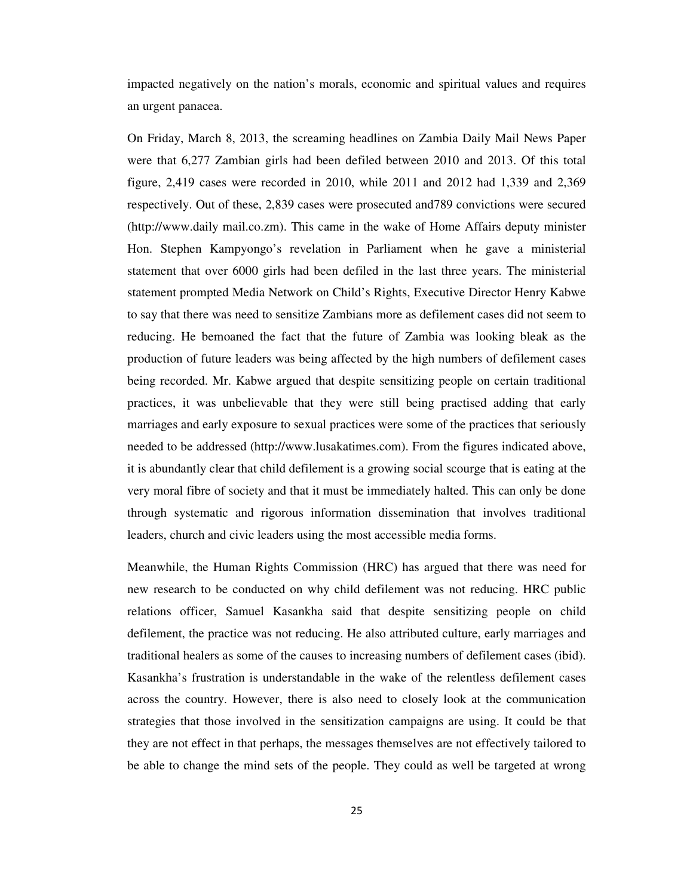impacted negatively on the nation's morals, economic and spiritual values and requires an urgent panacea.

On Friday, March 8, 2013, the screaming headlines on Zambia Daily Mail News Paper were that 6,277 Zambian girls had been defiled between 2010 and 2013. Of this total figure, 2,419 cases were recorded in 2010, while 2011 and 2012 had 1,339 and 2,369 respectively. Out of these, 2,839 cases were prosecuted and789 convictions were secured (http://www.daily mail.co.zm). This came in the wake of Home Affairs deputy minister Hon. Stephen Kampyongo's revelation in Parliament when he gave a ministerial statement that over 6000 girls had been defiled in the last three years. The ministerial statement prompted Media Network on Child's Rights, Executive Director Henry Kabwe to say that there was need to sensitize Zambians more as defilement cases did not seem to reducing. He bemoaned the fact that the future of Zambia was looking bleak as the production of future leaders was being affected by the high numbers of defilement cases being recorded. Mr. Kabwe argued that despite sensitizing people on certain traditional practices, it was unbelievable that they were still being practised adding that early marriages and early exposure to sexual practices were some of the practices that seriously needed to be addressed (http://www.lusakatimes.com). From the figures indicated above, it is abundantly clear that child defilement is a growing social scourge that is eating at the very moral fibre of society and that it must be immediately halted. This can only be done through systematic and rigorous information dissemination that involves traditional leaders, church and civic leaders using the most accessible media forms.

Meanwhile, the Human Rights Commission (HRC) has argued that there was need for new research to be conducted on why child defilement was not reducing. HRC public relations officer, Samuel Kasankha said that despite sensitizing people on child defilement, the practice was not reducing. He also attributed culture, early marriages and traditional healers as some of the causes to increasing numbers of defilement cases (ibid). Kasankha's frustration is understandable in the wake of the relentless defilement cases across the country. However, there is also need to closely look at the communication strategies that those involved in the sensitization campaigns are using. It could be that they are not effect in that perhaps, the messages themselves are not effectively tailored to be able to change the mind sets of the people. They could as well be targeted at wrong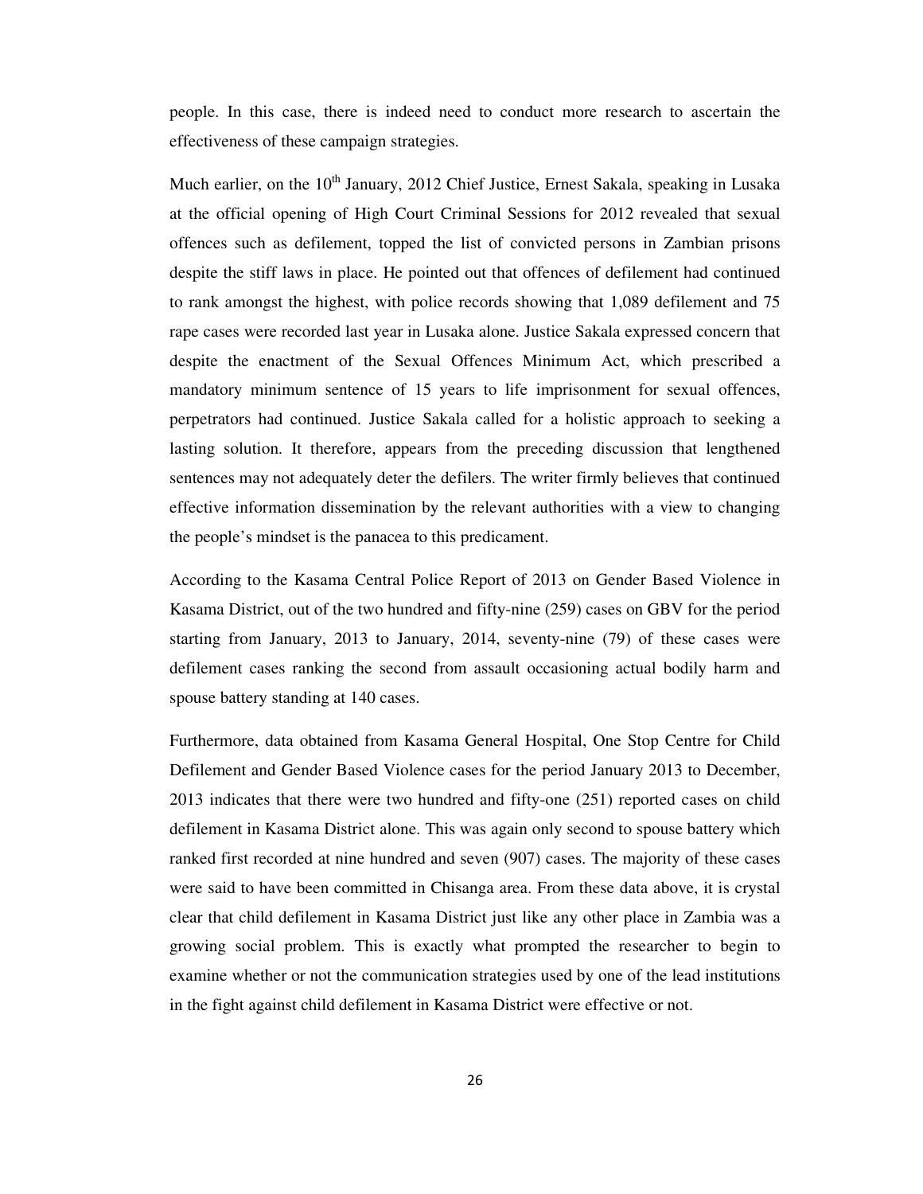people. In this case, there is indeed need to conduct more research to ascertain the effectiveness of these campaign strategies.

Much earlier, on the 10th January, 2012 Chief Justice, Ernest Sakala, speaking in Lusaka at the official opening of High Court Criminal Sessions for 2012 revealed that sexual offences such as defilement, topped the list of convicted persons in Zambian prisons despite the stiff laws in place. He pointed out that offences of defilement had continued to rank amongst the highest, with police records showing that 1,089 defilement and 75 rape cases were recorded last year in Lusaka alone. Justice Sakala expressed concern that despite the enactment of the Sexual Offences Minimum Act, which prescribed a mandatory minimum sentence of 15 years to life imprisonment for sexual offences, perpetrators had continued. Justice Sakala called for a holistic approach to seeking a lasting solution. It therefore, appears from the preceding discussion that lengthened sentences may not adequately deter the defilers. The writer firmly believes that continued effective information dissemination by the relevant authorities with a view to changing the people's mindset is the panacea to this predicament.

According to the Kasama Central Police Report of 2013 on Gender Based Violence in Kasama District, out of the two hundred and fifty-nine (259) cases on GBV for the period starting from January, 2013 to January, 2014, seventy-nine (79) of these cases were defilement cases ranking the second from assault occasioning actual bodily harm and spouse battery standing at 140 cases.

Furthermore, data obtained from Kasama General Hospital, One Stop Centre for Child Defilement and Gender Based Violence cases for the period January 2013 to December, 2013 indicates that there were two hundred and fifty-one (251) reported cases on child defilement in Kasama District alone. This was again only second to spouse battery which ranked first recorded at nine hundred and seven (907) cases. The majority of these cases were said to have been committed in Chisanga area. From these data above, it is crystal clear that child defilement in Kasama District just like any other place in Zambia was a growing social problem. This is exactly what prompted the researcher to begin to examine whether or not the communication strategies used by one of the lead institutions in the fight against child defilement in Kasama District were effective or not.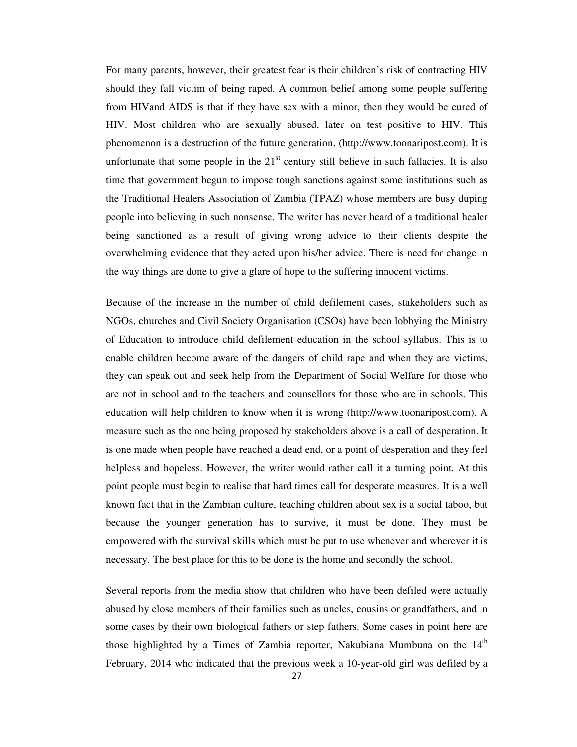For many parents, however, their greatest fear is their children's risk of contracting HIV should they fall victim of being raped. A common belief among some people suffering from HIVand AIDS is that if they have sex with a minor, then they would be cured of HIV. Most children who are sexually abused, later on test positive to HIV. This phenomenon is a destruction of the future generation, (http://www.toonaripost.com). It is unfortunate that some people in the 21st century still believe in such fallacies. It is also time that government begun to impose tough sanctions against some institutions such as the Traditional Healers Association of Zambia (TPAZ) whose members are busy duping people into believing in such nonsense. The writer has never heard of a traditional healer being sanctioned as a result of giving wrong advice to their clients despite the overwhelming evidence that they acted upon his/her advice. There is need for change in the way things are done to give a glare of hope to the suffering innocent victims.

Because of the increase in the number of child defilement cases, stakeholders such as NGOs, churches and Civil Society Organisation (CSOs) have been lobbying the Ministry of Education to introduce child defilement education in the school syllabus. This is to enable children become aware of the dangers of child rape and when they are victims, they can speak out and seek help from the Department of Social Welfare for those who are not in school and to the teachers and counsellors for those who are in schools. This education will help children to know when it is wrong (http://www.toonaripost.com). A measure such as the one being proposed by stakeholders above is a call of desperation. It is one made when people have reached a dead end, or a point of desperation and they feel helpless and hopeless. However, the writer would rather call it a turning point. At this point people must begin to realise that hard times call for desperate measures. It is a well known fact that in the Zambian culture, teaching children about sex is a social taboo, but because the younger generation has to survive, it must be done. They must be empowered with the survival skills which must be put to use whenever and wherever it is necessary. The best place for this to be done is the home and secondly the school.

Several reports from the media show that children who have been defiled were actually abused by close members of their families such as uncles, cousins or grandfathers, and in some cases by their own biological fathers or step fathers. Some cases in point here are those highlighted by a Times of Zambia reporter, Nakubiana Mumbuna on the 14th February, 2014 who indicated that the previous week a 10-year-old girl was defiled by a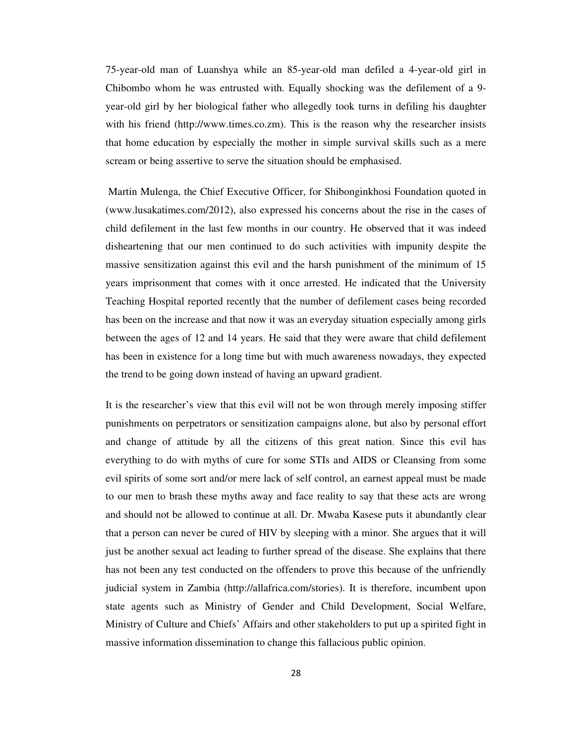75-year-old man of Luanshya while an 85-year-old man defiled a 4-year-old girl in Chibombo whom he was entrusted with. Equally shocking was the defilement of a 9-year-old girl by her biological father who allegedly took turns in defiling his daughter with his friend (http://www.times.co.zm). This is the reason why the researcher insists that home education by especially the mother in simple survival skills such as a mere scream or being assertive to serve the situation should be emphasised.

Martin Mulenga, the Chief Executive Officer, for Shibonginkhosi Foundation quoted in (www.lusakatimes.com/2012), also expressed his concerns about the rise in the cases of child defilement in the last few months in our country. He observed that it was indeed disheartening that our men continued to do such activities with impunity despite the massive sensitization against this evil and the harsh punishment of the minimum of 15 years imprisonment that comes with it once arrested. He indicated that the University Teaching Hospital reported recently that the number of defilement cases being recorded has been on the increase and that now it was an everyday situation especially among girls between the ages of 12 and 14 years. He said that they were aware that child defilement has been in existence for a long time but with much awareness nowadays, they expected the trend to be going down instead of having an upward gradient.

It is the researcher's view that this evil will not be won through merely imposing stiffer punishments on perpetrators or sensitization campaigns alone, but also by personal effort and change of attitude by all the citizens of this great nation. Since this evil has everything to do with myths of cure for some STIs and AIDS or Cleansing from some evil spirits of some sort and/or mere lack of self control, an earnest appeal must be made to our men to brash these myths away and face reality to say that these acts are wrong and should not be allowed to continue at all. Dr. Mwaba Kasese puts it abundantly clear that a person can never be cured of HIV by sleeping with a minor. She argues that it will just be another sexual act leading to further spread of the disease. She explains that there has not been any test conducted on the offenders to prove this because of the unfriendly judicial system in Zambia (http://allafrica.com/stories). It is therefore, incumbent upon state agents such as Ministry of Gender and Child Development, Social Welfare, Ministry of Culture and Chiefs' Affairs and other stakeholders to put up a spirited fight in massive information dissemination to change this fallacious public opinion.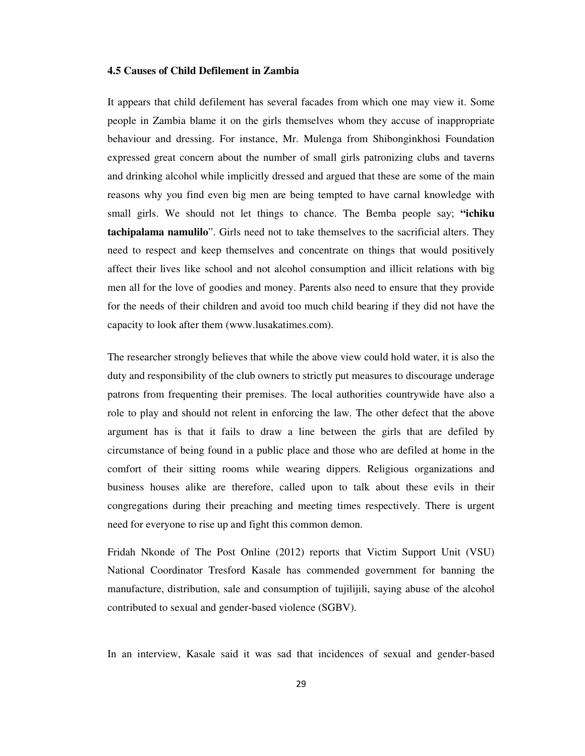### 4.5 Causes of Child Defilement in Zambia

It appears that child defilement has several facades from which one may view it. Some people in Zambia blame it on the girls themselves whom they accuse of inappropriate behaviour and dressing. For instance, Mr. Mulenga from Shibonginkhosi Foundation expressed great concern about the number of small girls patronizing clubs and taverns and drinking alcohol while implicitly dressed and argued that these are some of the main reasons why you find even big men are being tempted to have carnal knowledge with small girls. We should not let things to chance. The Bemba people say; **"ichiku tachipalama namulilo**". Girls need not to take themselves to the sacrificial alters. They need to respect and keep themselves and concentrate on things that would positively affect their lives like school and not alcohol consumption and illicit relations with big men all for the love of goodies and money. Parents also need to ensure that they provide for the needs of their children and avoid too much child bearing if they did not have the capacity to look after them (www.lusakatimes.com).

The researcher strongly believes that while the above view could hold water, it is also the duty and responsibility of the club owners to strictly put measures to discourage underage patrons from frequenting their premises. The local authorities countrywide have also a role to play and should not relent in enforcing the law. The other defect that the above argument has is that it fails to draw a line between the girls that are defiled by circumstance of being found in a public place and those who are defiled at home in the comfort of their sitting rooms while wearing dippers. Religious organizations and business houses alike are therefore, called upon to talk about these evils in their congregations during their preaching and meeting times respectively. There is urgent need for everyone to rise up and fight this common demon.

Fridah Nkonde of The Post Online (2012) reports that Victim Support Unit (VSU) National Coordinator Tresford Kasale has commended government for banning the manufacture, distribution, sale and consumption of tujilijili, saying abuse of the alcohol contributed to sexual and gender-based violence (SGBV).

In an interview, Kasale said it was sad that incidences of sexual and gender-based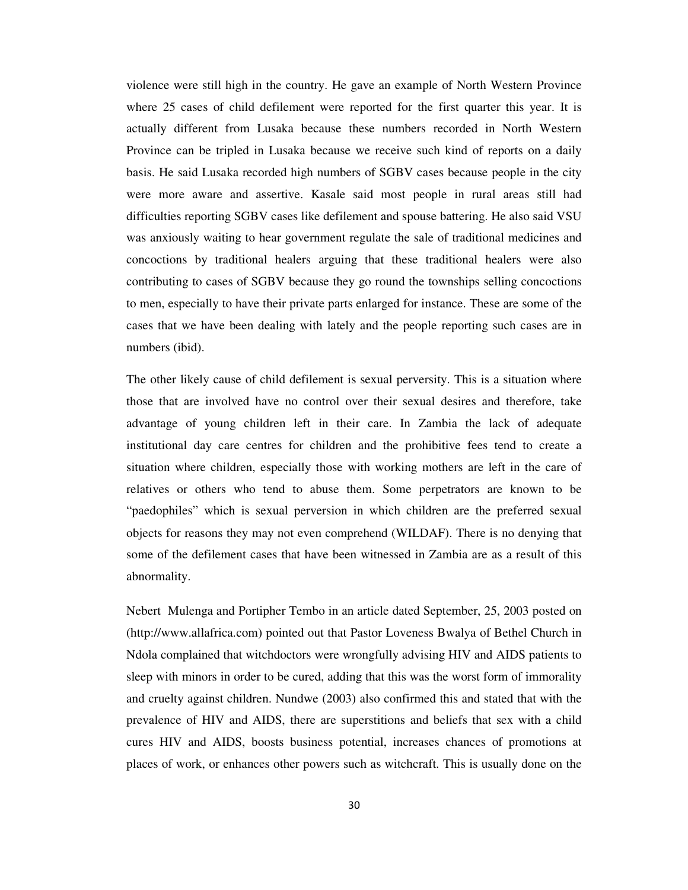violence were still high in the country. He gave an example of North Western Province where 25 cases of child defilement were reported for the first quarter this year. It is actually different from Lusaka because these numbers recorded in North Western Province can be tripled in Lusaka because we receive such kind of reports on a daily basis. He said Lusaka recorded high numbers of SGBV cases because people in the city were more aware and assertive. Kasale said most people in rural areas still had difficulties reporting SGBV cases like defilement and spouse battering. He also said VSU was anxiously waiting to hear government regulate the sale of traditional medicines and concoctions by traditional healers arguing that these traditional healers were also contributing to cases of SGBV because they go round the townships selling concoctions to men, especially to have their private parts enlarged for instance. These are some of the cases that we have been dealing with lately and the people reporting such cases are in numbers (ibid).

The other likely cause of child defilement is sexual perversity. This is a situation where those that are involved have no control over their sexual desires and therefore, take advantage of young children left in their care. In Zambia the lack of adequate institutional day care centres for children and the prohibitive fees tend to create a situation where children, especially those with working mothers are left in the care of relatives or others who tend to abuse them. Some perpetrators are known to be "paedophiles" which is sexual perversion in which children are the preferred sexual objects for reasons they may not even comprehend (WILDAF). There is no denying that some of the defilement cases that have been witnessed in Zambia are as a result of this abnormality.

Nebert Mulenga and Portipher Tembo in an article dated September, 25, 2003 posted on (http://www.allafrica.com) pointed out that Pastor Loveness Bwalya of Bethel Church in Ndola complained that witchdoctors were wrongfully advising HIV and AIDS patients to sleep with minors in order to be cured, adding that this was the worst form of immorality and cruelty against children. Nundwe (2003) also confirmed this and stated that with the prevalence of HIV and AIDS, there are superstitions and beliefs that sex with a child cures HIV and AIDS, boosts business potential, increases chances of promotions at places of work, or enhances other powers such as witchcraft. This is usually done on the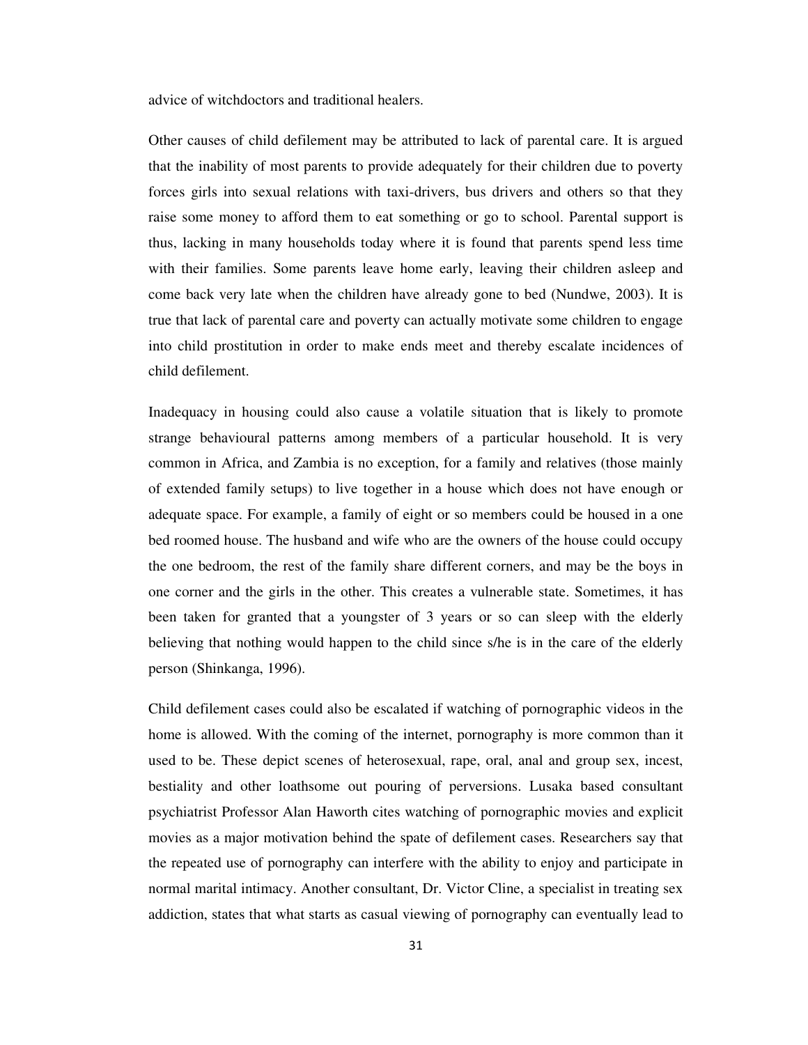advice of witchdoctors and traditional healers.

Other causes of child defilement may be attributed to lack of parental care. It is argued that the inability of most parents to provide adequately for their children due to poverty forces girls into sexual relations with taxi-drivers, bus drivers and others so that they raise some money to afford them to eat something or go to school. Parental support is thus, lacking in many households today where it is found that parents spend less time with their families. Some parents leave home early, leaving their children asleep and come back very late when the children have already gone to bed (Nundwe, 2003). It is true that lack of parental care and poverty can actually motivate some children to engage into child prostitution in order to make ends meet and thereby escalate incidences of child defilement.

Inadequacy in housing could also cause a volatile situation that is likely to promote strange behavioural patterns among members of a particular household. It is very common in Africa, and Zambia is no exception, for a family and relatives (those mainly of extended family setups) to live together in a house which does not have enough or adequate space. For example, a family of eight or so members could be housed in a one bed roomed house. The husband and wife who are the owners of the house could occupy the one bedroom, the rest of the family share different corners, and may be the boys in one corner and the girls in the other. This creates a vulnerable state. Sometimes, it has been taken for granted that a youngster of 3 years or so can sleep with the elderly believing that nothing would happen to the child since s/he is in the care of the elderly person (Shinkanga, 1996).

Child defilement cases could also be escalated if watching of pornographic videos in the home is allowed. With the coming of the internet, pornography is more common than it used to be. These depict scenes of heterosexual, rape, oral, anal and group sex, incest, bestiality and other loathsome out pouring of perversions. Lusaka based consultant psychiatrist Professor Alan Haworth cites watching of pornographic movies and explicit movies as a major motivation behind the spate of defilement cases. Researchers say that the repeated use of pornography can interfere with the ability to enjoy and participate in normal marital intimacy. Another consultant, Dr. Victor Cline, a specialist in treating sex addiction, states that what starts as casual viewing of pornography can eventually lead to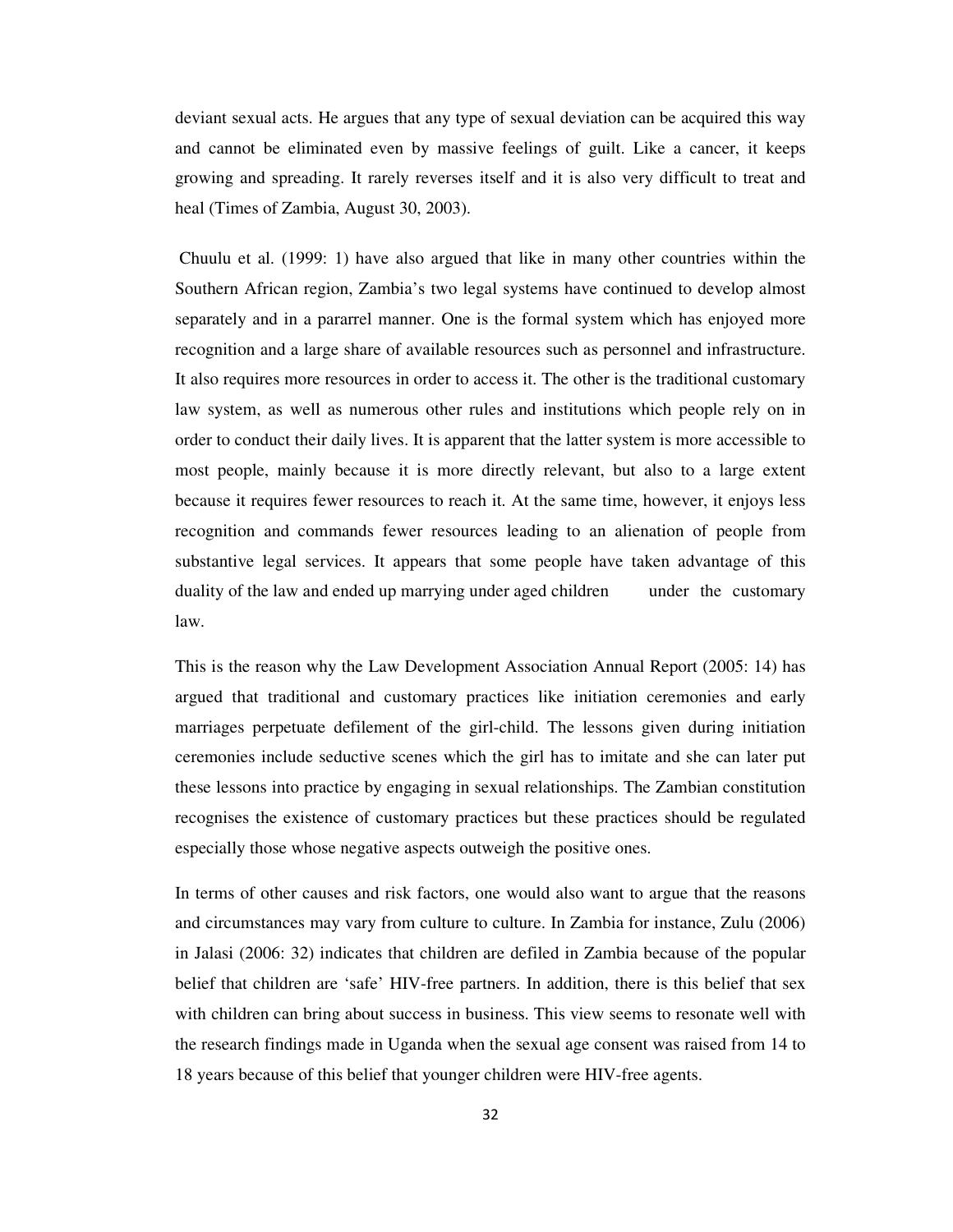deviant sexual acts. He argues that any type of sexual deviation can be acquired this way and cannot be eliminated even by massive feelings of guilt. Like a cancer, it keeps growing and spreading. It rarely reverses itself and it is also very difficult to treat and heal (Times of Zambia, August 30, 2003).

Chuulu et al. (1999: 1) have also argued that like in many other countries within the Southern African region, Zambia's two legal systems have continued to develop almost separately and in a pararrel manner. One is the formal system which has enjoyed more recognition and a large share of available resources such as personnel and infrastructure. It also requires more resources in order to access it. The other is the traditional customary law system, as well as numerous other rules and institutions which people rely on in order to conduct their daily lives. It is apparent that the latter system is more accessible to most people, mainly because it is more directly relevant, but also to a large extent because it requires fewer resources to reach it. At the same time, however, it enjoys less recognition and commands fewer resources leading to an alienation of people from substantive legal services. It appears that some people have taken advantage of this duality of the law and ended up marrying under aged children under the customary law.

This is the reason why the Law Development Association Annual Report (2005: 14) has argued that traditional and customary practices like initiation ceremonies and early marriages perpetuate defilement of the girl-child. The lessons given during initiation ceremonies include seductive scenes which the girl has to imitate and she can later put these lessons into practice by engaging in sexual relationships. The Zambian constitution recognises the existence of customary practices but these practices should be regulated especially those whose negative aspects outweigh the positive ones.

In terms of other causes and risk factors, one would also want to argue that the reasons and circumstances may vary from culture to culture. In Zambia for instance, Zulu (2006) in Jalasi (2006: 32) indicates that children are defiled in Zambia because of the popular belief that children are 'safe' HIV-free partners. In addition, there is this belief that sex with children can bring about success in business. This view seems to resonate well with the research findings made in Uganda when the sexual age consent was raised from 14 to 18 years because of this belief that younger children were HIV-free agents.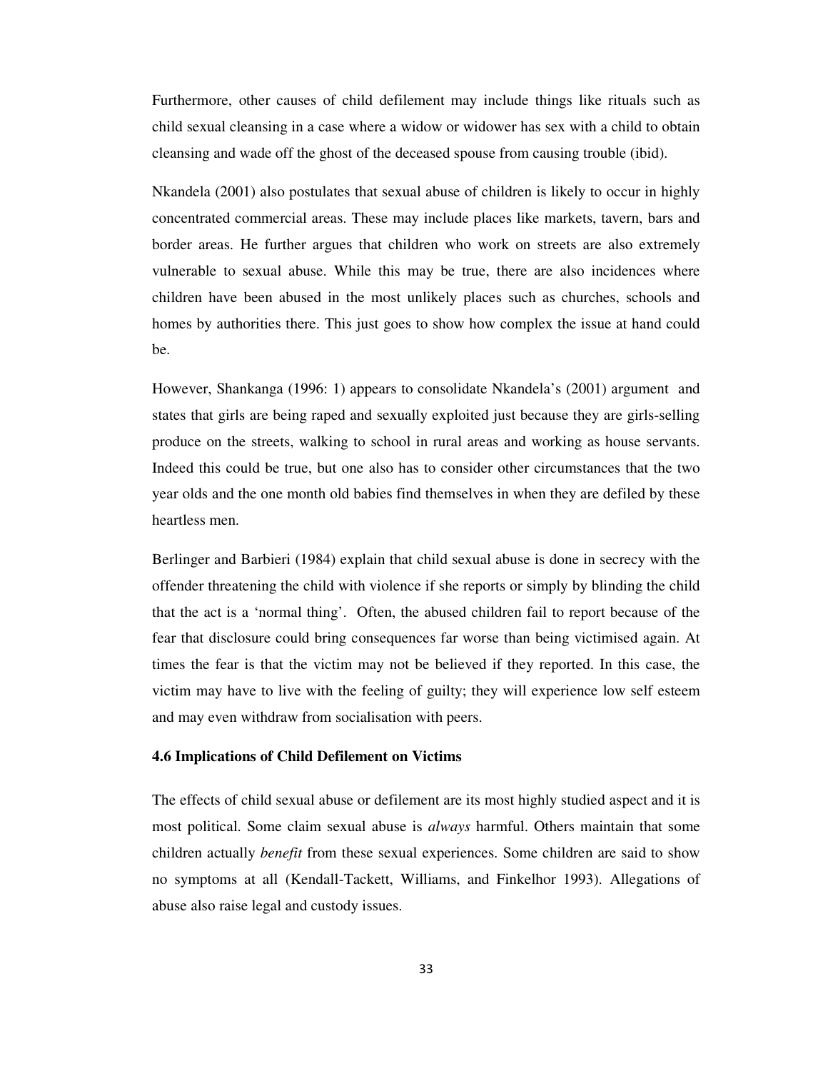Furthermore, other causes of child defilement may include things like rituals such as child sexual cleansing in a case where a widow or widower has sex with a child to obtain cleansing and wade off the ghost of the deceased spouse from causing trouble (ibid).

Nkandela (2001) also postulates that sexual abuse of children is likely to occur in highly concentrated commercial areas. These may include places like markets, tavern, bars and border areas. He further argues that children who work on streets are also extremely vulnerable to sexual abuse. While this may be true, there are also incidences where children have been abused in the most unlikely places such as churches, schools and homes by authorities there. This just goes to show how complex the issue at hand could be.

However, Shankanga (1996: 1) appears to consolidate Nkandela's (2001) argument and states that girls are being raped and sexually exploited just because they are girls-selling produce on the streets, walking to school in rural areas and working as house servants. Indeed this could be true, but one also has to consider other circumstances that the two year olds and the one month old babies find themselves in when they are defiled by these heartless men.

Berlinger and Barbieri (1984) explain that child sexual abuse is done in secrecy with the offender threatening the child with violence if she reports or simply by blinding the child that the act is a 'normal thing'. Often, the abused children fail to report because of the fear that disclosure could bring consequences far worse than being victimised again. At times the fear is that the victim may not be believed if they reported. In this case, the victim may have to live with the feeling of guilty; they will experience low self esteem and may even withdraw from socialisation with peers.

### 4.6 Implications of Child Defilement on Victims

The effects of child sexual abuse or defilement are its most highly studied aspect and it is most political. Some claim sexual abuse is *always* harmful. Others maintain that some children actually *benefit* from these sexual experiences. Some children are said to show no symptoms at all (Kendall-Tackett, Williams, and Finkelhor 1993). Allegations of abuse also raise legal and custody issues.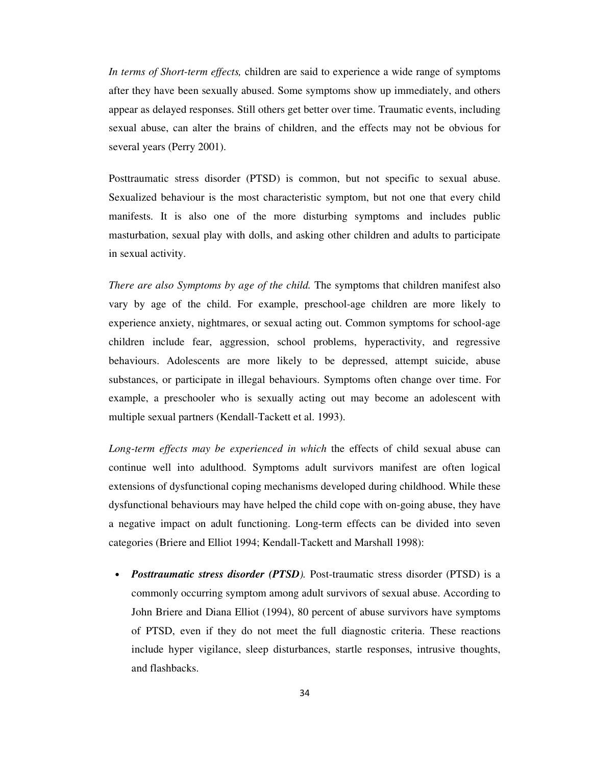*In terms of Short-term effects,* children are said to experience a wide range of symptoms after they have been sexually abused. Some symptoms show up immediately, and others appear as delayed responses. Still others get better over time. Traumatic events, including sexual abuse, can alter the brains of children, and the effects may not be obvious for several years (Perry 2001).

Posttraumatic stress disorder (PTSD) is common, but not specific to sexual abuse. Sexualized behaviour is the most characteristic symptom, but not one that every child manifests. It is also one of the more disturbing symptoms and includes public masturbation, sexual play with dolls, and asking other children and adults to participate in sexual activity.

*There are also Symptoms by age of the child.* The symptoms that children manifest also vary by age of the child. For example, preschool-age children are more likely to experience anxiety, nightmares, or sexual acting out. Common symptoms for school-age children include fear, aggression, school problems, hyperactivity, and regressive behaviours. Adolescents are more likely to be depressed, attempt suicide, abuse substances, or participate in illegal behaviours. Symptoms often change over time. For example, a preschooler who is sexually acting out may become an adolescent with multiple sexual partners (Kendall-Tackett et al. 1993).

*Long-term effects may be experienced in which* the effects of child sexual abuse can continue well into adulthood. Symptoms adult survivors manifest are often logical extensions of dysfunctional coping mechanisms developed during childhood. While these dysfunctional behaviours may have helped the child cope with on-going abuse, they have a negative impact on adult functioning. Long-term effects can be divided into seven categories (Briere and Elliot 1994; Kendall-Tackett and Marshall 1998):

- ***Posttraumatic stress disorder (PTSD).*** Post-traumatic stress disorder (PTSD) is a commonly occurring symptom among adult survivors of sexual abuse. According to John Briere and Diana Elliot (1994), 80 percent of abuse survivors have symptoms of PTSD, even if they do not meet the full diagnostic criteria. These reactions include hyper vigilance, sleep disturbances, startle responses, intrusive thoughts, and flashbacks.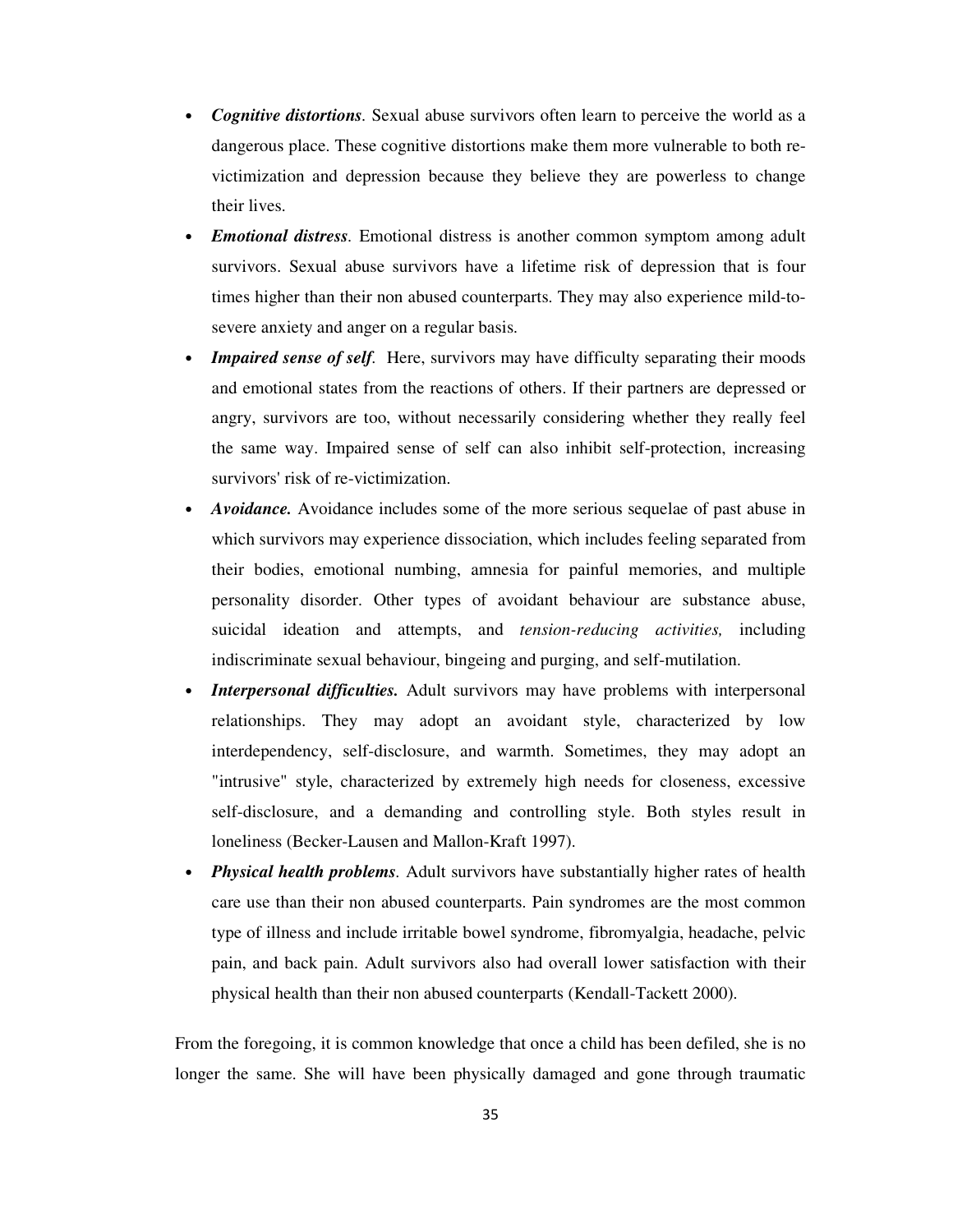- ***Cognitive distortions***. Sexual abuse survivors often learn to perceive the world as a dangerous place. These cognitive distortions make them more vulnerable to both re-victimization and depression because they believe they are powerless to change their lives.
- ***Emotional distress***. Emotional distress is another common symptom among adult survivors. Sexual abuse survivors have a lifetime risk of depression that is four times higher than their non abused counterparts. They may also experience mild-to-severe anxiety and anger on a regular basis.
- ***Impaired sense of self***. Here, survivors may have difficulty separating their moods and emotional states from the reactions of others. If their partners are depressed or angry, survivors are too, without necessarily considering whether they really feel the same way. Impaired sense of self can also inhibit self-protection, increasing survivors' risk of re-victimization.
- ***Avoidance.*** Avoidance includes some of the more serious sequelae of past abuse in which survivors may experience dissociation, which includes feeling separated from their bodies, emotional numbing, amnesia for painful memories, and multiple personality disorder. Other types of avoidant behaviour are substance abuse, suicidal ideation and attempts, and *tension-reducing activities,* including indiscriminate sexual behaviour, bingeing and purging, and self-mutilation.
- ***Interpersonal difficulties.*** Adult survivors may have problems with interpersonal relationships. They may adopt an avoidant style, characterized by low interdependency, self-disclosure, and warmth. Sometimes, they may adopt an "intrusive" style, characterized by extremely high needs for closeness, excessive self-disclosure, and a demanding and controlling style. Both styles result in loneliness (Becker-Lausen and Mallon-Kraft 1997).
- ***Physical health problems***. Adult survivors have substantially higher rates of health care use than their non abused counterparts. Pain syndromes are the most common type of illness and include irritable bowel syndrome, fibromyalgia, headache, pelvic pain, and back pain. Adult survivors also had overall lower satisfaction with their physical health than their non abused counterparts (Kendall-Tackett 2000).

From the foregoing, it is common knowledge that once a child has been defiled, she is no longer the same. She will have been physically damaged and gone through traumatic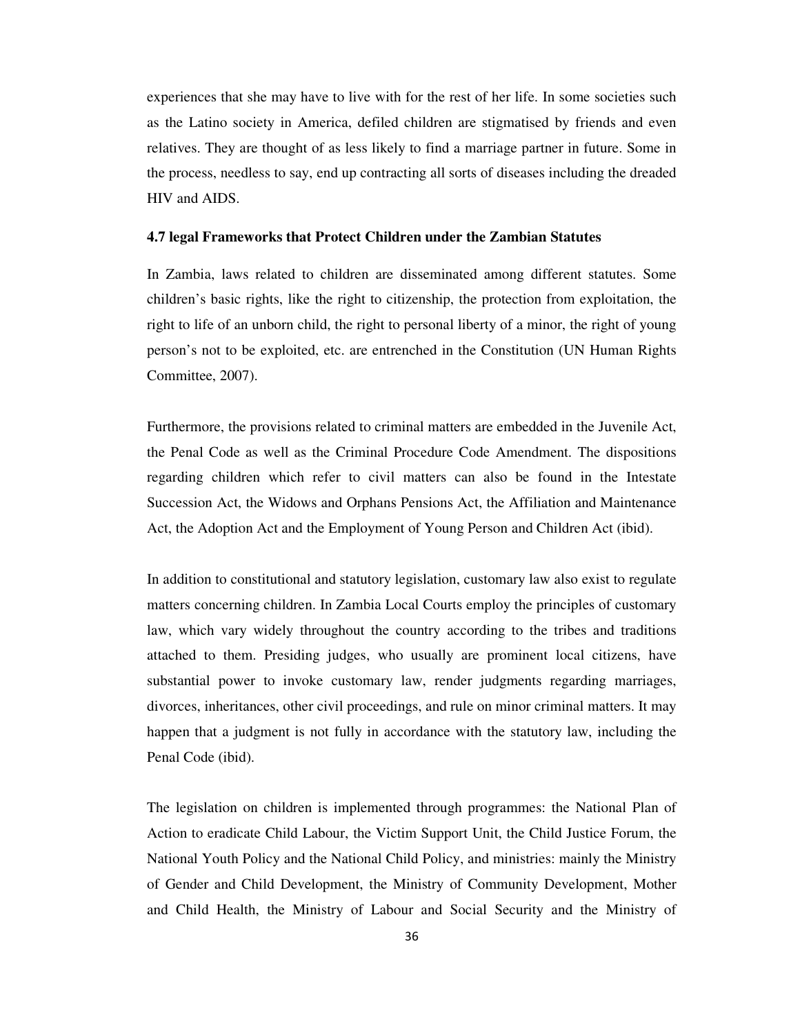experiences that she may have to live with for the rest of her life. In some societies such as the Latino society in America, defiled children are stigmatised by friends and even relatives. They are thought of as less likely to find a marriage partner in future. Some in the process, needless to say, end up contracting all sorts of diseases including the dreaded HIV and AIDS.

### 4.7 legal Frameworks that Protect Children under the Zambian Statutes

In Zambia, laws related to children are disseminated among different statutes. Some children's basic rights, like the right to citizenship, the protection from exploitation, the right to life of an unborn child, the right to personal liberty of a minor, the right of young person's not to be exploited, etc. are entrenched in the Constitution (UN Human Rights Committee, 2007).

Furthermore, the provisions related to criminal matters are embedded in the Juvenile Act, the Penal Code as well as the Criminal Procedure Code Amendment. The dispositions regarding children which refer to civil matters can also be found in the Intestate Succession Act, the Widows and Orphans Pensions Act, the Affiliation and Maintenance Act, the Adoption Act and the Employment of Young Person and Children Act (ibid).

In addition to constitutional and statutory legislation, customary law also exist to regulate matters concerning children. In Zambia Local Courts employ the principles of customary law, which vary widely throughout the country according to the tribes and traditions attached to them. Presiding judges, who usually are prominent local citizens, have substantial power to invoke customary law, render judgments regarding marriages, divorces, inheritances, other civil proceedings, and rule on minor criminal matters. It may happen that a judgment is not fully in accordance with the statutory law, including the Penal Code (ibid).

The legislation on children is implemented through programmes: the National Plan of Action to eradicate Child Labour, the Victim Support Unit, the Child Justice Forum, the National Youth Policy and the National Child Policy, and ministries: mainly the Ministry of Gender and Child Development, the Ministry of Community Development, Mother and Child Health, the Ministry of Labour and Social Security and the Ministry of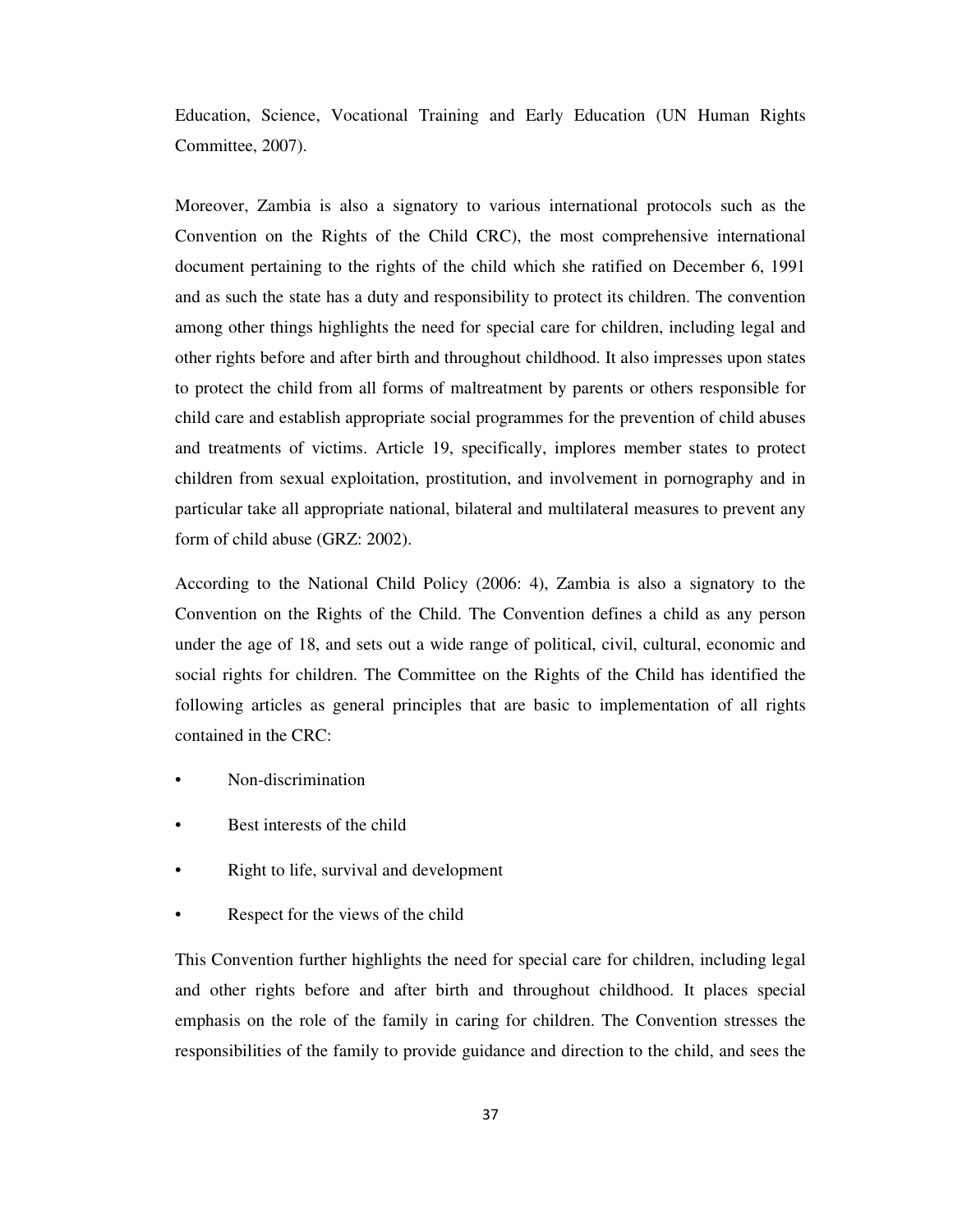Education, Science, Vocational Training and Early Education (UN Human Rights Committee, 2007).

Moreover, Zambia is also a signatory to various international protocols such as the Convention on the Rights of the Child CRC), the most comprehensive international document pertaining to the rights of the child which she ratified on December 6, 1991 and as such the state has a duty and responsibility to protect its children. The convention among other things highlights the need for special care for children, including legal and other rights before and after birth and throughout childhood. It also impresses upon states to protect the child from all forms of maltreatment by parents or others responsible for child care and establish appropriate social programmes for the prevention of child abuses and treatments of victims. Article 19, specifically, implores member states to protect children from sexual exploitation, prostitution, and involvement in pornography and in particular take all appropriate national, bilateral and multilateral measures to prevent any form of child abuse (GRZ: 2002).

According to the National Child Policy (2006: 4), Zambia is also a signatory to the Convention on the Rights of the Child. The Convention defines a child as any person under the age of 18, and sets out a wide range of political, civil, cultural, economic and social rights for children. The Committee on the Rights of the Child has identified the following articles as general principles that are basic to implementation of all rights contained in the CRC:

- Non-discrimination
- Best interests of the child
- Right to life, survival and development
- Respect for the views of the child

This Convention further highlights the need for special care for children, including legal and other rights before and after birth and throughout childhood. It places special emphasis on the role of the family in caring for children. The Convention stresses the responsibilities of the family to provide guidance and direction to the child, and sees the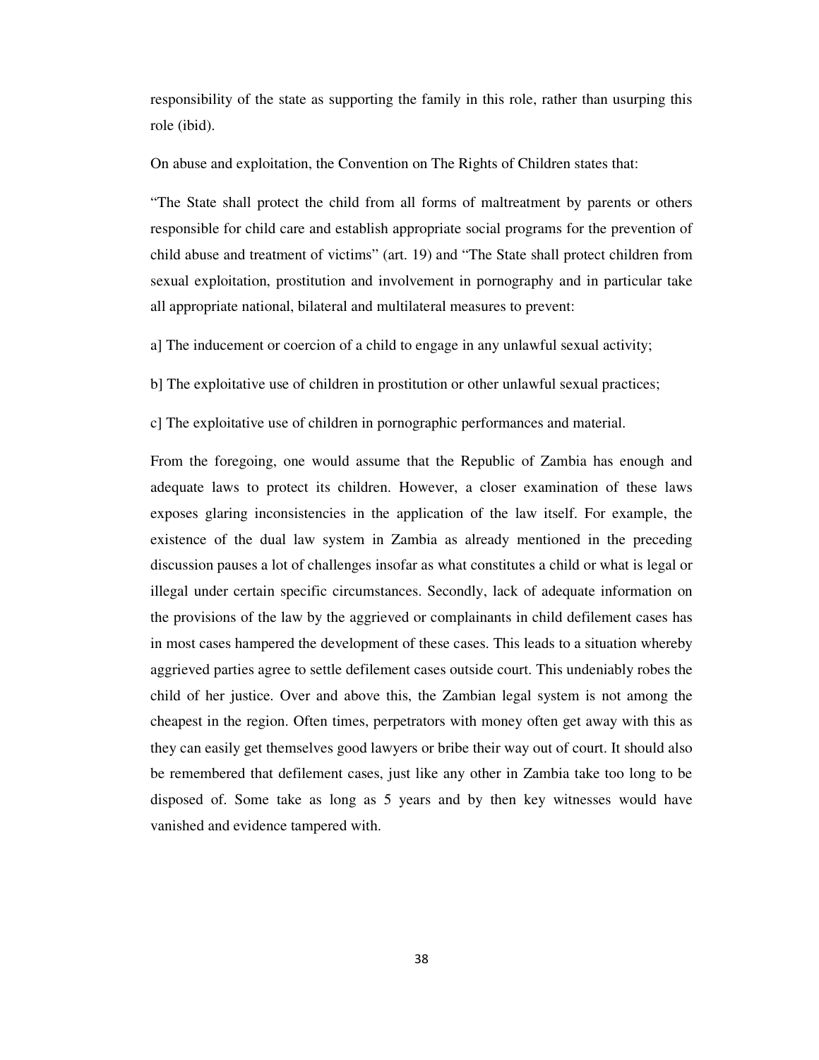responsibility of the state as supporting the family in this role, rather than usurping this role (ibid).

On abuse and exploitation, the Convention on The Rights of Children states that:

"The State shall protect the child from all forms of maltreatment by parents or others responsible for child care and establish appropriate social programs for the prevention of child abuse and treatment of victims" (art. 19) and "The State shall protect children from sexual exploitation, prostitution and involvement in pornography and in particular take all appropriate national, bilateral and multilateral measures to prevent:

a] The inducement or coercion of a child to engage in any unlawful sexual activity;

b] The exploitative use of children in prostitution or other unlawful sexual practices;

c] The exploitative use of children in pornographic performances and material.

From the foregoing, one would assume that the Republic of Zambia has enough and adequate laws to protect its children. However, a closer examination of these laws exposes glaring inconsistencies in the application of the law itself. For example, the existence of the dual law system in Zambia as already mentioned in the preceding discussion pauses a lot of challenges insofar as what constitutes a child or what is legal or illegal under certain specific circumstances. Secondly, lack of adequate information on the provisions of the law by the aggrieved or complainants in child defilement cases has in most cases hampered the development of these cases. This leads to a situation whereby aggrieved parties agree to settle defilement cases outside court. This undeniably robes the child of her justice. Over and above this, the Zambian legal system is not among the cheapest in the region. Often times, perpetrators with money often get away with this as they can easily get themselves good lawyers or bribe their way out of court. It should also be remembered that defilement cases, just like any other in Zambia take too long to be disposed of. Some take as long as 5 years and by then key witnesses would have vanished and evidence tampered with.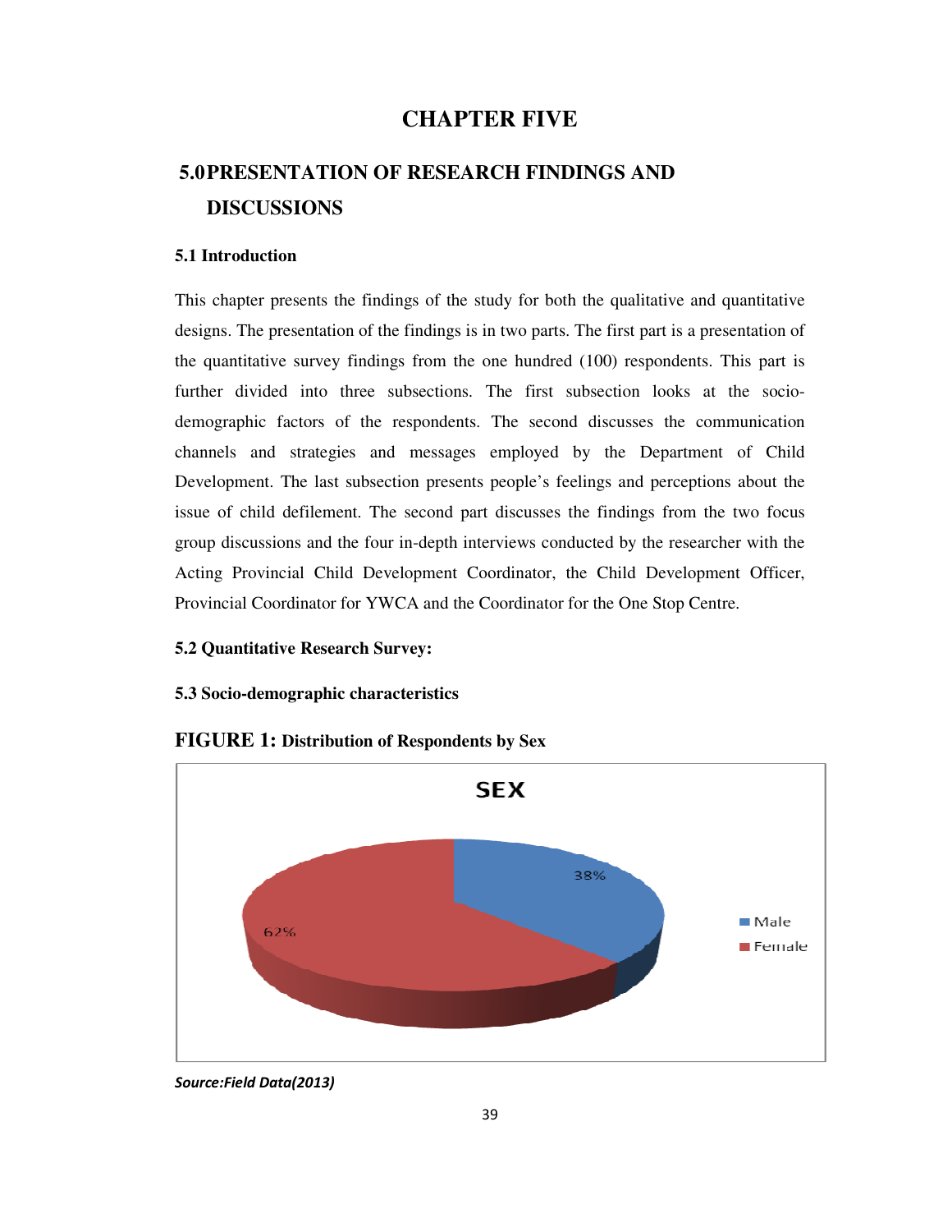# CHAPTER FIVE

## 5.0 PRESENTATION OF RESEARCH FINDINGS AND DISCUSSIONS

### 5.1 Introduction

This chapter presents the findings of the study for both the qualitative and quantitative designs. The presentation of the findings is in two parts. The first part is a presentation of the quantitative survey findings from the one hundred (100) respondents. This part is further divided into three subsections. The first subsection looks at the socio-demographic factors of the respondents. The second discusses the communication channels and strategies and messages employed by the Department of Child Development. The last subsection presents people's feelings and perceptions about the issue of child defilement. The second part discusses the findings from the two focus group discussions and the four in-depth interviews conducted by the researcher with the Acting Provincial Child Development Coordinator, the Child Development Officer, Provincial Coordinator for YWCA and the Coordinator for the One Stop Centre.

### 5.2 Quantitative Research Survey:

### 5.3 Socio-demographic characteristics

**FIGURE 1: Distribution of Respondents by Sex**

SEX

| Sex | Percentage |
|---|---|
| Male | 38% |
| Female | 62% |

*Source:Field Data(2013)*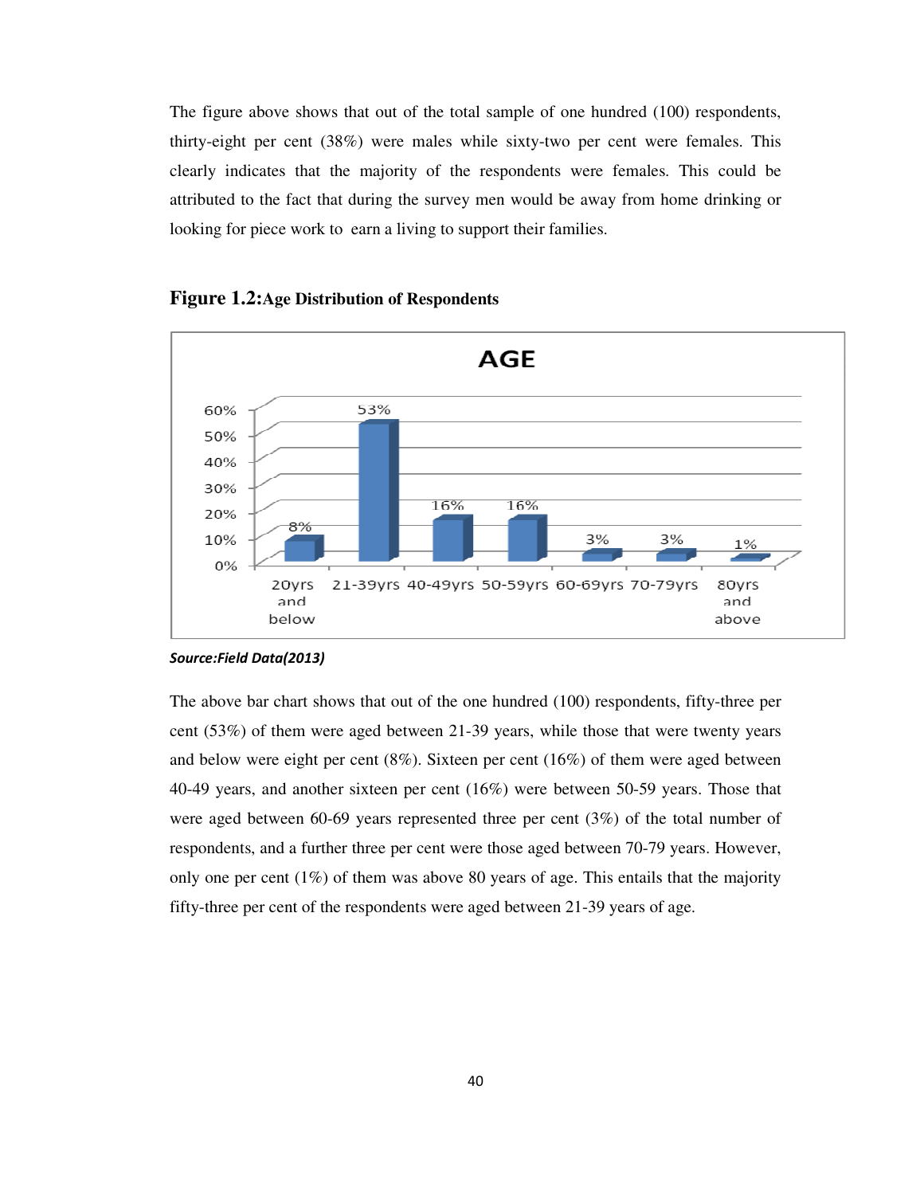The figure above shows that out of the total sample of one hundred (100) respondents, thirty-eight per cent (38%) were males while sixty-two per cent were females. This clearly indicates that the majority of the respondents were females. This could be attributed to the fact that during the survey men would be away from home drinking or looking for piece work to earn a living to support their families.

**Figure 1.2:Age Distribution of Respondents**

| AGE | |
|---|---|
| 20yrs and below | 8% |
| 21-39yrs | 53% |
| 40-49yrs | 16% |
| 50-59yrs | 16% |
| 60-69yrs | 3% |
| 70-79yrs | 3% |
| 80yrs and above | 1% |

***Source:Field Data(2013)***

The above bar chart shows that out of the one hundred (100) respondents, fifty-three per cent (53%) of them were aged between 21-39 years, while those that were twenty years and below were eight per cent (8%). Sixteen per cent (16%) of them were aged between 40-49 years, and another sixteen per cent (16%) were between 50-59 years. Those that were aged between 60-69 years represented three per cent (3%) of the total number of respondents, and a further three per cent were those aged between 70-79 years. However, only one per cent (1%) of them was above 80 years of age. This entails that the majority fifty-three per cent of the respondents were aged between 21-39 years of age.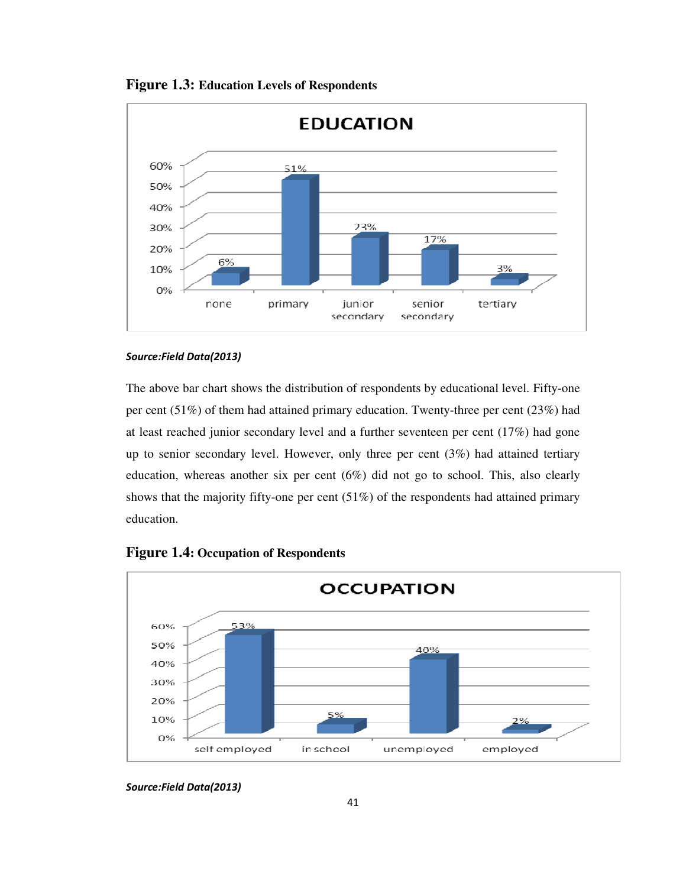**Figure 1.3: Education Levels of Respondents**

**EDUCATION**

| Education level | Percentage |
|---|---|
| none | 6% |
| primary | 51% |
| junior secondary | 23% |
| senior secondary | 17% |
| tertiary | 3% |

***Source:Field Data(2013)***

The above bar chart shows the distribution of respondents by educational level. Fifty-one per cent (51%) of them had attained primary education. Twenty-three per cent (23%) had at least reached junior secondary level and a further seventeen per cent (17%) had gone up to senior secondary level. However, only three per cent (3%) had attained tertiary education, whereas another six per cent (6%) did not go to school. This, also clearly shows that the majority fifty-one per cent (51%) of the respondents had attained primary education.

**Figure 1.4: Occupation of Respondents**

**OCCUPATION**

| Occupation | Percentage |
|---|---|
| self employed | 53% |
| in school | 5% |
| unemployed | 40% |
| employed | 2% |

***Source:Field Data(2013)***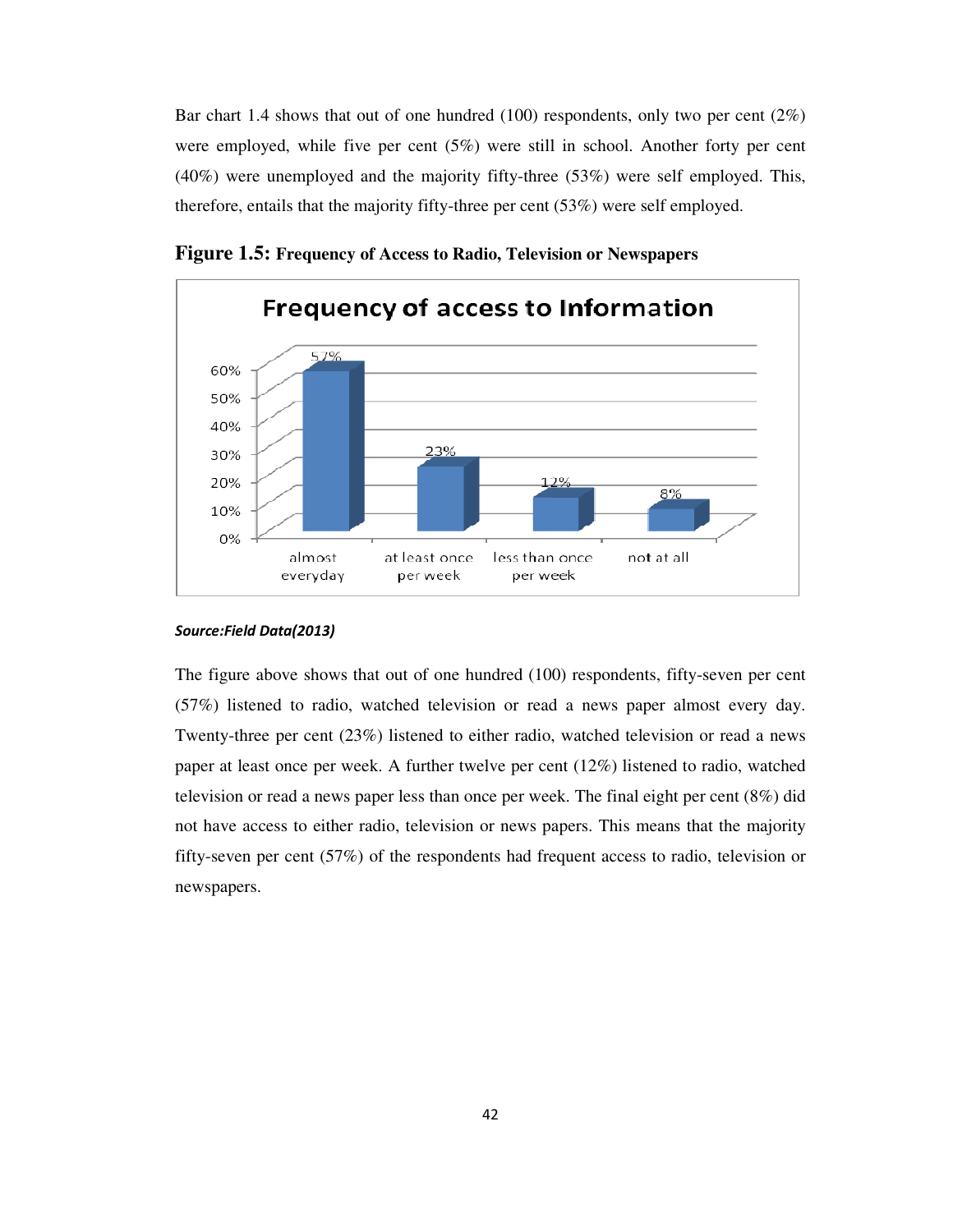Bar chart 1.4 shows that out of one hundred (100) respondents, only two per cent (2%) were employed, while five per cent (5%) were still in school. Another forty per cent (40%) were unemployed and the majority fifty-three (53%) were self employed. This, therefore, entails that the majority fifty-three per cent (53%) were self employed.

**Figure 1.5: Frequency of Access to Radio, Television or Newspapers**

*Source:Field Data(2013)*

The figure above shows that out of one hundred (100) respondents, fifty-seven per cent (57%) listened to radio, watched television or read a news paper almost every day. Twenty-three per cent (23%) listened to either radio, watched television or read a news paper at least once per week. A further twelve per cent (12%) listened to radio, watched television or read a news paper less than once per week. The final eight per cent (8%) did not have access to either radio, television or news papers. This means that the majority fifty-seven per cent (57%) of the respondents had frequent access to radio, television or newspapers.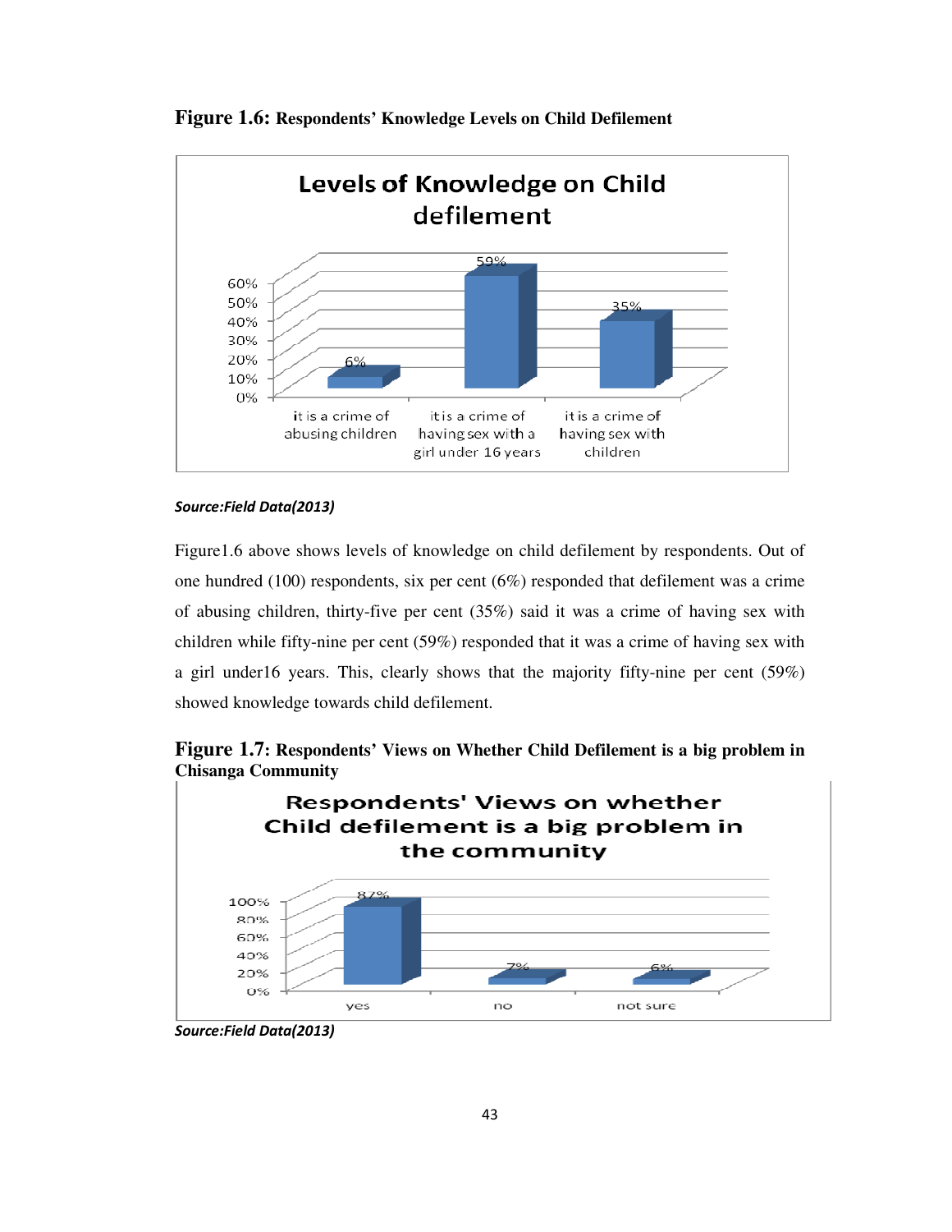**Figure 1.6: Respondents' Knowledge Levels on Child Defilement**

*Source:Field Data(2013)*

Figure1.6 above shows levels of knowledge on child defilement by respondents. Out of one hundred (100) respondents, six per cent (6%) responded that defilement was a crime of abusing children, thirty-five per cent (35%) said it was a crime of having sex with children while fifty-nine per cent (59%) responded that it was a crime of having sex with a girl under16 years. This, clearly shows that the majority fifty-nine per cent (59%) showed knowledge towards child defilement.

**Figure 1.7: Respondents' Views on Whether Child Defilement is a big problem in Chisanga Community**

*Source:Field Data(2013)*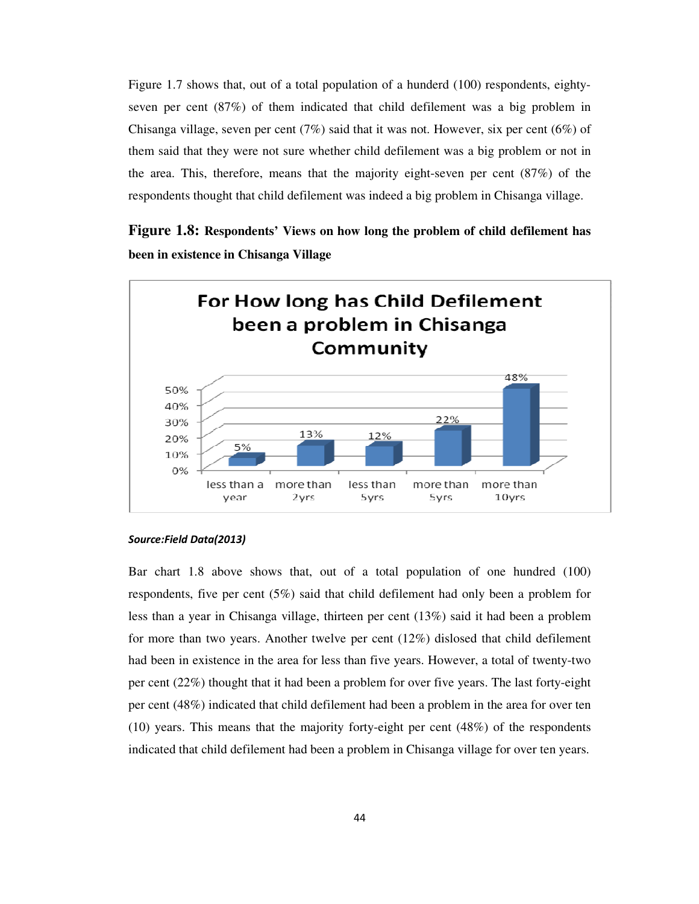Figure 1.7 shows that, out of a total population of a hunderd (100) respondents, eighty-seven per cent (87%) of them indicated that child defilement was a big problem in Chisanga village, seven per cent (7%) said that it was not. However, six per cent (6%) of them said that they were not sure whether child defilement was a big problem or not in the area. This, therefore, means that the majority eight-seven per cent (87%) of the respondents thought that child defilement was indeed a big problem in Chisanga village.

**Figure 1.8: Respondents' Views on how long the problem of child defilement has been in existence in Chisanga Village**

**For How long has Child Defilement been a problem in Chisanga Community**

| less than a year | more than 2yrs | less than 5yrs | more than 5yrs | more than 10yrs |
|---|---|---|---|---|
| 5% | 13% | 12% | 22% | 48% |

***Source:Field Data(2013)***

Bar chart 1.8 above shows that, out of a total population of one hundred (100) respondents, five per cent (5%) said that child defilement had only been a problem for less than a year in Chisanga village, thirteen per cent (13%) said it had been a problem for more than two years. Another twelve per cent (12%) dislosed that child defilement had been in existence in the area for less than five years. However, a total of twenty-two per cent (22%) thought that it had been a problem for over five years. The last forty-eight per cent (48%) indicated that child defilement had been a problem in the area for over ten (10) years. This means that the majority forty-eight per cent (48%) of the respondents indicated that child defilement had been a problem in Chisanga village for over ten years.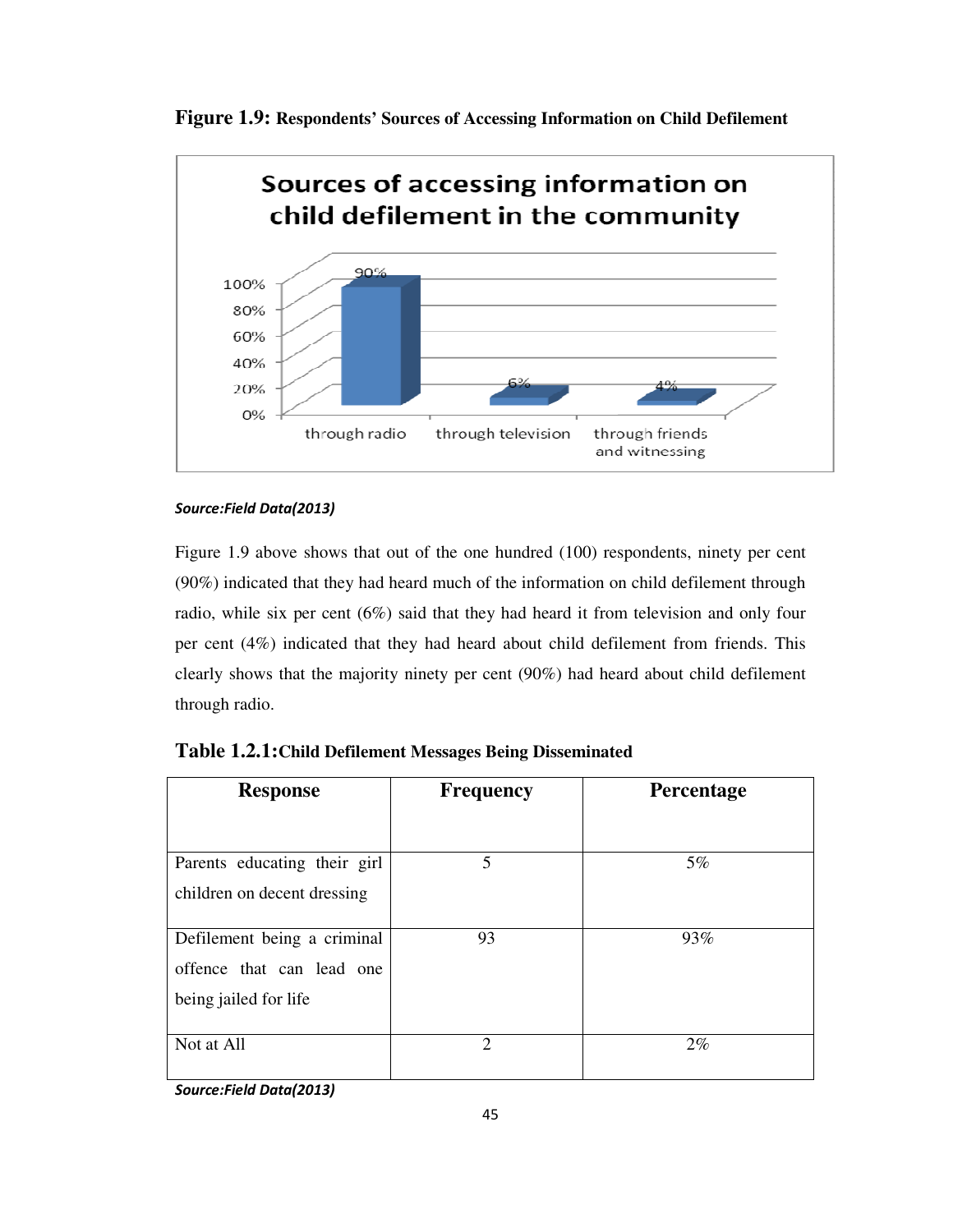**Figure 1.9:** **Respondents' Sources of Accessing Information on Child Defilement**

***Source:Field Data(2013)***

Figure 1.9 above shows that out of the one hundred (100) respondents, ninety per cent (90%) indicated that they had heard much of the information on child defilement through radio, while six per cent (6%) said that they had heard it from television and only four per cent (4%) indicated that they had heard about child defilement from friends. This clearly shows that the majority ninety per cent (90%) had heard about child defilement through radio.

**Table 1.2.1:** **Child Defilement Messages Being Disseminated**

| Response | Frequency | Percentage |
|---|---|---|
| Parents educating their girl children on decent dressing | 5 | 5% |
| Defilement being a criminal offence that can lead one being jailed for life | 93 | 93% |
| Not at All | 2 | 2% |

***Source:Field Data(2013)***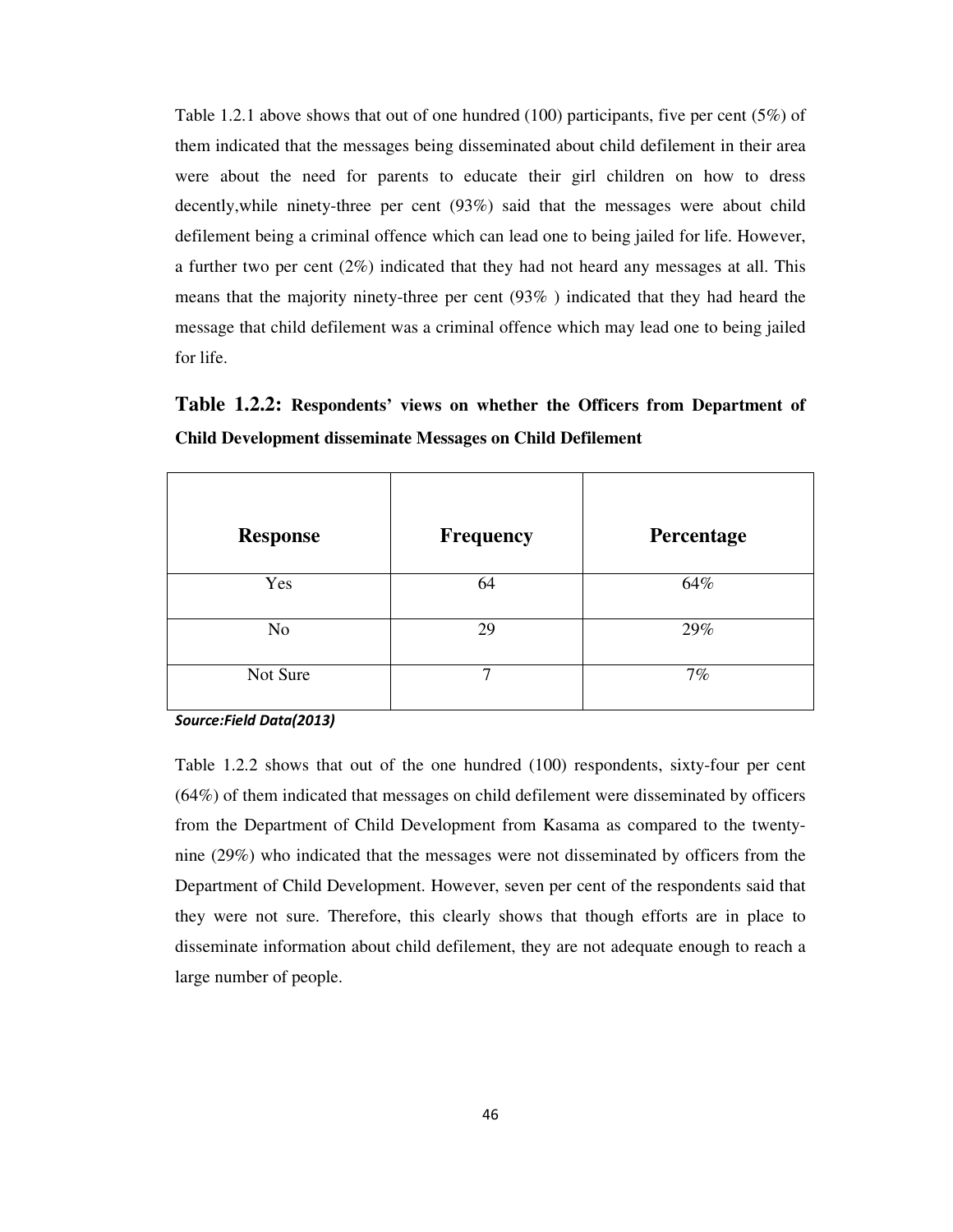Table 1.2.1 above shows that out of one hundred (100) participants, five per cent (5%) of them indicated that the messages being disseminated about child defilement in their area were about the need for parents to educate their girl children on how to dress decently,while ninety-three per cent (93%) said that the messages were about child defilement being a criminal offence which can lead one to being jailed for life. However, a further two per cent (2%) indicated that they had not heard any messages at all. This means that the majority ninety-three per cent (93% ) indicated that they had heard the message that child defilement was a criminal offence which may lead one to being jailed for life.

**Table 1.2.2: Respondents' views on whether the Officers from Department of Child Development disseminate Messages on Child Defilement**

| Response | Frequency | Percentage |
|---|---|---|
| Yes | 64 | 64% |
| No | 29 | 29% |
| Not Sure | 7 | 7% |

*Source:Field Data(2013)*

Table 1.2.2 shows that out of the one hundred (100) respondents, sixty-four per cent (64%) of them indicated that messages on child defilement were disseminated by officers from the Department of Child Development from Kasama as compared to the twenty-nine (29%) who indicated that the messages were not disseminated by officers from the Department of Child Development. However, seven per cent of the respondents said that they were not sure. Therefore, this clearly shows that though efforts are in place to disseminate information about child defilement, they are not adequate enough to reach a large number of people.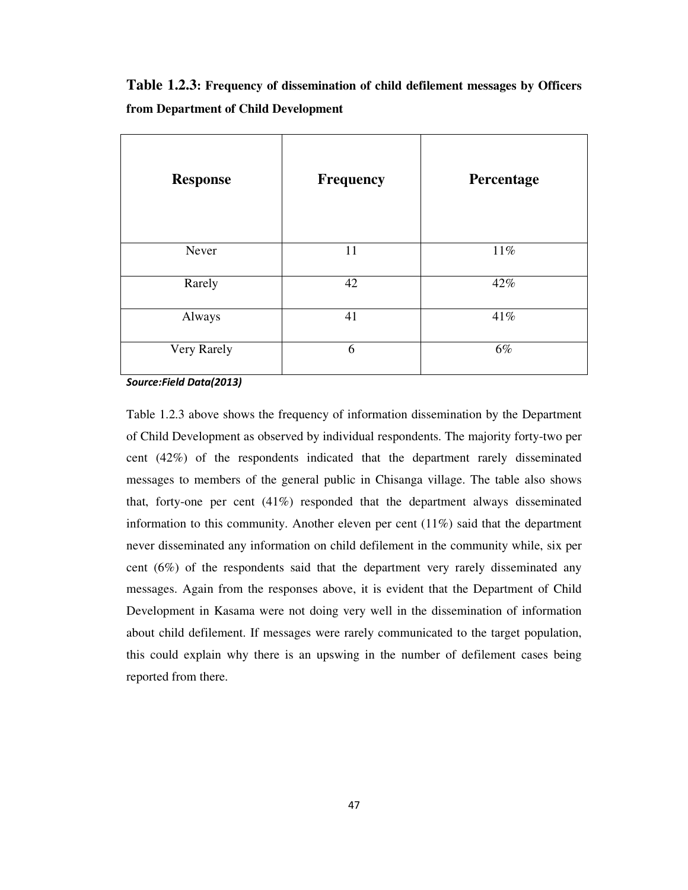**Table 1.2.3: Frequency of dissemination of child defilement messages by Officers from Department of Child Development**

| Response | Frequency | Percentage |
|---|---|---|
| Never | 11 | 11% |
| Rarely | 42 | 42% |
| Always | 41 | 41% |
| Very Rarely | 6 | 6% |

***Source:Field Data(2013)***

Table 1.2.3 above shows the frequency of information dissemination by the Department of Child Development as observed by individual respondents. The majority forty-two per cent (42%) of the respondents indicated that the department rarely disseminated messages to members of the general public in Chisanga village. The table also shows that, forty-one per cent (41%) responded that the department always disseminated information to this community. Another eleven per cent (11%) said that the department never disseminated any information on child defilement in the community while, six per cent (6%) of the respondents said that the department very rarely disseminated any messages. Again from the responses above, it is evident that the Department of Child Development in Kasama were not doing very well in the dissemination of information about child defilement. If messages were rarely communicated to the target population, this could explain why there is an upswing in the number of defilement cases being reported from there.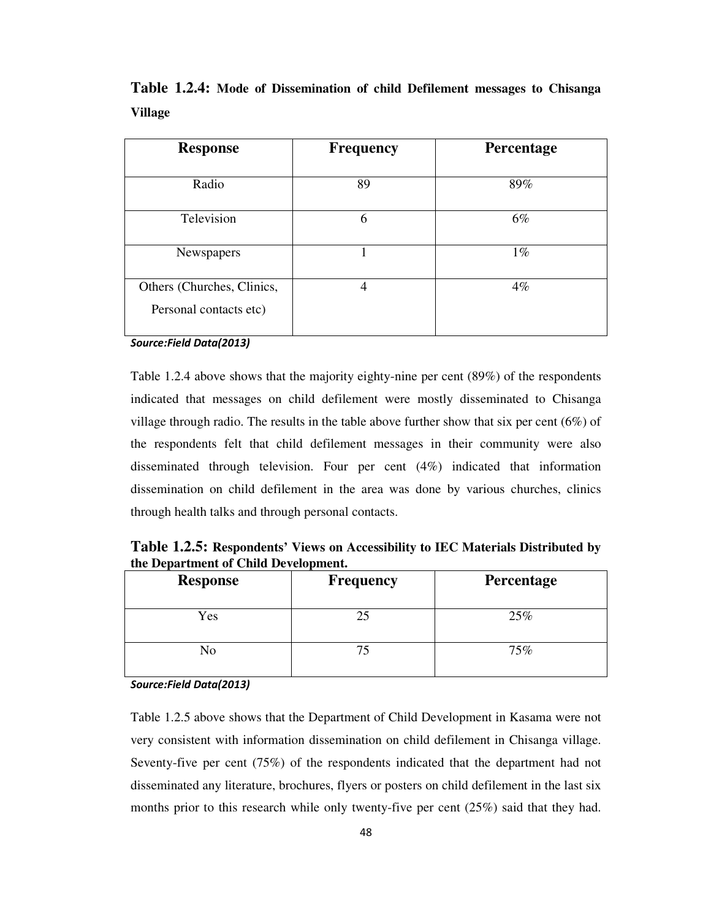**Table 1.2.4: Mode of Dissemination of child Defilement messages to Chisanga Village**

| Response | Frequency | Percentage |
|---|---|---|
| Radio | 89 | 89% |
| Television | 6 | 6% |
| Newspapers | 1 | 1% |
| Others (Churches, Clinics, Personal contacts etc) | 4 | 4% |

*Source:Field Data(2013)*

Table 1.2.4 above shows that the majority eighty-nine per cent (89%) of the respondents indicated that messages on child defilement were mostly disseminated to Chisanga village through radio. The results in the table above further show that six per cent (6%) of the respondents felt that child defilement messages in their community were also disseminated through television. Four per cent (4%) indicated that information dissemination on child defilement in the area was done by various churches, clinics through health talks and through personal contacts.

**Table 1.2.5: Respondents' Views on Accessibility to IEC Materials Distributed by the Department of Child Development.**

| Response | Frequency | Percentage |
|---|---|---|
| Yes | 25 | 25% |
| No | 75 | 75% |

*Source:Field Data(2013)*

Table 1.2.5 above shows that the Department of Child Development in Kasama were not very consistent with information dissemination on child defilement in Chisanga village. Seventy-five per cent (75%) of the respondents indicated that the department had not disseminated any literature, brochures, flyers or posters on child defilement in the last six months prior to this research while only twenty-five per cent (25%) said that they had.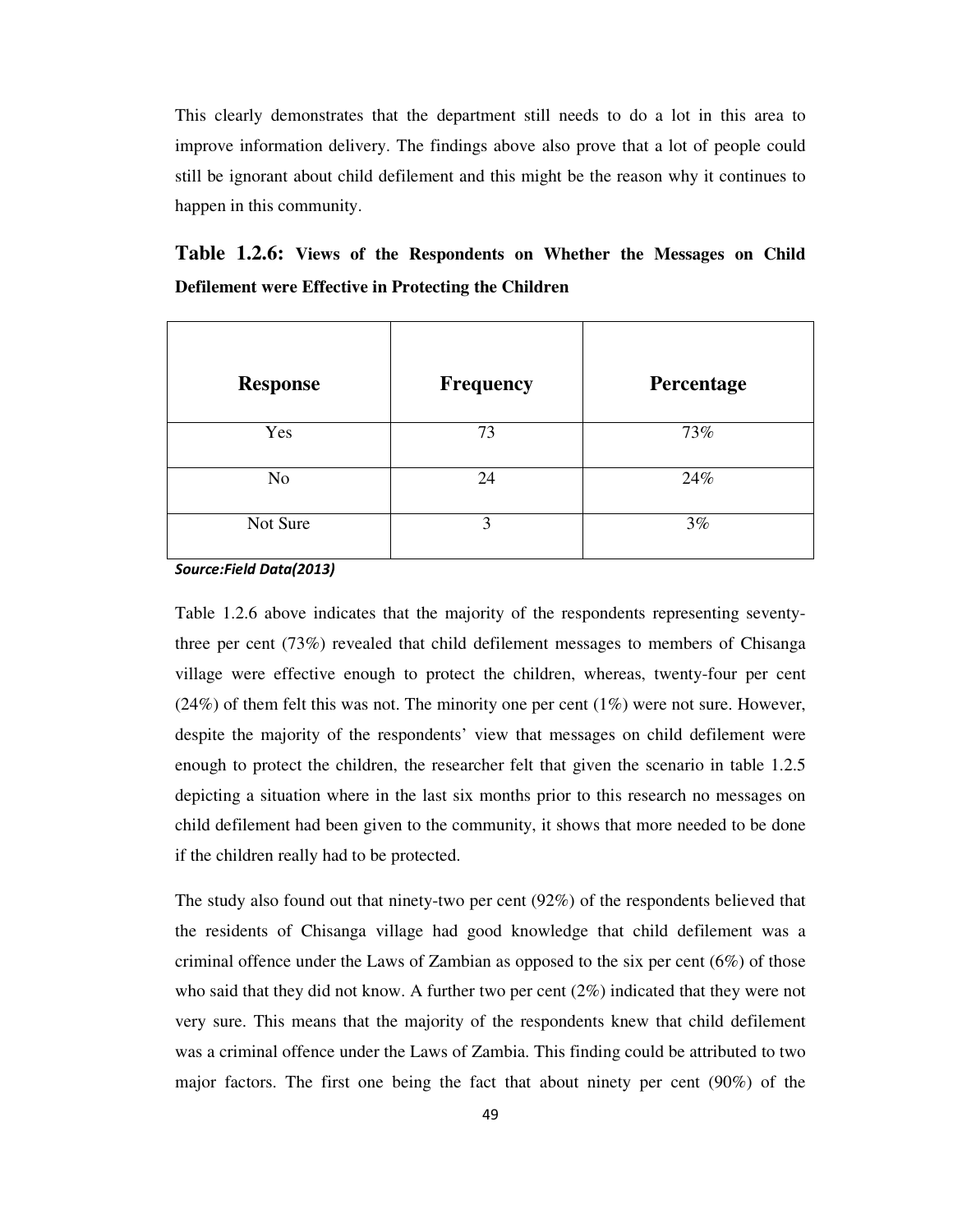This clearly demonstrates that the department still needs to do a lot in this area to improve information delivery. The findings above also prove that a lot of people could still be ignorant about child defilement and this might be the reason why it continues to happen in this community.

**Table 1.2.6: Views of the Respondents on Whether the Messages on Child Defilement were Effective in Protecting the Children**

| Response | Frequency | Percentage |
|---|---|---|
| Yes | 73 | 73% |
| No | 24 | 24% |
| Not Sure | 3 | 3% |

***Source:Field Data(2013)***

Table 1.2.6 above indicates that the majority of the respondents representing seventy-three per cent (73%) revealed that child defilement messages to members of Chisanga village were effective enough to protect the children, whereas, twenty-four per cent (24%) of them felt this was not. The minority one per cent (1%) were not sure. However, despite the majority of the respondents' view that messages on child defilement were enough to protect the children, the researcher felt that given the scenario in table 1.2.5 depicting a situation where in the last six months prior to this research no messages on child defilement had been given to the community, it shows that more needed to be done if the children really had to be protected.

The study also found out that ninety-two per cent (92%) of the respondents believed that the residents of Chisanga village had good knowledge that child defilement was a criminal offence under the Laws of Zambian as opposed to the six per cent (6%) of those who said that they did not know. A further two per cent (2%) indicated that they were not very sure. This means that the majority of the respondents knew that child defilement was a criminal offence under the Laws of Zambia. This finding could be attributed to two major factors. The first one being the fact that about ninety per cent (90%) of the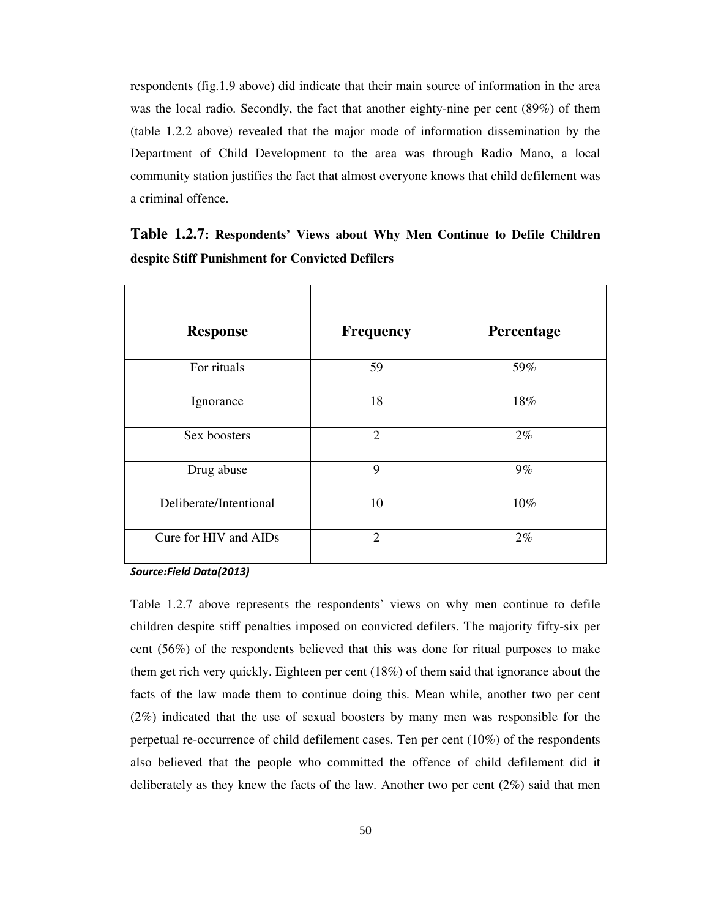respondents (fig.1.9 above) did indicate that their main source of information in the area was the local radio. Secondly, the fact that another eighty-nine per cent (89%) of them (table 1.2.2 above) revealed that the major mode of information dissemination by the Department of Child Development to the area was through Radio Mano, a local community station justifies the fact that almost everyone knows that child defilement was a criminal offence.

**Table 1.2.7: Respondents' Views about Why Men Continue to Defile Children despite Stiff Punishment for Convicted Defilers**

| Response | Frequency | Percentage |
|---|---|---|
| For rituals | 59 | 59% |
| Ignorance | 18 | 18% |
| Sex boosters | 2 | 2% |
| Drug abuse | 9 | 9% |
| Deliberate/Intentional | 10 | 10% |
| Cure for HIV and AIDs | 2 | 2% |

*Source:Field Data(2013)*

Table 1.2.7 above represents the respondents' views on why men continue to defile children despite stiff penalties imposed on convicted defilers. The majority fifty-six per cent (56%) of the respondents believed that this was done for ritual purposes to make them get rich very quickly. Eighteen per cent (18%) of them said that ignorance about the facts of the law made them to continue doing this. Mean while, another two per cent (2%) indicated that the use of sexual boosters by many men was responsible for the perpetual re-occurrence of child defilement cases. Ten per cent (10%) of the respondents also believed that the people who committed the offence of child defilement did it deliberately as they knew the facts of the law. Another two per cent (2%) said that men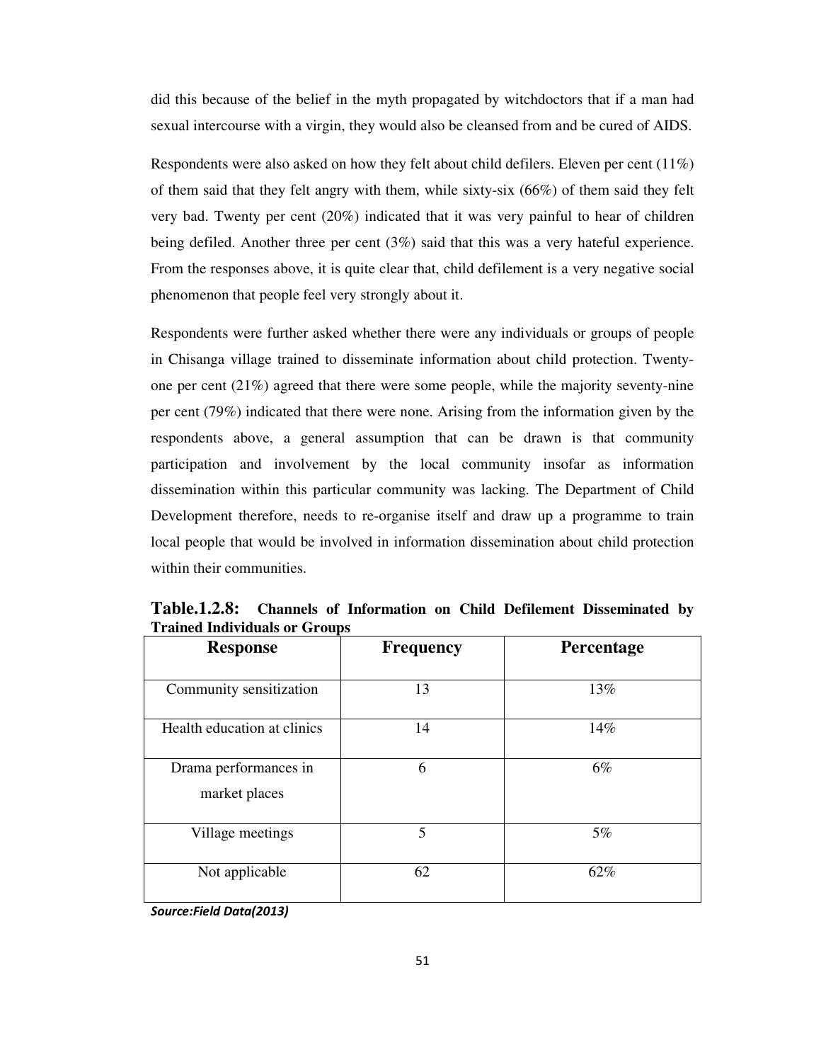did this because of the belief in the myth propagated by witchdoctors that if a man had sexual intercourse with a virgin, they would also be cleansed from and be cured of AIDS.

Respondents were also asked on how they felt about child defilers. Eleven per cent (11%) of them said that they felt angry with them, while sixty-six (66%) of them said they felt very bad. Twenty per cent (20%) indicated that it was very painful to hear of children being defiled. Another three per cent (3%) said that this was a very hateful experience. From the responses above, it is quite clear that, child defilement is a very negative social phenomenon that people feel very strongly about it.

Respondents were further asked whether there were any individuals or groups of people in Chisanga village trained to disseminate information about child protection. Twenty-one per cent (21%) agreed that there were some people, while the majority seventy-nine per cent (79%) indicated that there were none. Arising from the information given by the respondents above, a general assumption that can be drawn is that community participation and involvement by the local community insofar as information dissemination within this particular community was lacking. The Department of Child Development therefore, needs to re-organise itself and draw up a programme to train local people that would be involved in information dissemination about child protection within their communities.

**Table.1.2.8: Channels of Information on Child Defilement Disseminated by Trained Individuals or Groups**

| Response | Frequency | Percentage |
|---|---|---|
| Community sensitization | 13 | 13% |
| Health education at clinics | 14 | 14% |
| Drama performances in market places | 6 | 6% |
| Village meetings | 5 | 5% |
| Not applicable | 62 | 62% |

*Source:Field Data(2013)*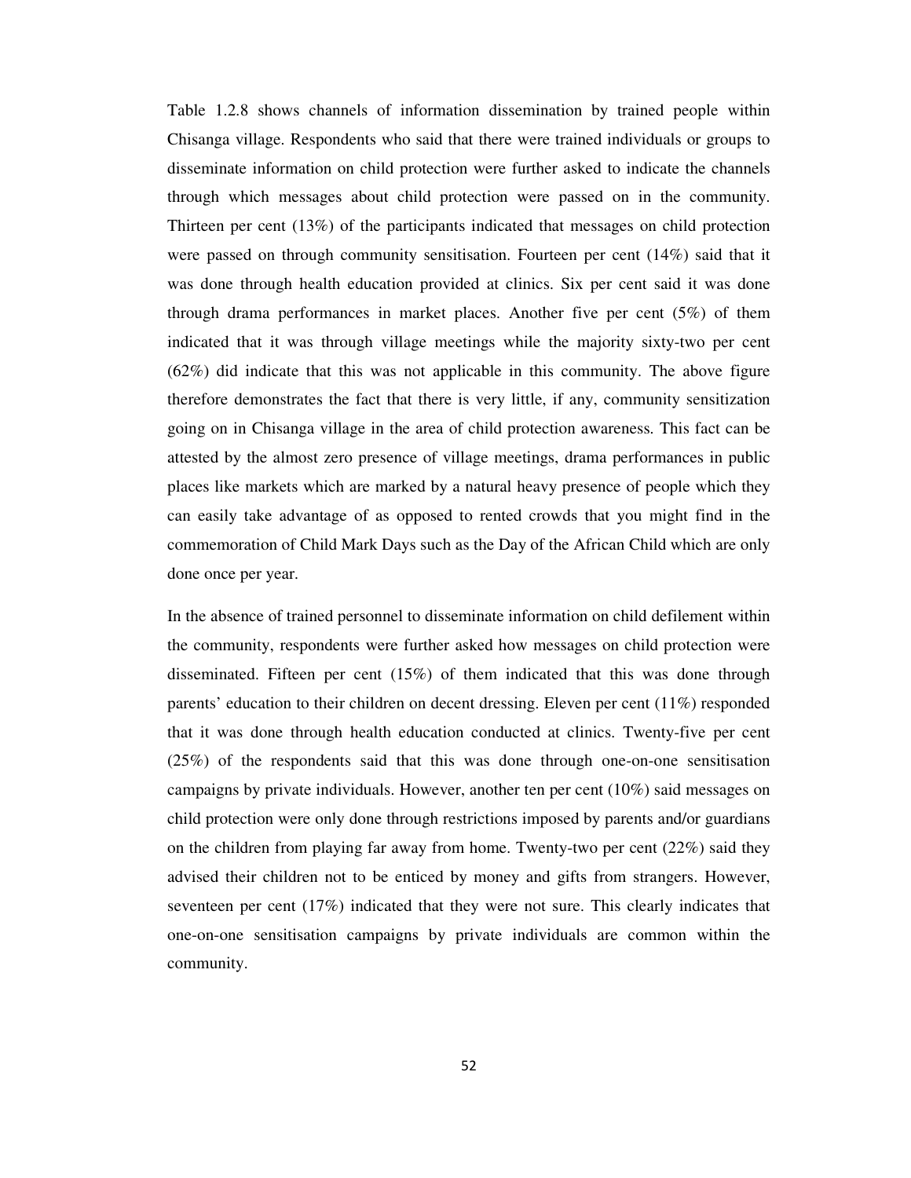Table 1.2.8 shows channels of information dissemination by trained people within Chisanga village. Respondents who said that there were trained individuals or groups to disseminate information on child protection were further asked to indicate the channels through which messages about child protection were passed on in the community. Thirteen per cent (13%) of the participants indicated that messages on child protection were passed on through community sensitisation. Fourteen per cent (14%) said that it was done through health education provided at clinics. Six per cent said it was done through drama performances in market places. Another five per cent (5%) of them indicated that it was through village meetings while the majority sixty-two per cent (62%) did indicate that this was not applicable in this community. The above figure therefore demonstrates the fact that there is very little, if any, community sensitization going on in Chisanga village in the area of child protection awareness. This fact can be attested by the almost zero presence of village meetings, drama performances in public places like markets which are marked by a natural heavy presence of people which they can easily take advantage of as opposed to rented crowds that you might find in the commemoration of Child Mark Days such as the Day of the African Child which are only done once per year.

In the absence of trained personnel to disseminate information on child defilement within the community, respondents were further asked how messages on child protection were disseminated. Fifteen per cent (15%) of them indicated that this was done through parents' education to their children on decent dressing. Eleven per cent (11%) responded that it was done through health education conducted at clinics. Twenty-five per cent (25%) of the respondents said that this was done through one-on-one sensitisation campaigns by private individuals. However, another ten per cent (10%) said messages on child protection were only done through restrictions imposed by parents and/or guardians on the children from playing far away from home. Twenty-two per cent (22%) said they advised their children not to be enticed by money and gifts from strangers. However, seventeen per cent (17%) indicated that they were not sure. This clearly indicates that one-on-one sensitisation campaigns by private individuals are common within the community.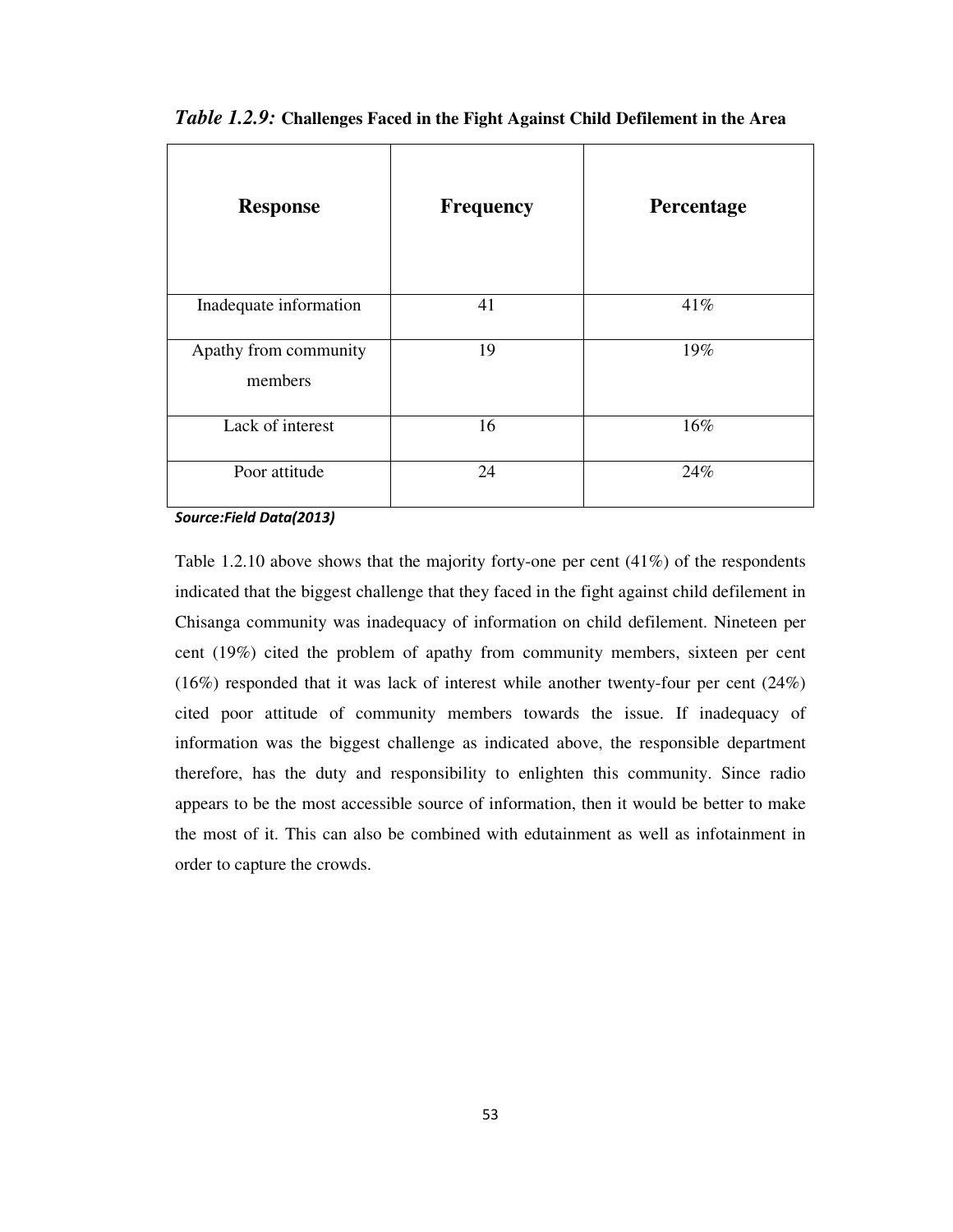*Table 1.2.9:* **Challenges Faced in the Fight Against Child Defilement in the Area**

| Response | Frequency | Percentage |
|---|---|---|
| Inadequate information | 41 | 41% |
| Apathy from community members | 19 | 19% |
| Lack of interest | 16 | 16% |
| Poor attitude | 24 | 24% |

***Source:Field Data(2013)***

Table 1.2.10 above shows that the majority forty-one per cent (41%) of the respondents indicated that the biggest challenge that they faced in the fight against child defilement in Chisanga community was inadequacy of information on child defilement. Nineteen per cent (19%) cited the problem of apathy from community members, sixteen per cent (16%) responded that it was lack of interest while another twenty-four per cent (24%) cited poor attitude of community members towards the issue. If inadequacy of information was the biggest challenge as indicated above, the responsible department therefore, has the duty and responsibility to enlighten this community. Since radio appears to be the most accessible source of information, then it would be better to make the most of it. This can also be combined with edutainment as well as infotainment in order to capture the crowds.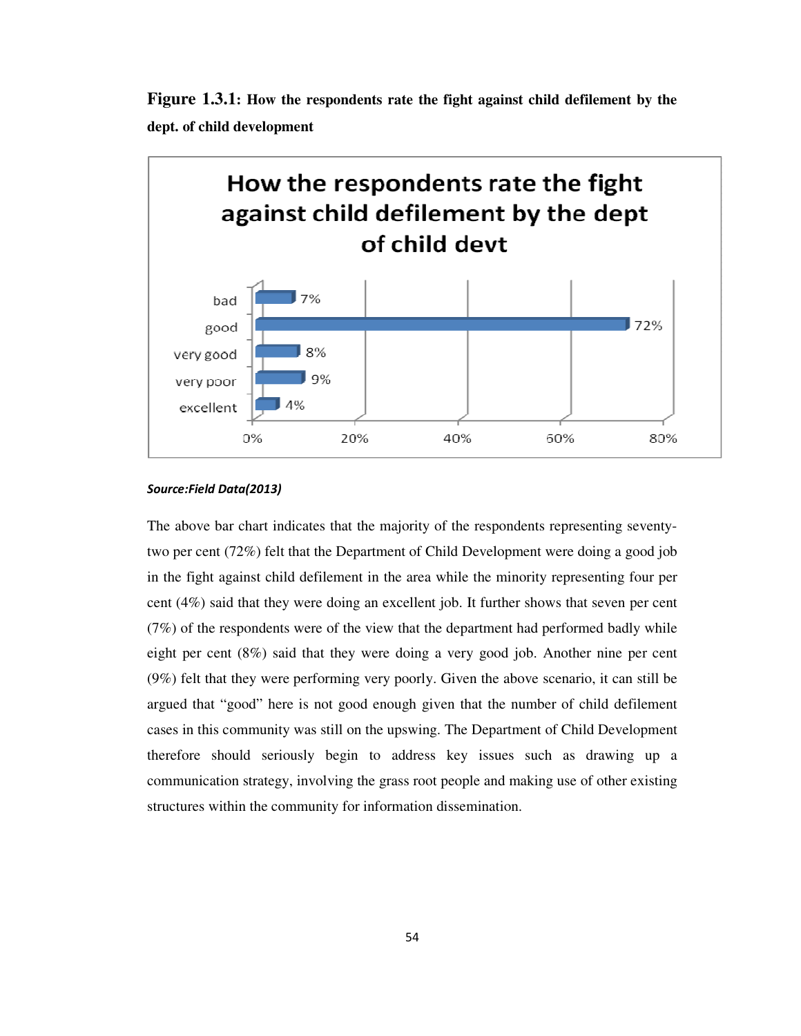**Figure 1.3.1: How the respondents rate the fight against child defilement by the dept. of child development**

*Source:Field Data(2013)*

The above bar chart indicates that the majority of the respondents representing seventy-two per cent (72%) felt that the Department of Child Development were doing a good job in the fight against child defilement in the area while the minority representing four per cent (4%) said that they were doing an excellent job. It further shows that seven per cent (7%) of the respondents were of the view that the department had performed badly while eight per cent (8%) said that they were doing a very good job. Another nine per cent (9%) felt that they were performing very poorly. Given the above scenario, it can still be argued that "good" here is not good enough given that the number of child defilement cases in this community was still on the upswing. The Department of Child Development therefore should seriously begin to address key issues such as drawing up a communication strategy, involving the grass root people and making use of other existing structures within the community for information dissemination.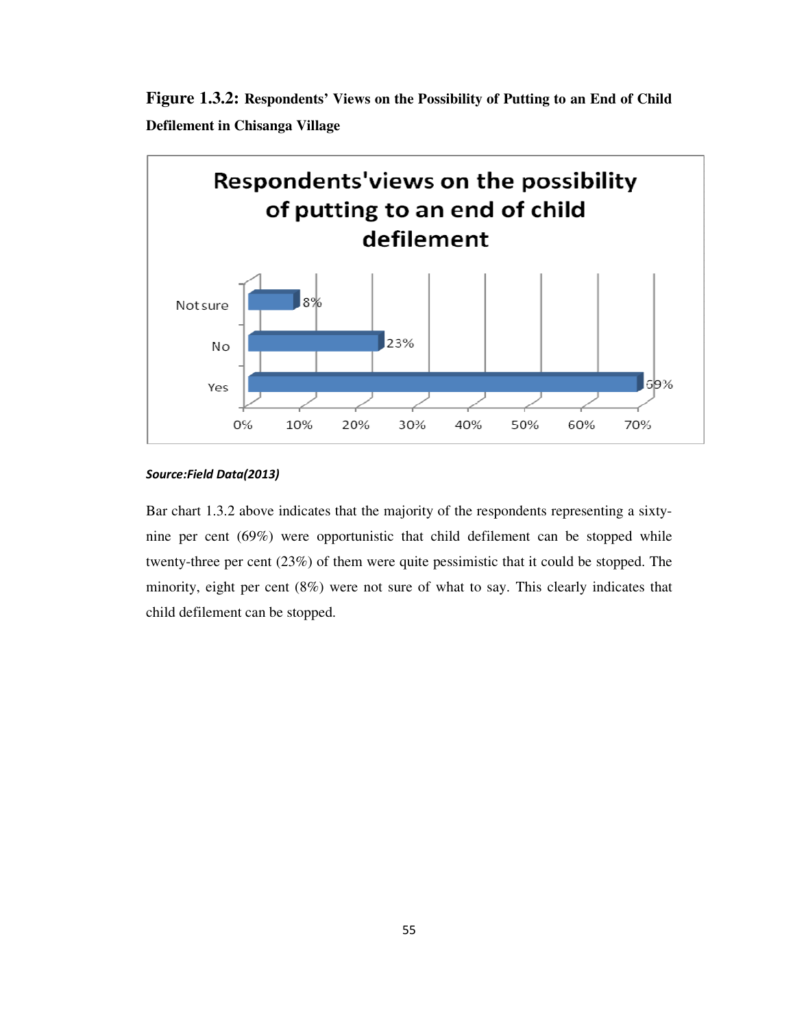**Figure 1.3.2: Respondents' Views on the Possibility of Putting to an End of Child Defilement in Chisanga Village**

| Response | Percentage |
|---|---|
| Not sure | 8% |
| No | 23% |
| Yes | 69% |

***Source:Field Data(2013)***

Bar chart 1.3.2 above indicates that the majority of the respondents representing a sixty-nine per cent (69%) were opportunistic that child defilement can be stopped while twenty-three per cent (23%) of them were quite pessimistic that it could be stopped. The minority, eight per cent (8%) were not sure of what to say. This clearly indicates that child defilement can be stopped.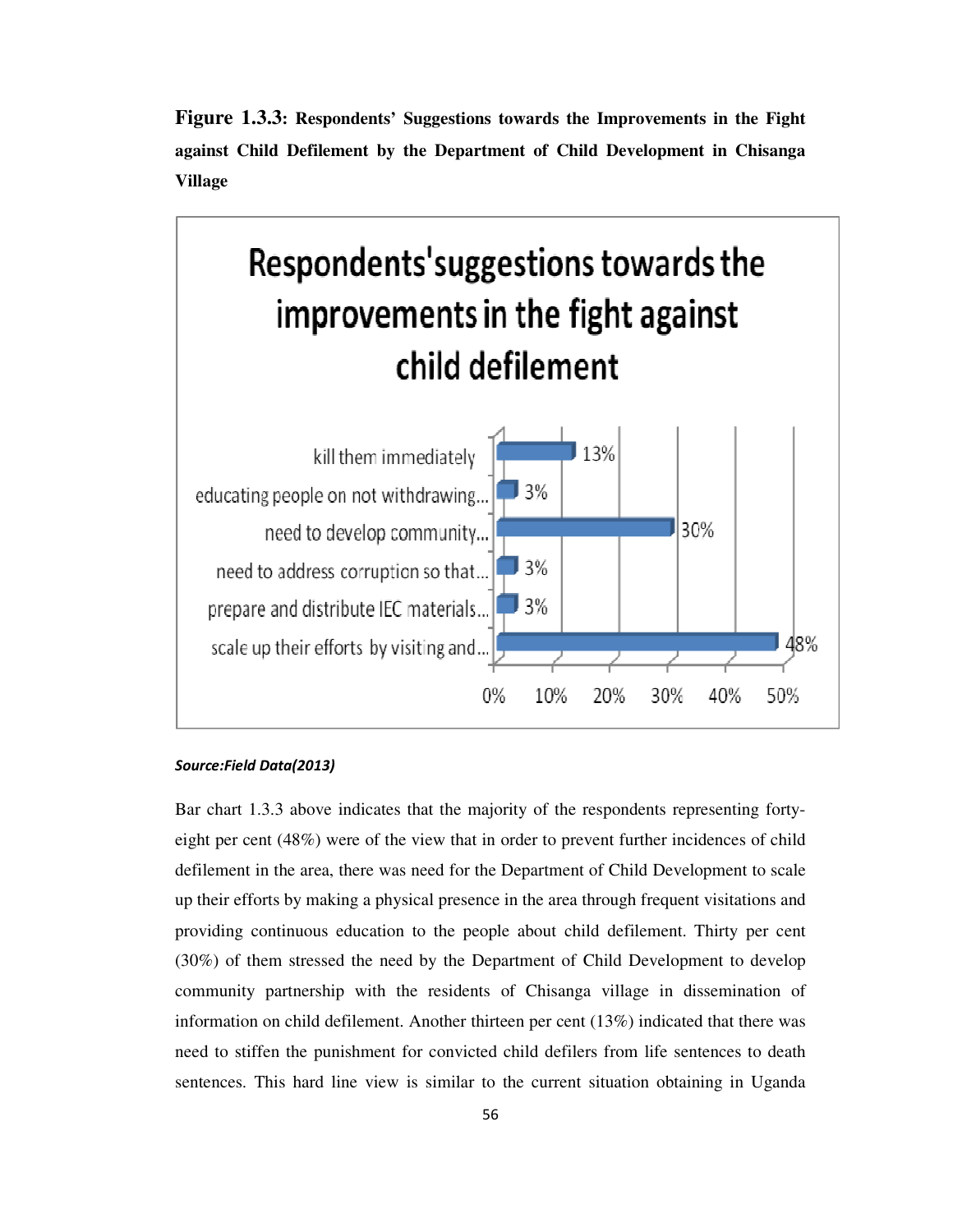**Figure 1.3.3: Respondents' Suggestions towards the Improvements in the Fight against Child Defilement by the Department of Child Development in Chisanga Village**

**Respondents'suggestions towards the improvements in the fight against child defilement**

| Suggestion | Percentage |
|---|---|
| kill them immediately | 13% |
| educating people on not withdrawing... | 3% |
| need to develop community... | 30% |
| need to address corruption so that... | 3% |
| prepare and distribute IEC materials... | 3% |
| scale up their efforts by visiting and... | 48% |

***Source:Field Data(2013)***

Bar chart 1.3.3 above indicates that the majority of the respondents representing forty-eight per cent (48%) were of the view that in order to prevent further incidences of child defilement in the area, there was need for the Department of Child Development to scale up their efforts by making a physical presence in the area through frequent visitations and providing continuous education to the people about child defilement. Thirty per cent (30%) of them stressed the need by the Department of Child Development to develop community partnership with the residents of Chisanga village in dissemination of information on child defilement. Another thirteen per cent (13%) indicated that there was need to stiffen the punishment for convicted child defilers from life sentences to death sentences. This hard line view is similar to the current situation obtaining in Uganda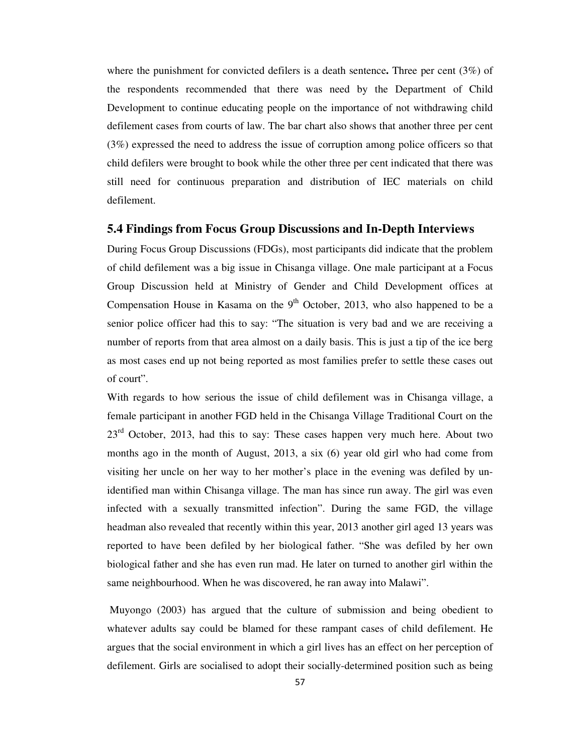where the punishment for convicted defilers is a death sentence**.** Three per cent (3%) of the respondents recommended that there was need by the Department of Child Development to continue educating people on the importance of not withdrawing child defilement cases from courts of law. The bar chart also shows that another three per cent (3%) expressed the need to address the issue of corruption among police officers so that child defilers were brought to book while the other three per cent indicated that there was still need for continuous preparation and distribution of IEC materials on child defilement.

## 5.4 Findings from Focus Group Discussions and In-Depth Interviews

During Focus Group Discussions (FDGs), most participants did indicate that the problem of child defilement was a big issue in Chisanga village. One male participant at a Focus Group Discussion held at Ministry of Gender and Child Development offices at Compensation House in Kasama on the 9th October, 2013, who also happened to be a senior police officer had this to say: "The situation is very bad and we are receiving a number of reports from that area almost on a daily basis. This is just a tip of the ice berg as most cases end up not being reported as most families prefer to settle these cases out of court".

With regards to how serious the issue of child defilement was in Chisanga village, a female participant in another FGD held in the Chisanga Village Traditional Court on the 23rd October, 2013, had this to say: These cases happen very much here. About two months ago in the month of August, 2013, a six (6) year old girl who had come from visiting her uncle on her way to her mother's place in the evening was defiled by un-identified man within Chisanga village. The man has since run away. The girl was even infected with a sexually transmitted infection". During the same FGD, the village headman also revealed that recently within this year, 2013 another girl aged 13 years was reported to have been defiled by her biological father. "She was defiled by her own biological father and she has even run mad. He later on turned to another girl within the same neighbourhood. When he was discovered, he ran away into Malawi".

Muyongo (2003) has argued that the culture of submission and being obedient to whatever adults say could be blamed for these rampant cases of child defilement. He argues that the social environment in which a girl lives has an effect on her perception of defilement. Girls are socialised to adopt their socially-determined position such as being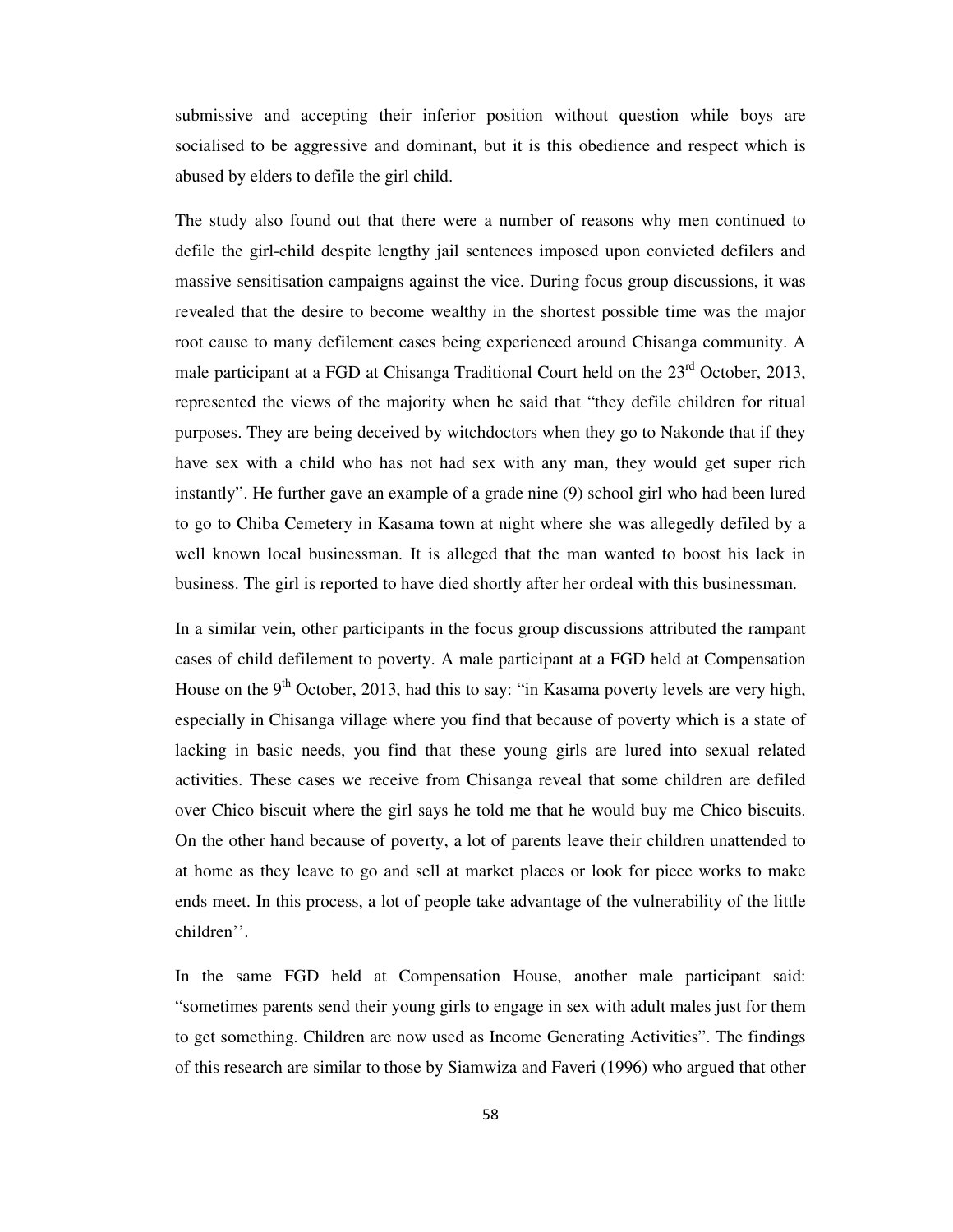submissive and accepting their inferior position without question while boys are socialised to be aggressive and dominant, but it is this obedience and respect which is abused by elders to defile the girl child.

The study also found out that there were a number of reasons why men continued to defile the girl-child despite lengthy jail sentences imposed upon convicted defilers and massive sensitisation campaigns against the vice. During focus group discussions, it was revealed that the desire to become wealthy in the shortest possible time was the major root cause to many defilement cases being experienced around Chisanga community. A male participant at a FGD at Chisanga Traditional Court held on the 23rd October, 2013, represented the views of the majority when he said that "they defile children for ritual purposes. They are being deceived by witchdoctors when they go to Nakonde that if they have sex with a child who has not had sex with any man, they would get super rich instantly". He further gave an example of a grade nine (9) school girl who had been lured to go to Chiba Cemetery in Kasama town at night where she was allegedly defiled by a well known local businessman. It is alleged that the man wanted to boost his lack in business. The girl is reported to have died shortly after her ordeal with this businessman.

In a similar vein, other participants in the focus group discussions attributed the rampant cases of child defilement to poverty. A male participant at a FGD held at Compensation House on the 9th October, 2013, had this to say: "in Kasama poverty levels are very high, especially in Chisanga village where you find that because of poverty which is a state of lacking in basic needs, you find that these young girls are lured into sexual related activities. These cases we receive from Chisanga reveal that some children are defiled over Chico biscuit where the girl says he told me that he would buy me Chico biscuits. On the other hand because of poverty, a lot of parents leave their children unattended to at home as they leave to go and sell at market places or look for piece works to make ends meet. In this process, a lot of people take advantage of the vulnerability of the little children''.

In the same FGD held at Compensation House, another male participant said: "sometimes parents send their young girls to engage in sex with adult males just for them to get something. Children are now used as Income Generating Activities". The findings of this research are similar to those by Siamwiza and Faveri (1996) who argued that other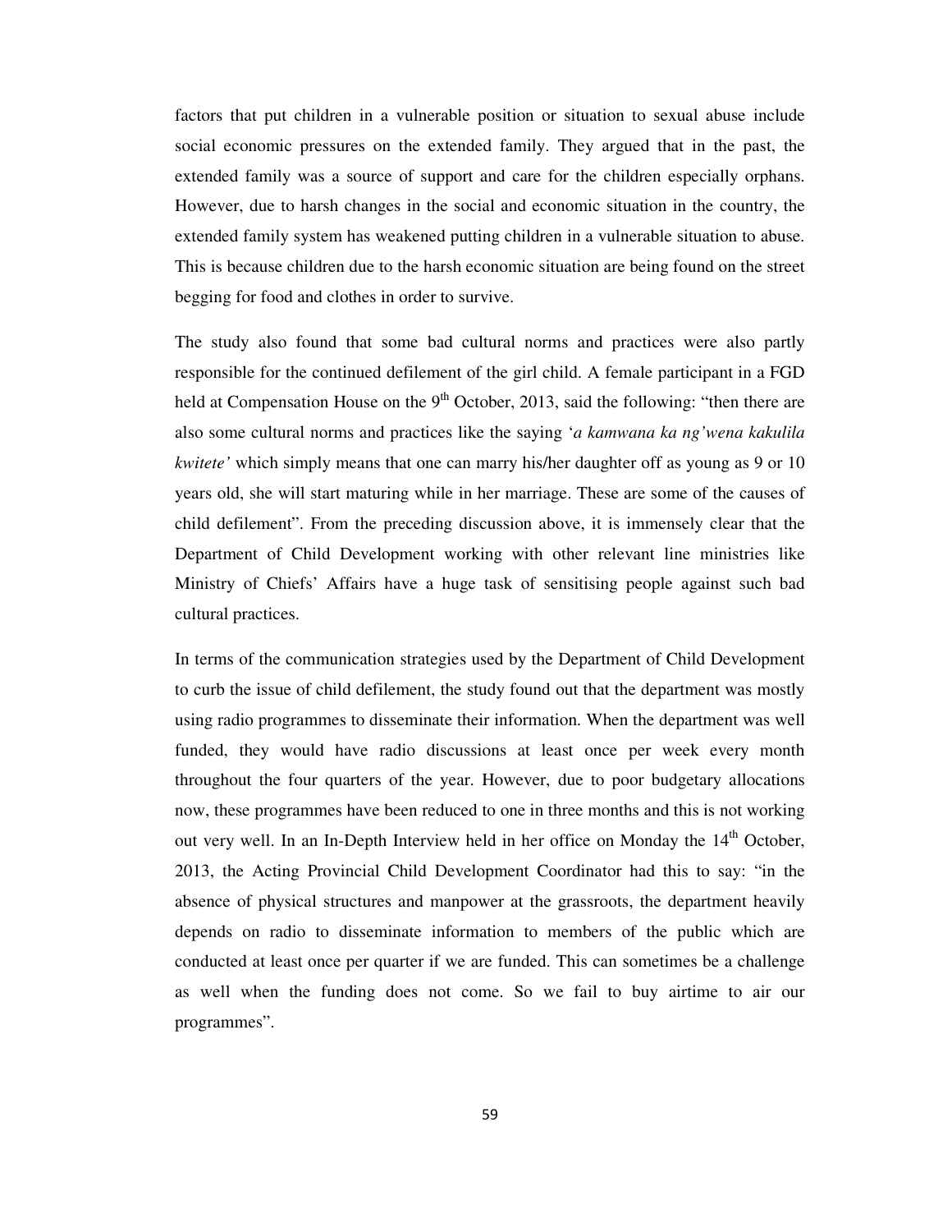factors that put children in a vulnerable position or situation to sexual abuse include social economic pressures on the extended family. They argued that in the past, the extended family was a source of support and care for the children especially orphans. However, due to harsh changes in the social and economic situation in the country, the extended family system has weakened putting children in a vulnerable situation to abuse. This is because children due to the harsh economic situation are being found on the street begging for food and clothes in order to survive.

The study also found that some bad cultural norms and practices were also partly responsible for the continued defilement of the girl child. A female participant in a FGD held at Compensation House on the 9th October, 2013, said the following: "then there are also some cultural norms and practices like the saying '*a kamwana ka ng'wena kakulila kwitete'* which simply means that one can marry his/her daughter off as young as 9 or 10 years old, she will start maturing while in her marriage. These are some of the causes of child defilement". From the preceding discussion above, it is immensely clear that the Department of Child Development working with other relevant line ministries like Ministry of Chiefs' Affairs have a huge task of sensitising people against such bad cultural practices.

In terms of the communication strategies used by the Department of Child Development to curb the issue of child defilement, the study found out that the department was mostly using radio programmes to disseminate their information. When the department was well funded, they would have radio discussions at least once per week every month throughout the four quarters of the year. However, due to poor budgetary allocations now, these programmes have been reduced to one in three months and this is not working out very well. In an In-Depth Interview held in her office on Monday the 14th October, 2013, the Acting Provincial Child Development Coordinator had this to say: "in the absence of physical structures and manpower at the grassroots, the department heavily depends on radio to disseminate information to members of the public which are conducted at least once per quarter if we are funded. This can sometimes be a challenge as well when the funding does not come. So we fail to buy airtime to air our programmes".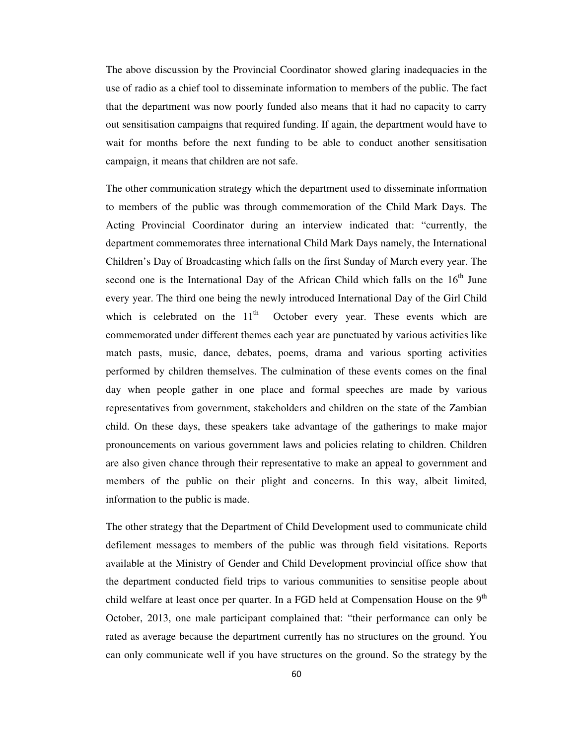The above discussion by the Provincial Coordinator showed glaring inadequacies in the use of radio as a chief tool to disseminate information to members of the public. The fact that the department was now poorly funded also means that it had no capacity to carry out sensitisation campaigns that required funding. If again, the department would have to wait for months before the next funding to be able to conduct another sensitisation campaign, it means that children are not safe.

The other communication strategy which the department used to disseminate information to members of the public was through commemoration of the Child Mark Days. The Acting Provincial Coordinator during an interview indicated that: "currently, the department commemorates three international Child Mark Days namely, the International Children's Day of Broadcasting which falls on the first Sunday of March every year. The second one is the International Day of the African Child which falls on the 16th June every year. The third one being the newly introduced International Day of the Girl Child which is celebrated on the 11th October every year. These events which are commemorated under different themes each year are punctuated by various activities like match pasts, music, dance, debates, poems, drama and various sporting activities performed by children themselves. The culmination of these events comes on the final day when people gather in one place and formal speeches are made by various representatives from government, stakeholders and children on the state of the Zambian child. On these days, these speakers take advantage of the gatherings to make major pronouncements on various government laws and policies relating to children. Children are also given chance through their representative to make an appeal to government and members of the public on their plight and concerns. In this way, albeit limited, information to the public is made.

The other strategy that the Department of Child Development used to communicate child defilement messages to members of the public was through field visitations. Reports available at the Ministry of Gender and Child Development provincial office show that the department conducted field trips to various communities to sensitise people about child welfare at least once per quarter. In a FGD held at Compensation House on the 9th October, 2013, one male participant complained that: "their performance can only be rated as average because the department currently has no structures on the ground. You can only communicate well if you have structures on the ground. So the strategy by the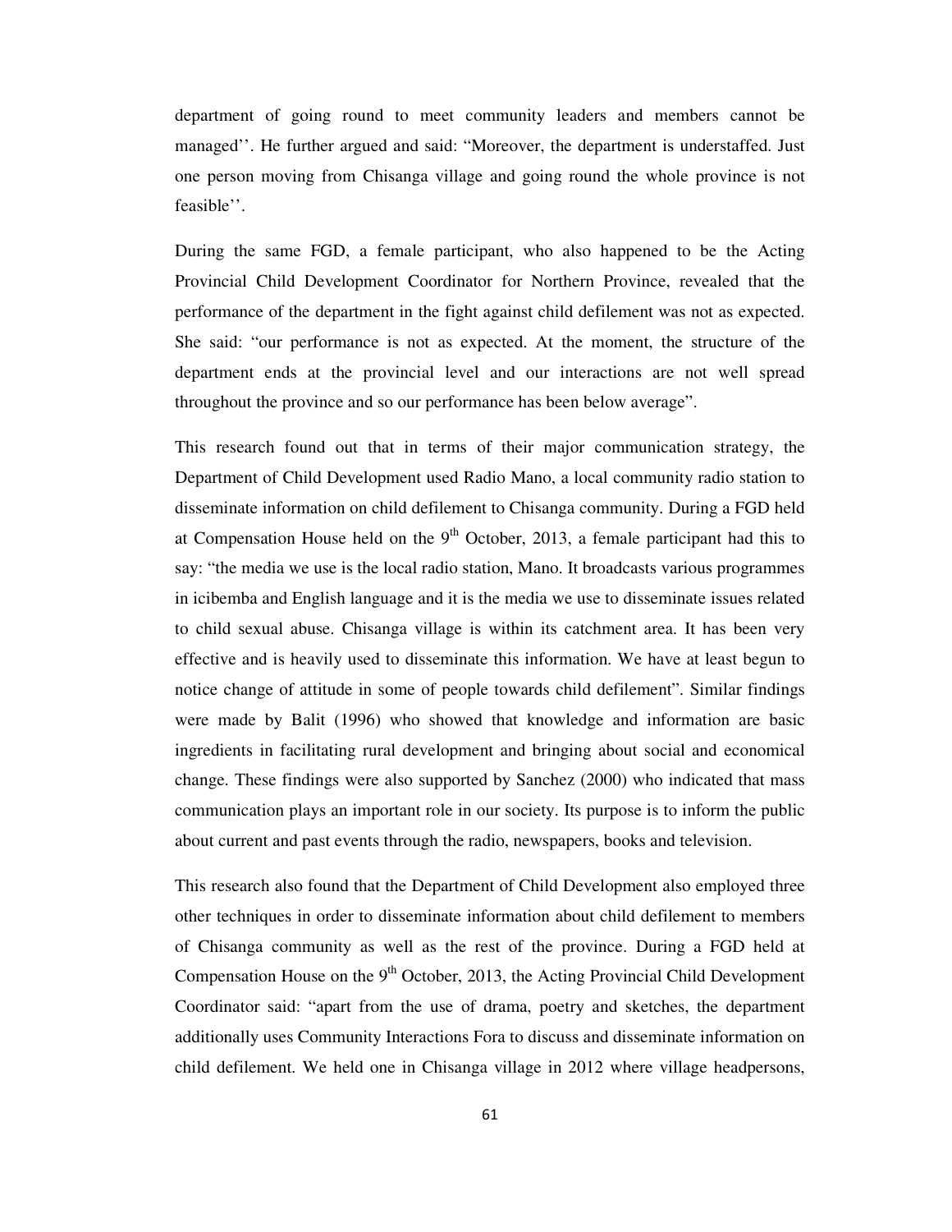department of going round to meet community leaders and members cannot be managed''. He further argued and said: "Moreover, the department is understaffed. Just one person moving from Chisanga village and going round the whole province is not feasible''.

During the same FGD, a female participant, who also happened to be the Acting Provincial Child Development Coordinator for Northern Province, revealed that the performance of the department in the fight against child defilement was not as expected. She said: "our performance is not as expected. At the moment, the structure of the department ends at the provincial level and our interactions are not well spread throughout the province and so our performance has been below average".

This research found out that in terms of their major communication strategy, the Department of Child Development used Radio Mano, a local community radio station to disseminate information on child defilement to Chisanga community. During a FGD held at Compensation House held on the 9th October, 2013, a female participant had this to say: "the media we use is the local radio station, Mano. It broadcasts various programmes in icibemba and English language and it is the media we use to disseminate issues related to child sexual abuse. Chisanga village is within its catchment area. It has been very effective and is heavily used to disseminate this information. We have at least begun to notice change of attitude in some of people towards child defilement". Similar findings were made by Balit (1996) who showed that knowledge and information are basic ingredients in facilitating rural development and bringing about social and economical change. These findings were also supported by Sanchez (2000) who indicated that mass communication plays an important role in our society. Its purpose is to inform the public about current and past events through the radio, newspapers, books and television.

This research also found that the Department of Child Development also employed three other techniques in order to disseminate information about child defilement to members of Chisanga community as well as the rest of the province. During a FGD held at Compensation House on the 9th October, 2013, the Acting Provincial Child Development Coordinator said: "apart from the use of drama, poetry and sketches, the department additionally uses Community Interactions Fora to discuss and disseminate information on child defilement. We held one in Chisanga village in 2012 where village headpersons,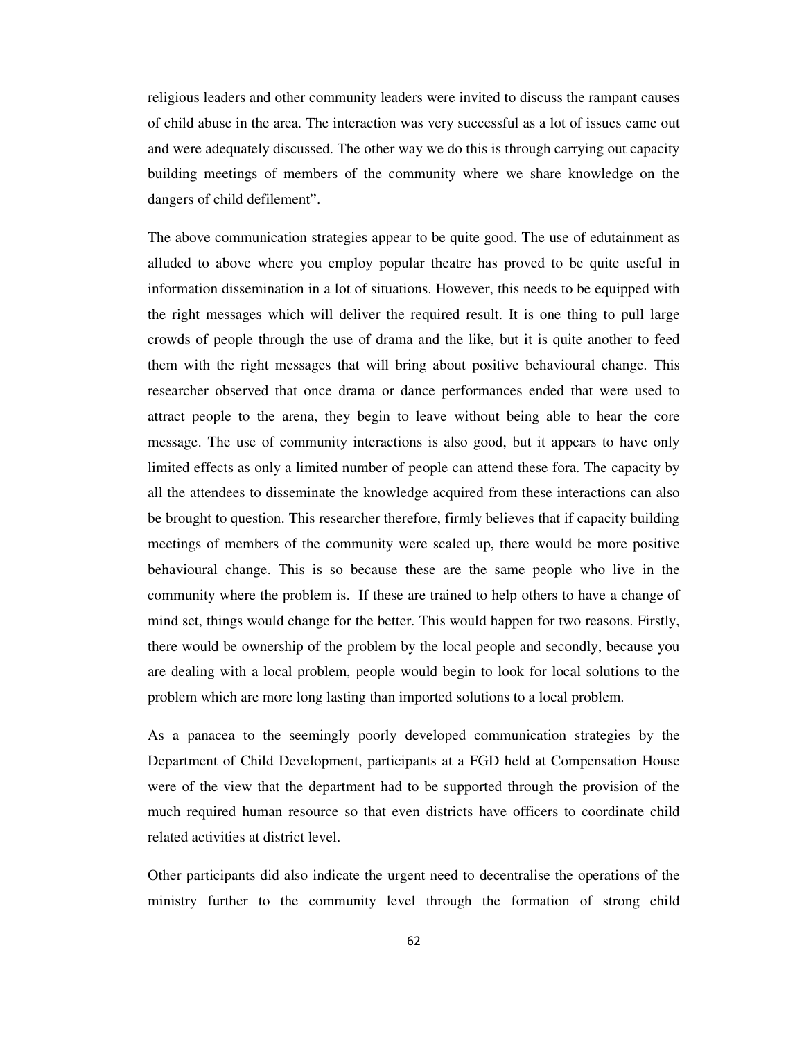religious leaders and other community leaders were invited to discuss the rampant causes of child abuse in the area. The interaction was very successful as a lot of issues came out and were adequately discussed. The other way we do this is through carrying out capacity building meetings of members of the community where we share knowledge on the dangers of child defilement".

The above communication strategies appear to be quite good. The use of edutainment as alluded to above where you employ popular theatre has proved to be quite useful in information dissemination in a lot of situations. However, this needs to be equipped with the right messages which will deliver the required result. It is one thing to pull large crowds of people through the use of drama and the like, but it is quite another to feed them with the right messages that will bring about positive behavioural change. This researcher observed that once drama or dance performances ended that were used to attract people to the arena, they begin to leave without being able to hear the core message. The use of community interactions is also good, but it appears to have only limited effects as only a limited number of people can attend these fora. The capacity by all the attendees to disseminate the knowledge acquired from these interactions can also be brought to question. This researcher therefore, firmly believes that if capacity building meetings of members of the community were scaled up, there would be more positive behavioural change. This is so because these are the same people who live in the community where the problem is. If these are trained to help others to have a change of mind set, things would change for the better. This would happen for two reasons. Firstly, there would be ownership of the problem by the local people and secondly, because you are dealing with a local problem, people would begin to look for local solutions to the problem which are more long lasting than imported solutions to a local problem.

As a panacea to the seemingly poorly developed communication strategies by the Department of Child Development, participants at a FGD held at Compensation House were of the view that the department had to be supported through the provision of the much required human resource so that even districts have officers to coordinate child related activities at district level.

Other participants did also indicate the urgent need to decentralise the operations of the ministry further to the community level through the formation of strong child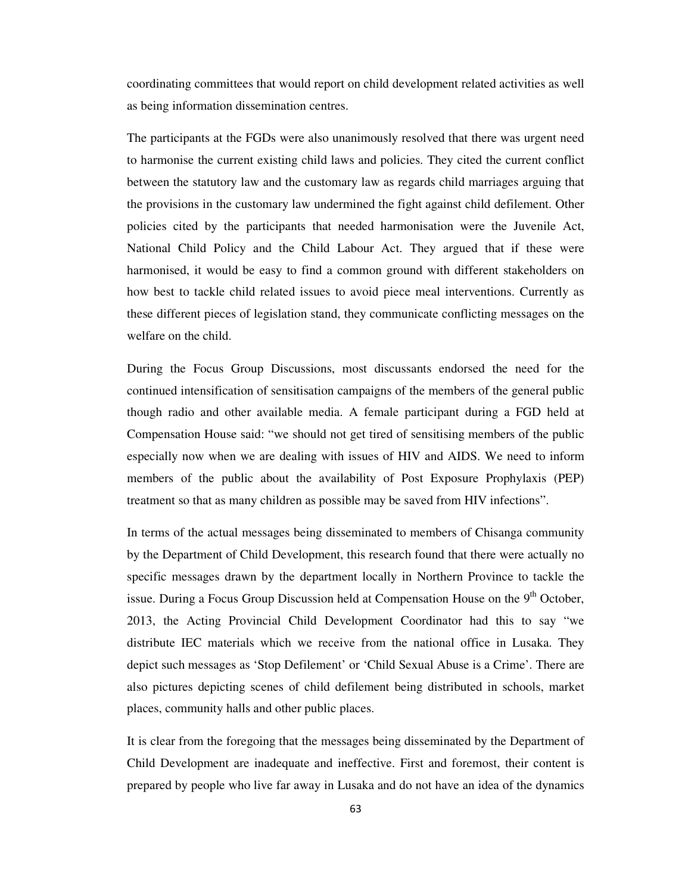coordinating committees that would report on child development related activities as well as being information dissemination centres.

The participants at the FGDs were also unanimously resolved that there was urgent need to harmonise the current existing child laws and policies. They cited the current conflict between the statutory law and the customary law as regards child marriages arguing that the provisions in the customary law undermined the fight against child defilement. Other policies cited by the participants that needed harmonisation were the Juvenile Act, National Child Policy and the Child Labour Act. They argued that if these were harmonised, it would be easy to find a common ground with different stakeholders on how best to tackle child related issues to avoid piece meal interventions. Currently as these different pieces of legislation stand, they communicate conflicting messages on the welfare on the child.

During the Focus Group Discussions, most discussants endorsed the need for the continued intensification of sensitisation campaigns of the members of the general public though radio and other available media. A female participant during a FGD held at Compensation House said: "we should not get tired of sensitising members of the public especially now when we are dealing with issues of HIV and AIDS. We need to inform members of the public about the availability of Post Exposure Prophylaxis (PEP) treatment so that as many children as possible may be saved from HIV infections".

In terms of the actual messages being disseminated to members of Chisanga community by the Department of Child Development, this research found that there were actually no specific messages drawn by the department locally in Northern Province to tackle the issue. During a Focus Group Discussion held at Compensation House on the 9th October, 2013, the Acting Provincial Child Development Coordinator had this to say "we distribute IEC materials which we receive from the national office in Lusaka. They depict such messages as 'Stop Defilement' or 'Child Sexual Abuse is a Crime'. There are also pictures depicting scenes of child defilement being distributed in schools, market places, community halls and other public places.

It is clear from the foregoing that the messages being disseminated by the Department of Child Development are inadequate and ineffective. First and foremost, their content is prepared by people who live far away in Lusaka and do not have an idea of the dynamics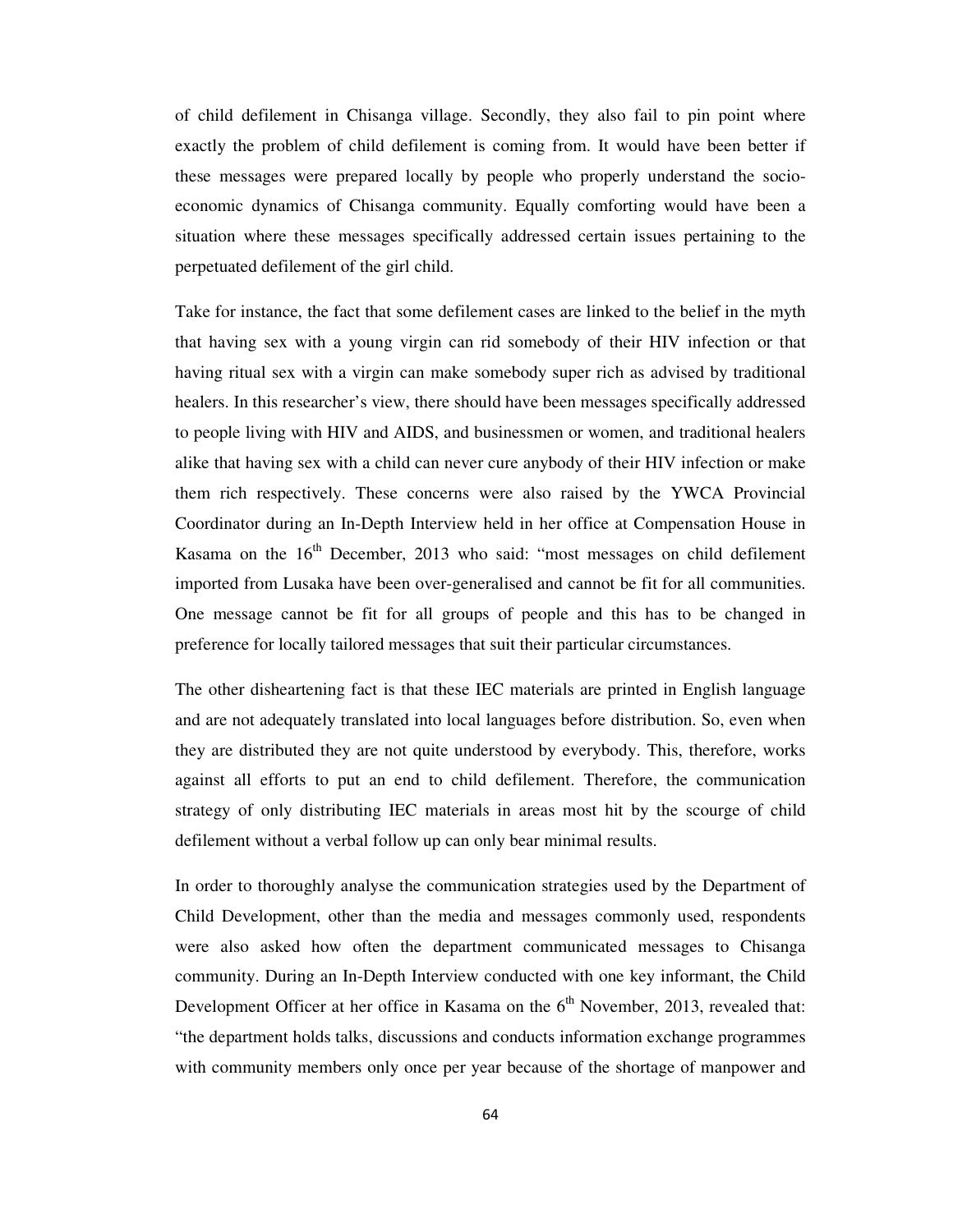of child defilement in Chisanga village. Secondly, they also fail to pin point where exactly the problem of child defilement is coming from. It would have been better if these messages were prepared locally by people who properly understand the socio-economic dynamics of Chisanga community. Equally comforting would have been a situation where these messages specifically addressed certain issues pertaining to the perpetuated defilement of the girl child.

Take for instance, the fact that some defilement cases are linked to the belief in the myth that having sex with a young virgin can rid somebody of their HIV infection or that having ritual sex with a virgin can make somebody super rich as advised by traditional healers. In this researcher's view, there should have been messages specifically addressed to people living with HIV and AIDS, and businessmen or women, and traditional healers alike that having sex with a child can never cure anybody of their HIV infection or make them rich respectively. These concerns were also raised by the YWCA Provincial Coordinator during an In-Depth Interview held in her office at Compensation House in Kasama on the 16th December, 2013 who said: "most messages on child defilement imported from Lusaka have been over-generalised and cannot be fit for all communities. One message cannot be fit for all groups of people and this has to be changed in preference for locally tailored messages that suit their particular circumstances.

The other disheartening fact is that these IEC materials are printed in English language and are not adequately translated into local languages before distribution. So, even when they are distributed they are not quite understood by everybody. This, therefore, works against all efforts to put an end to child defilement. Therefore, the communication strategy of only distributing IEC materials in areas most hit by the scourge of child defilement without a verbal follow up can only bear minimal results.

In order to thoroughly analyse the communication strategies used by the Department of Child Development, other than the media and messages commonly used, respondents were also asked how often the department communicated messages to Chisanga community. During an In-Depth Interview conducted with one key informant, the Child Development Officer at her office in Kasama on the 6th November, 2013, revealed that: "the department holds talks, discussions and conducts information exchange programmes with community members only once per year because of the shortage of manpower and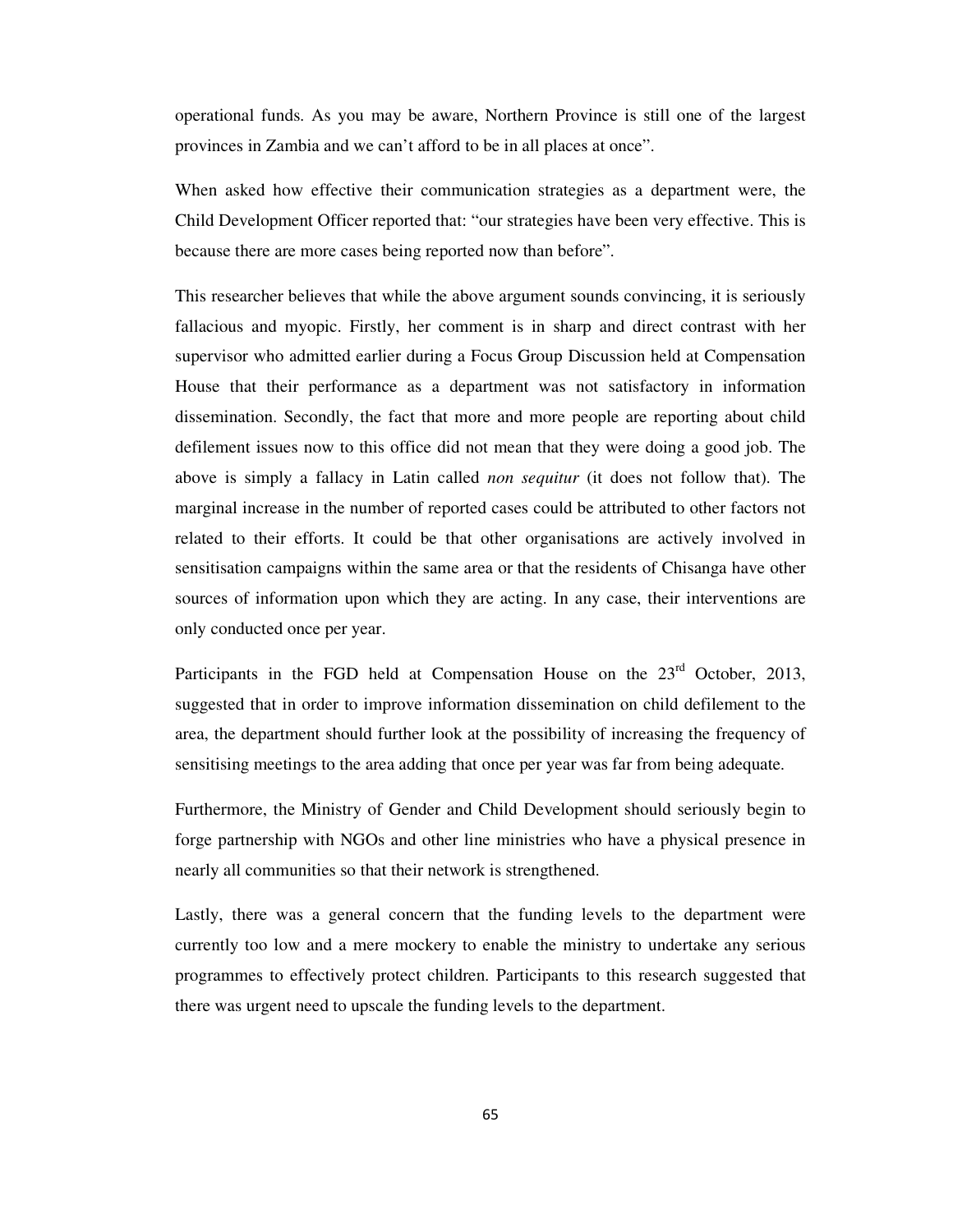operational funds. As you may be aware, Northern Province is still one of the largest provinces in Zambia and we can't afford to be in all places at once".

When asked how effective their communication strategies as a department were, the Child Development Officer reported that: "our strategies have been very effective. This is because there are more cases being reported now than before".

This researcher believes that while the above argument sounds convincing, it is seriously fallacious and myopic. Firstly, her comment is in sharp and direct contrast with her supervisor who admitted earlier during a Focus Group Discussion held at Compensation House that their performance as a department was not satisfactory in information dissemination. Secondly, the fact that more and more people are reporting about child defilement issues now to this office did not mean that they were doing a good job. The above is simply a fallacy in Latin called *non sequitur* (it does not follow that). The marginal increase in the number of reported cases could be attributed to other factors not related to their efforts. It could be that other organisations are actively involved in sensitisation campaigns within the same area or that the residents of Chisanga have other sources of information upon which they are acting. In any case, their interventions are only conducted once per year.

Participants in the FGD held at Compensation House on the 23rd October, 2013, suggested that in order to improve information dissemination on child defilement to the area, the department should further look at the possibility of increasing the frequency of sensitising meetings to the area adding that once per year was far from being adequate.

Furthermore, the Ministry of Gender and Child Development should seriously begin to forge partnership with NGOs and other line ministries who have a physical presence in nearly all communities so that their network is strengthened.

Lastly, there was a general concern that the funding levels to the department were currently too low and a mere mockery to enable the ministry to undertake any serious programmes to effectively protect children. Participants to this research suggested that there was urgent need to upscale the funding levels to the department.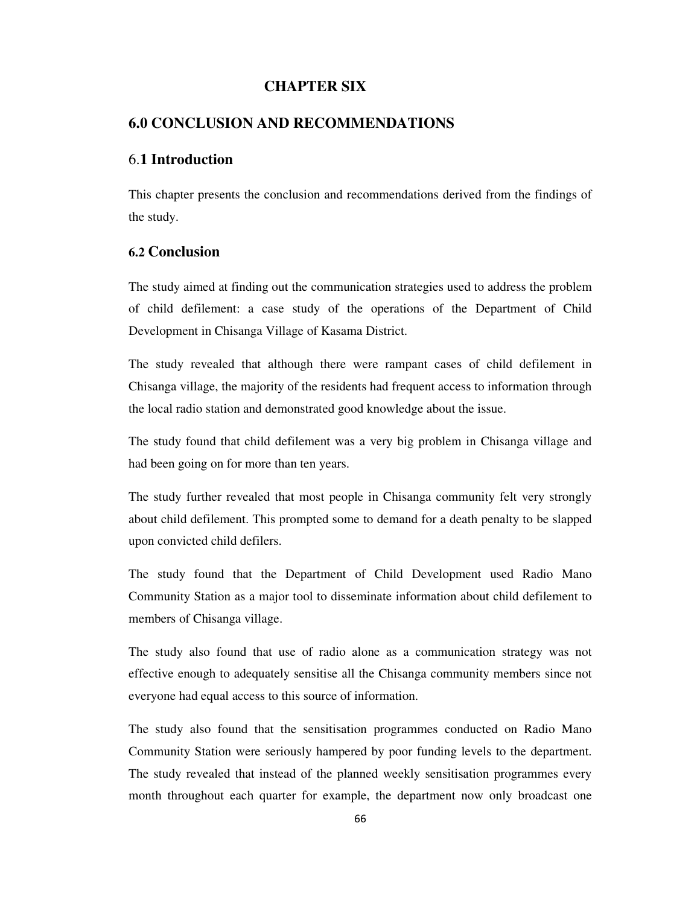# CHAPTER SIX

# 6.0 CONCLUSION AND RECOMMENDATIONS

## 6.1 Introduction

This chapter presents the conclusion and recommendations derived from the findings of the study.

## 6.2 Conclusion

The study aimed at finding out the communication strategies used to address the problem of child defilement: a case study of the operations of the Department of Child Development in Chisanga Village of Kasama District.

The study revealed that although there were rampant cases of child defilement in Chisanga village, the majority of the residents had frequent access to information through the local radio station and demonstrated good knowledge about the issue.

The study found that child defilement was a very big problem in Chisanga village and had been going on for more than ten years.

The study further revealed that most people in Chisanga community felt very strongly about child defilement. This prompted some to demand for a death penalty to be slapped upon convicted child defilers.

The study found that the Department of Child Development used Radio Mano Community Station as a major tool to disseminate information about child defilement to members of Chisanga village.

The study also found that use of radio alone as a communication strategy was not effective enough to adequately sensitise all the Chisanga community members since not everyone had equal access to this source of information.

The study also found that the sensitisation programmes conducted on Radio Mano Community Station were seriously hampered by poor funding levels to the department. The study revealed that instead of the planned weekly sensitisation programmes every month throughout each quarter for example, the department now only broadcast one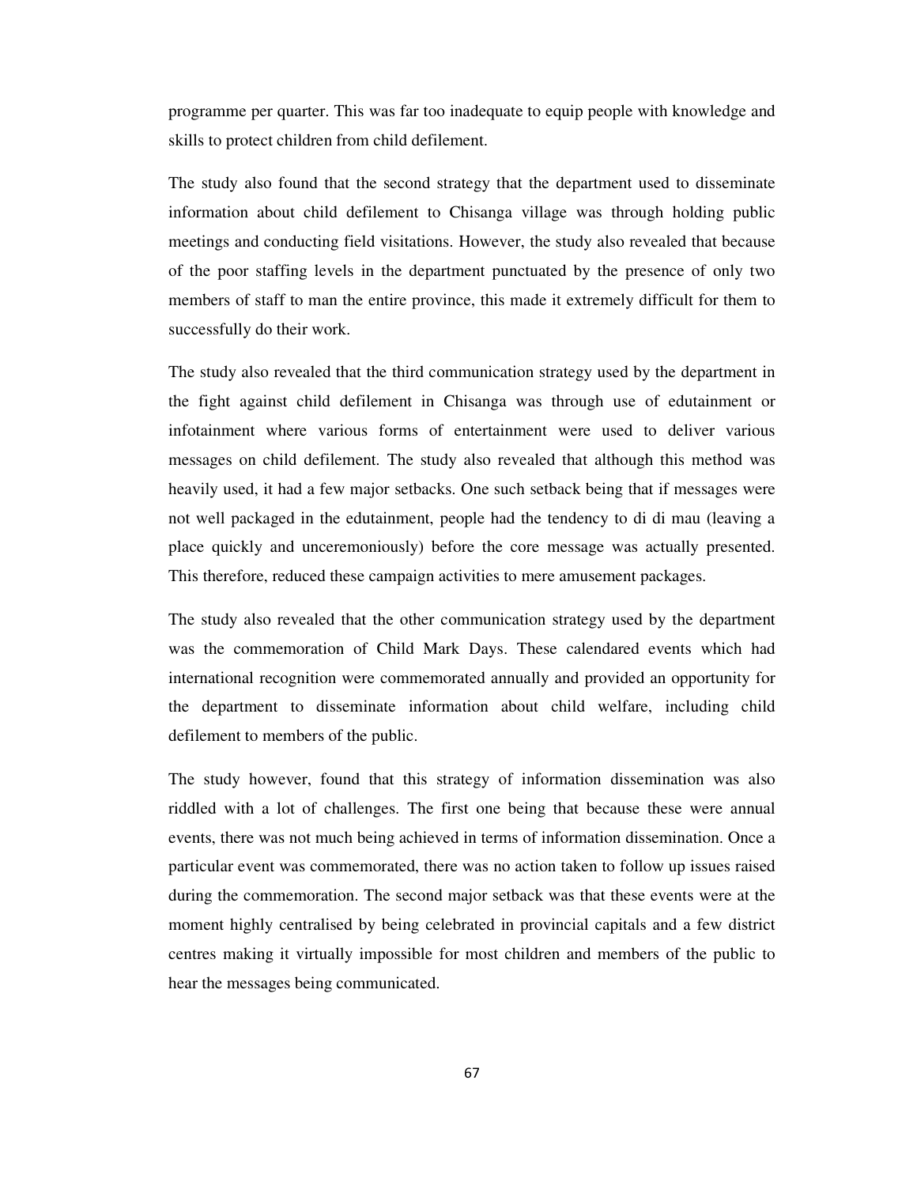programme per quarter. This was far too inadequate to equip people with knowledge and skills to protect children from child defilement.

The study also found that the second strategy that the department used to disseminate information about child defilement to Chisanga village was through holding public meetings and conducting field visitations. However, the study also revealed that because of the poor staffing levels in the department punctuated by the presence of only two members of staff to man the entire province, this made it extremely difficult for them to successfully do their work.

The study also revealed that the third communication strategy used by the department in the fight against child defilement in Chisanga was through use of edutainment or infotainment where various forms of entertainment were used to deliver various messages on child defilement. The study also revealed that although this method was heavily used, it had a few major setbacks. One such setback being that if messages were not well packaged in the edutainment, people had the tendency to di di mau (leaving a place quickly and unceremoniously) before the core message was actually presented. This therefore, reduced these campaign activities to mere amusement packages.

The study also revealed that the other communication strategy used by the department was the commemoration of Child Mark Days. These calendared events which had international recognition were commemorated annually and provided an opportunity for the department to disseminate information about child welfare, including child defilement to members of the public.

The study however, found that this strategy of information dissemination was also riddled with a lot of challenges. The first one being that because these were annual events, there was not much being achieved in terms of information dissemination. Once a particular event was commemorated, there was no action taken to follow up issues raised during the commemoration. The second major setback was that these events were at the moment highly centralised by being celebrated in provincial capitals and a few district centres making it virtually impossible for most children and members of the public to hear the messages being communicated.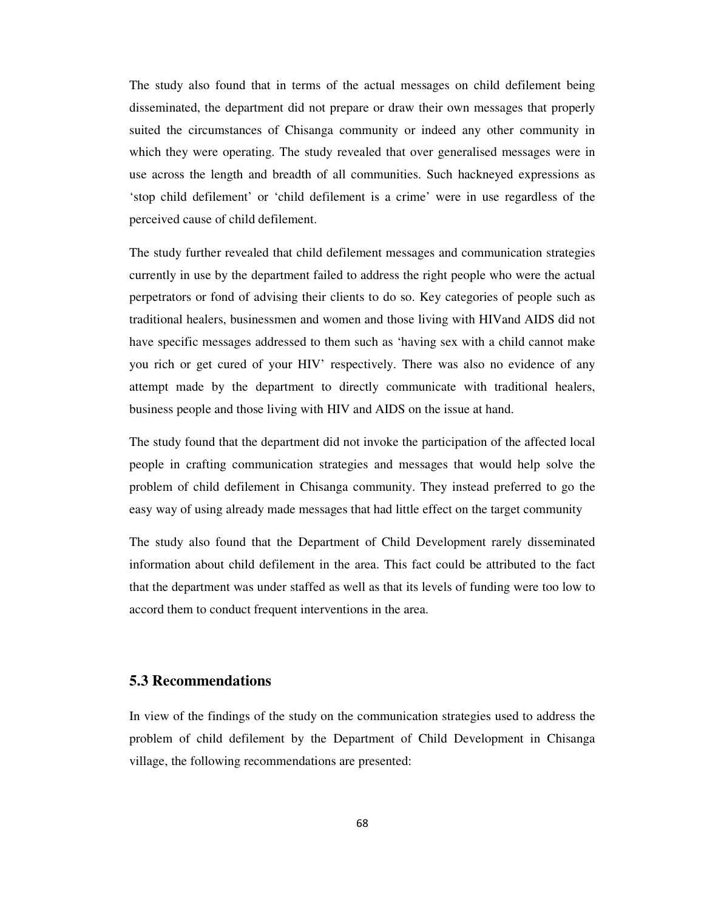The study also found that in terms of the actual messages on child defilement being disseminated, the department did not prepare or draw their own messages that properly suited the circumstances of Chisanga community or indeed any other community in which they were operating. The study revealed that over generalised messages were in use across the length and breadth of all communities. Such hackneyed expressions as 'stop child defilement' or 'child defilement is a crime' were in use regardless of the perceived cause of child defilement.

The study further revealed that child defilement messages and communication strategies currently in use by the department failed to address the right people who were the actual perpetrators or fond of advising their clients to do so. Key categories of people such as traditional healers, businessmen and women and those living with HIVand AIDS did not have specific messages addressed to them such as 'having sex with a child cannot make you rich or get cured of your HIV' respectively. There was also no evidence of any attempt made by the department to directly communicate with traditional healers, business people and those living with HIV and AIDS on the issue at hand.

The study found that the department did not invoke the participation of the affected local people in crafting communication strategies and messages that would help solve the problem of child defilement in Chisanga community. They instead preferred to go the easy way of using already made messages that had little effect on the target community

The study also found that the Department of Child Development rarely disseminated information about child defilement in the area. This fact could be attributed to the fact that the department was under staffed as well as that its levels of funding were too low to accord them to conduct frequent interventions in the area.

## 5.3 Recommendations

In view of the findings of the study on the communication strategies used to address the problem of child defilement by the Department of Child Development in Chisanga village, the following recommendations are presented: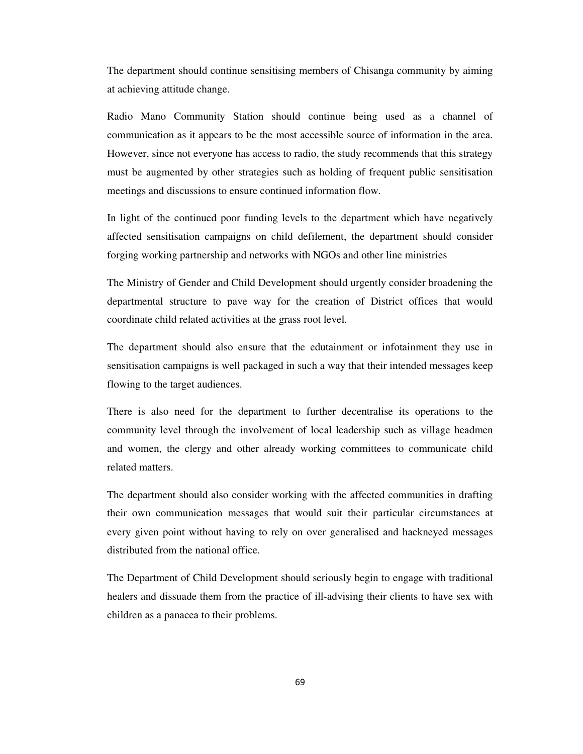The department should continue sensitising members of Chisanga community by aiming at achieving attitude change.

Radio Mano Community Station should continue being used as a channel of communication as it appears to be the most accessible source of information in the area. However, since not everyone has access to radio, the study recommends that this strategy must be augmented by other strategies such as holding of frequent public sensitisation meetings and discussions to ensure continued information flow.

In light of the continued poor funding levels to the department which have negatively affected sensitisation campaigns on child defilement, the department should consider forging working partnership and networks with NGOs and other line ministries

The Ministry of Gender and Child Development should urgently consider broadening the departmental structure to pave way for the creation of District offices that would coordinate child related activities at the grass root level.

The department should also ensure that the edutainment or infotainment they use in sensitisation campaigns is well packaged in such a way that their intended messages keep flowing to the target audiences.

There is also need for the department to further decentralise its operations to the community level through the involvement of local leadership such as village headmen and women, the clergy and other already working committees to communicate child related matters.

The department should also consider working with the affected communities in drafting their own communication messages that would suit their particular circumstances at every given point without having to rely on over generalised and hackneyed messages distributed from the national office.

The Department of Child Development should seriously begin to engage with traditional healers and dissuade them from the practice of ill-advising their clients to have sex with children as a panacea to their problems.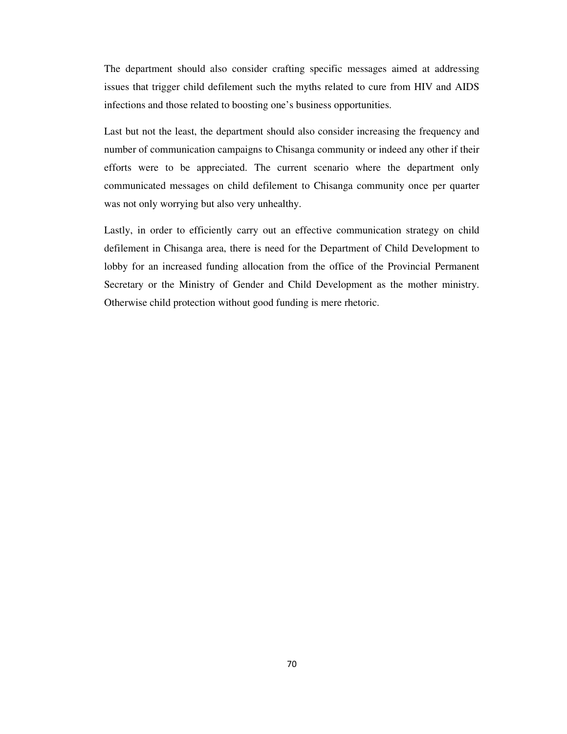The department should also consider crafting specific messages aimed at addressing issues that trigger child defilement such the myths related to cure from HIV and AIDS infections and those related to boosting one's business opportunities.

Last but not the least, the department should also consider increasing the frequency and number of communication campaigns to Chisanga community or indeed any other if their efforts were to be appreciated. The current scenario where the department only communicated messages on child defilement to Chisanga community once per quarter was not only worrying but also very unhealthy.

Lastly, in order to efficiently carry out an effective communication strategy on child defilement in Chisanga area, there is need for the Department of Child Development to lobby for an increased funding allocation from the office of the Provincial Permanent Secretary or the Ministry of Gender and Child Development as the mother ministry. Otherwise child protection without good funding is mere rhetoric.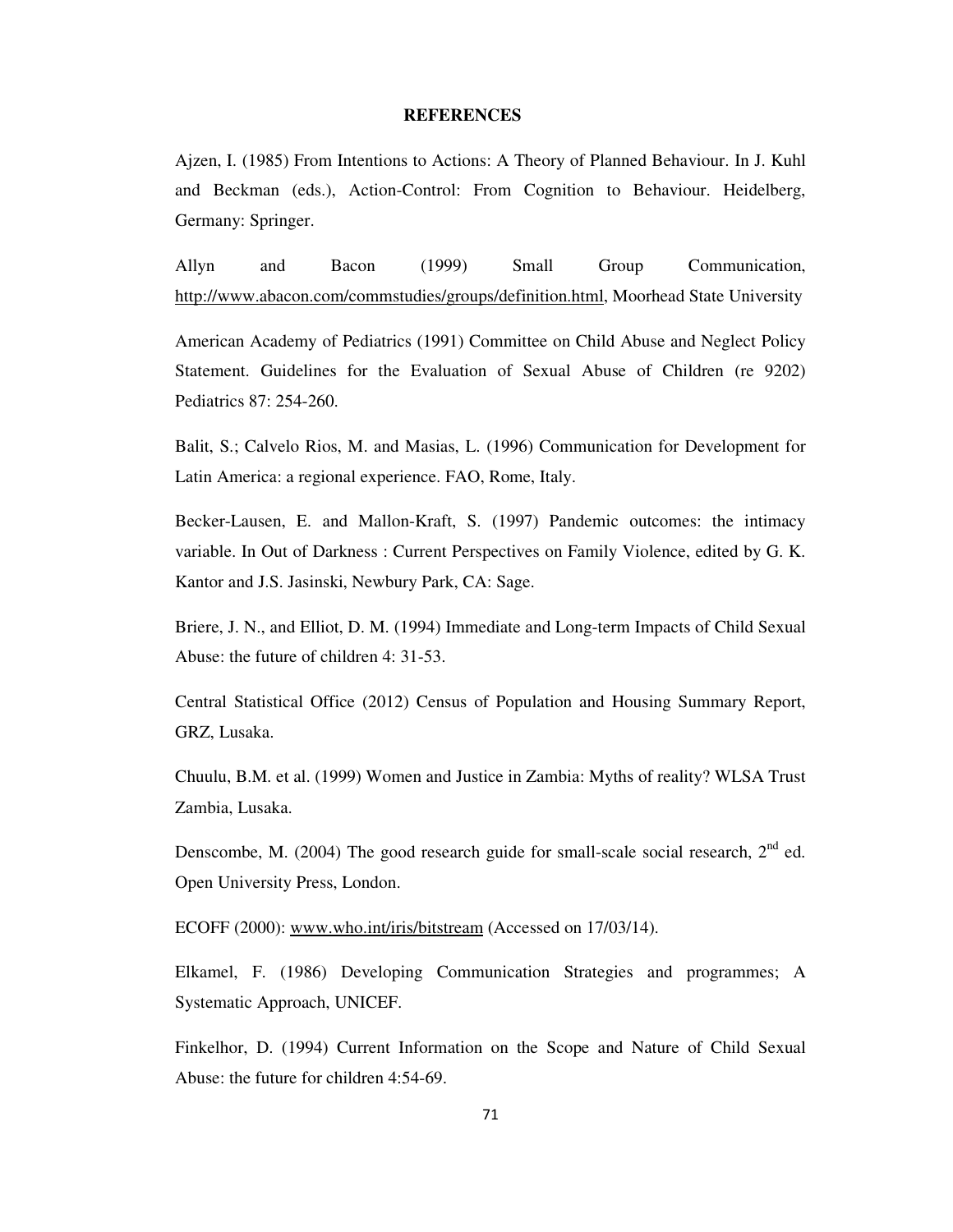# REFERENCES

Ajzen, I. (1985) From Intentions to Actions: A Theory of Planned Behaviour. In J. Kuhl and Beckman (eds.), Action-Control: From Cognition to Behaviour. Heidelberg, Germany: Springer.

Allyn and Bacon (1999) Small Group Communication, http://www.abacon.com/commstudies/groups/definition.html, Moorhead State University

American Academy of Pediatrics (1991) Committee on Child Abuse and Neglect Policy Statement. Guidelines for the Evaluation of Sexual Abuse of Children (re 9202) Pediatrics 87: 254-260.

Balit, S.; Calvelo Rios, M. and Masias, L. (1996) Communication for Development for Latin America: a regional experience. FAO, Rome, Italy.

Becker-Lausen, E. and Mallon-Kraft, S. (1997) Pandemic outcomes: the intimacy variable. In Out of Darkness : Current Perspectives on Family Violence, edited by G. K. Kantor and J.S. Jasinski, Newbury Park, CA: Sage.

Briere, J. N., and Elliot, D. M. (1994) Immediate and Long-term Impacts of Child Sexual Abuse: the future of children 4: 31-53.

Central Statistical Office (2012) Census of Population and Housing Summary Report, GRZ, Lusaka.

Chuulu, B.M. et al. (1999) Women and Justice in Zambia: Myths of reality? WLSA Trust Zambia, Lusaka.

Denscombe, M. (2004) The good research guide for small-scale social research, 2nd ed. Open University Press, London.

ECOFF (2000): www.who.int/iris/bitstream (Accessed on 17/03/14).

Elkamel, F. (1986) Developing Communication Strategies and programmes; A Systematic Approach, UNICEF.

Finkelhor, D. (1994) Current Information on the Scope and Nature of Child Sexual Abuse: the future for children 4:54-69.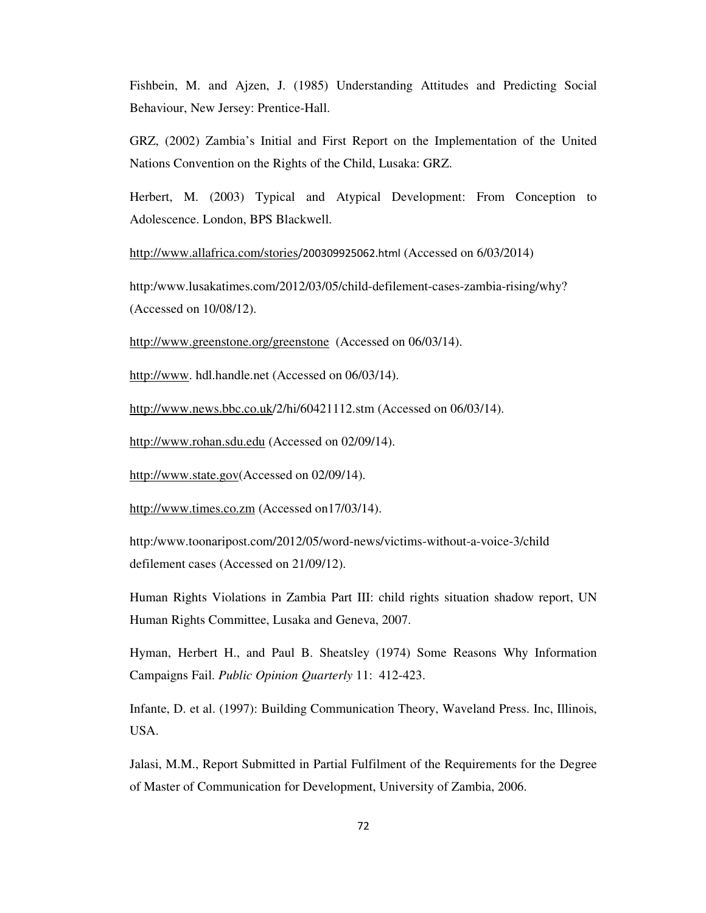Fishbein, M. and Ajzen, J. (1985) Understanding Attitudes and Predicting Social Behaviour, New Jersey: Prentice-Hall.

GRZ, (2002) Zambia's Initial and First Report on the Implementation of the United Nations Convention on the Rights of the Child, Lusaka: GRZ.

Herbert, M. (2003) Typical and Atypical Development: From Conception to Adolescence. London, BPS Blackwell.

http://www.allafrica.com/stories/200309925062.html (Accessed on 6/03/2014)

http:/www.lusakatimes.com/2012/03/05/child-defilement-cases-zambia-rising/why? (Accessed on 10/08/12).

http://www.greenstone.org/greenstone (Accessed on 06/03/14).

http://www. hdl.handle.net (Accessed on 06/03/14).

http://www.news.bbc.co.uk/2/hi/60421112.stm (Accessed on 06/03/14).

http://www.rohan.sdu.edu (Accessed on 02/09/14).

http://www.state.gov(Accessed on 02/09/14).

http://www.times.co.zm (Accessed on17/03/14).

http:/www.toonaripost.com/2012/05/word-news/victims-without-a-voice-3/child defilement cases (Accessed on 21/09/12).

Human Rights Violations in Zambia Part III: child rights situation shadow report, UN Human Rights Committee, Lusaka and Geneva, 2007.

Hyman, Herbert H., and Paul B. Sheatsley (1974) Some Reasons Why Information Campaigns Fail. *Public Opinion Quarterly* 11: 412-423.

Infante, D. et al. (1997): Building Communication Theory, Waveland Press. Inc, Illinois, USA.

Jalasi, M.M., Report Submitted in Partial Fulfilment of the Requirements for the Degree of Master of Communication for Development, University of Zambia, 2006.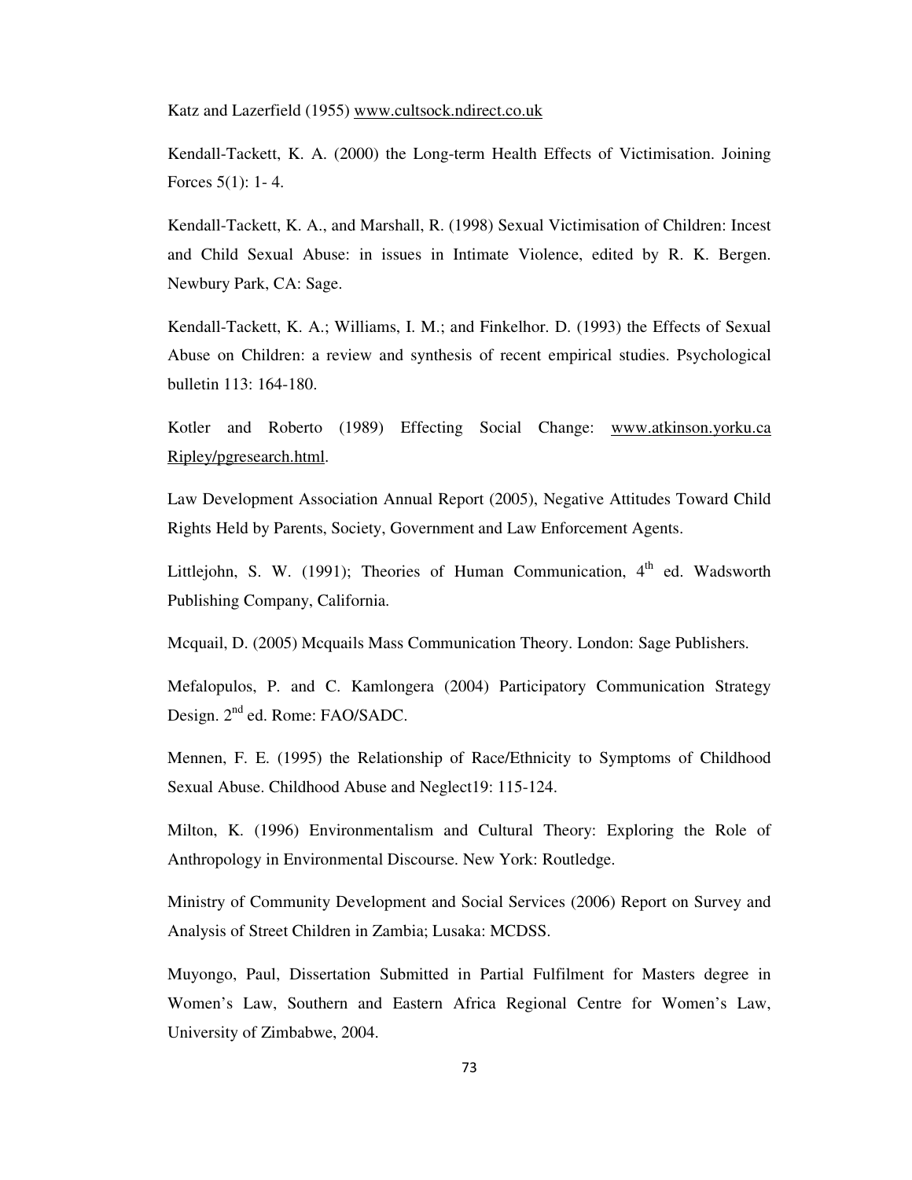Katz and Lazerfield (1955) www.cultsock.ndirect.co.uk

Kendall-Tackett, K. A. (2000) the Long-term Health Effects of Victimisation. Joining Forces 5(1): 1- 4.

Kendall-Tackett, K. A., and Marshall, R. (1998) Sexual Victimisation of Children: Incest and Child Sexual Abuse: in issues in Intimate Violence, edited by R. K. Bergen. Newbury Park, CA: Sage.

Kendall-Tackett, K. A.; Williams, I. M.; and Finkelhor. D. (1993) the Effects of Sexual Abuse on Children: a review and synthesis of recent empirical studies. Psychological bulletin 113: 164-180.

Kotler and Roberto (1989) Effecting Social Change: www.atkinson.yorku.ca Ripley/pgresearch.html.

Law Development Association Annual Report (2005), Negative Attitudes Toward Child Rights Held by Parents, Society, Government and Law Enforcement Agents.

Littlejohn, S. W. (1991); Theories of Human Communication, 4th ed. Wadsworth Publishing Company, California.

Mcquail, D. (2005) Mcquails Mass Communication Theory. London: Sage Publishers.

Mefalopulos, P. and C. Kamlongera (2004) Participatory Communication Strategy Design. 2nd ed. Rome: FAO/SADC.

Mennen, F. E. (1995) the Relationship of Race/Ethnicity to Symptoms of Childhood Sexual Abuse. Childhood Abuse and Neglect19: 115-124.

Milton, K. (1996) Environmentalism and Cultural Theory: Exploring the Role of Anthropology in Environmental Discourse. New York: Routledge.

Ministry of Community Development and Social Services (2006) Report on Survey and Analysis of Street Children in Zambia; Lusaka: MCDSS.

Muyongo, Paul, Dissertation Submitted in Partial Fulfilment for Masters degree in Women's Law, Southern and Eastern Africa Regional Centre for Women's Law, University of Zimbabwe, 2004.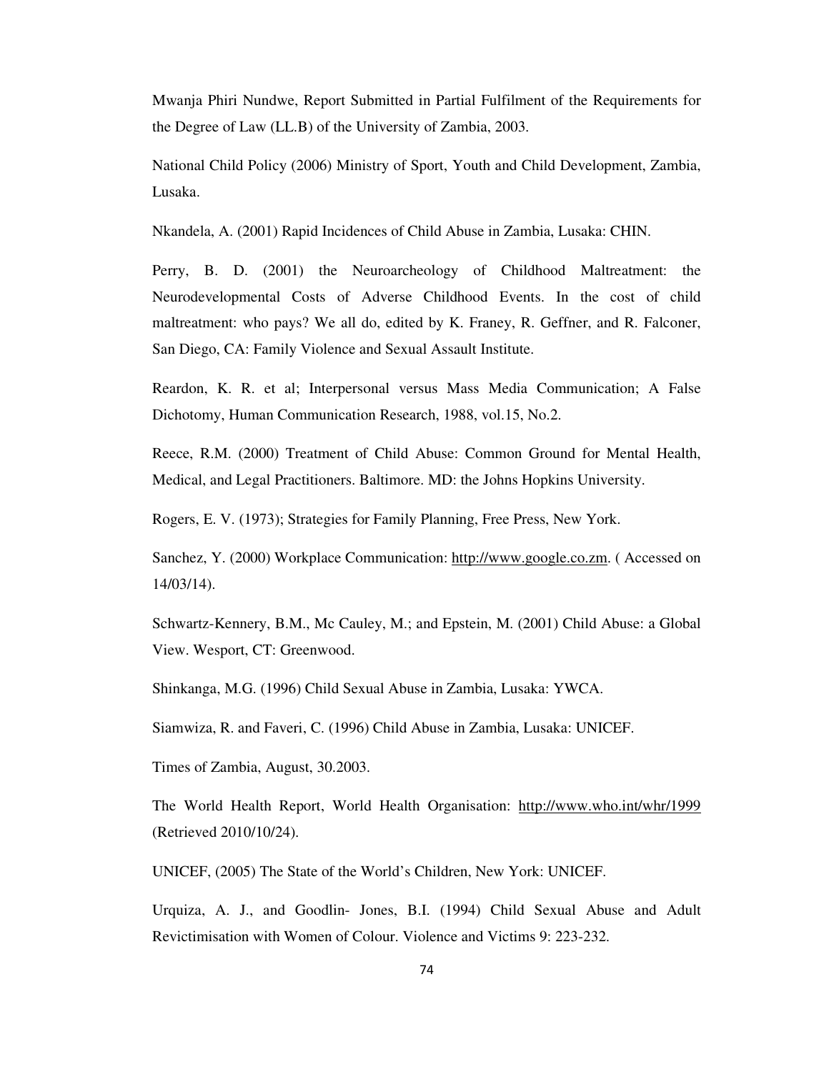Mwanja Phiri Nundwe, Report Submitted in Partial Fulfilment of the Requirements for the Degree of Law (LL.B) of the University of Zambia, 2003.

National Child Policy (2006) Ministry of Sport, Youth and Child Development, Zambia, Lusaka.

Nkandela, A. (2001) Rapid Incidences of Child Abuse in Zambia, Lusaka: CHIN.

Perry, B. D. (2001) the Neuroarcheology of Childhood Maltreatment: the Neurodevelopmental Costs of Adverse Childhood Events. In the cost of child maltreatment: who pays? We all do, edited by K. Franey, R. Geffner, and R. Falconer, San Diego, CA: Family Violence and Sexual Assault Institute.

Reardon, K. R. et al; Interpersonal versus Mass Media Communication; A False Dichotomy, Human Communication Research, 1988, vol.15, No.2.

Reece, R.M. (2000) Treatment of Child Abuse: Common Ground for Mental Health, Medical, and Legal Practitioners. Baltimore. MD: the Johns Hopkins University.

Rogers, E. V. (1973); Strategies for Family Planning, Free Press, New York.

Sanchez, Y. (2000) Workplace Communication: http://www.google.co.zm. ( Accessed on 14/03/14).

Schwartz-Kennery, B.M., Mc Cauley, M.; and Epstein, M. (2001) Child Abuse: a Global View. Wesport, CT: Greenwood.

Shinkanga, M.G. (1996) Child Sexual Abuse in Zambia, Lusaka: YWCA.

Siamwiza, R. and Faveri, C. (1996) Child Abuse in Zambia, Lusaka: UNICEF.

Times of Zambia, August, 30.2003.

The World Health Report, World Health Organisation: http://www.who.int/whr/1999 (Retrieved 2010/10/24).

UNICEF, (2005) The State of the World's Children, New York: UNICEF.

Urquiza, A. J., and Goodlin- Jones, B.I. (1994) Child Sexual Abuse and Adult Revictimisation with Women of Colour. Violence and Victims 9: 223-232.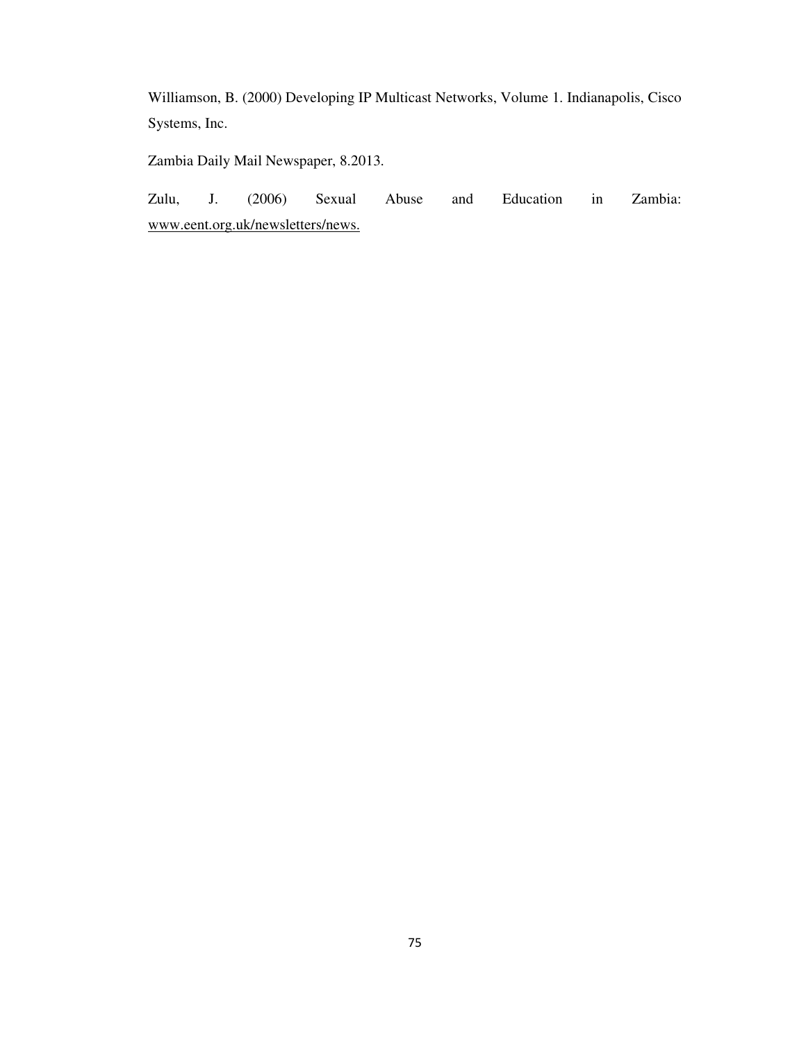Williamson, B. (2000) Developing IP Multicast Networks, Volume 1. Indianapolis, Cisco Systems, Inc.

Zambia Daily Mail Newspaper, 8.2013.

Zulu, J. (2006) Sexual Abuse and Education in Zambia: www.eent.org.uk/newsletters/news.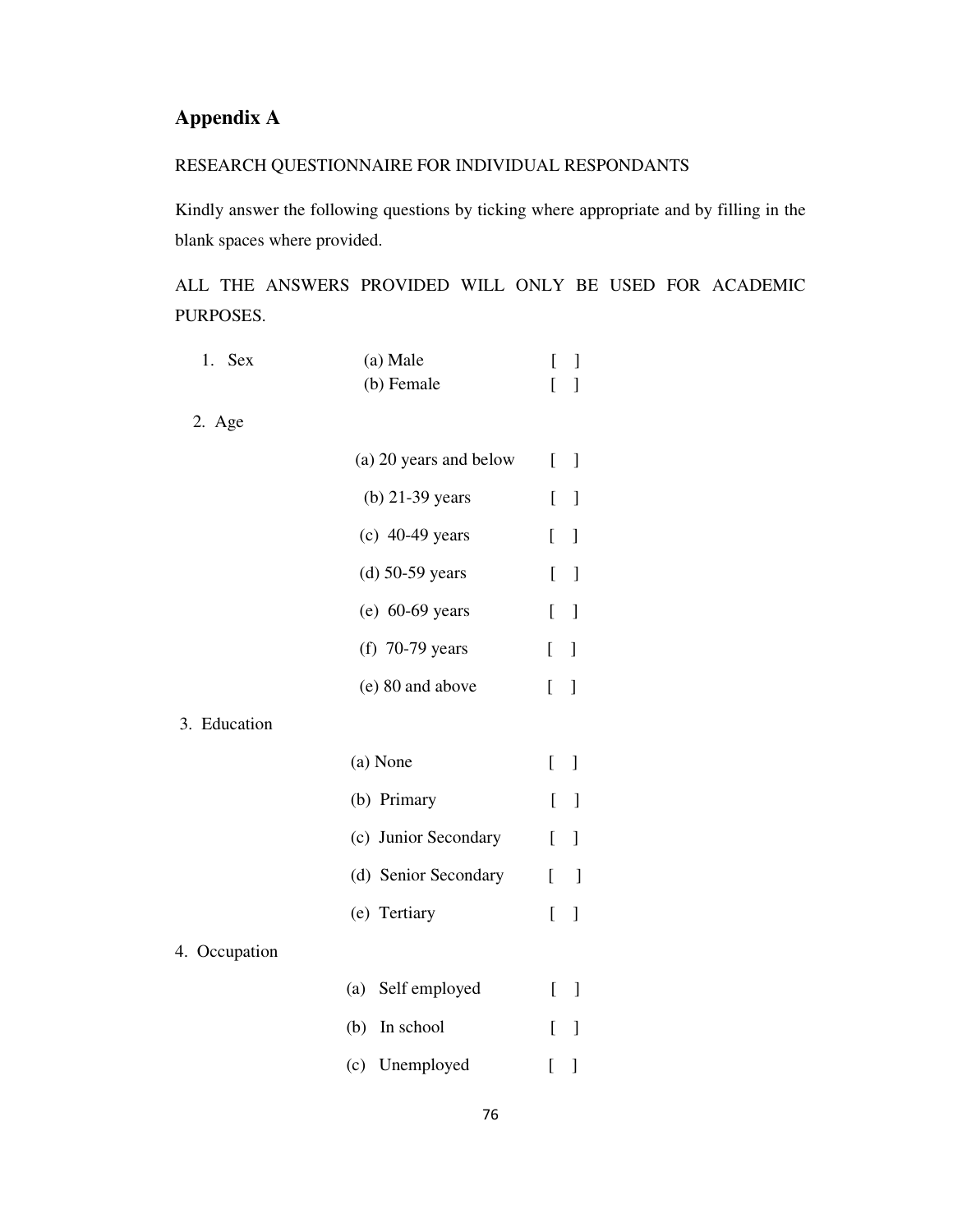## Appendix A

RESEARCH QUESTIONNAIRE FOR INDIVIDUAL RESPONDANTS

Kindly answer the following questions by ticking where appropriate and by filling in the blank spaces where provided.

ALL THE ANSWERS PROVIDED WILL ONLY BE USED FOR ACADEMIC PURPOSES.

1. Sex
   - (a) Male [ ]
   - (b) Female [ ]

2. Age
   - (a) 20 years and below [ ]
   - (b) 21-39 years [ ]
   - (c) 40-49 years [ ]
   - (d) 50-59 years [ ]
   - (e) 60-69 years [ ]
   - (f) 70-79 years [ ]
   - (e) 80 and above [ ]

3. Education
   - (a) None [ ]
   - (b) Primary [ ]
   - (c) Junior Secondary [ ]
   - (d) Senior Secondary [ ]
   - (e) Tertiary [ ]

4. Occupation
   - (a) Self employed [ ]
   - (b) In school [ ]
   - (c) Unemployed [ ]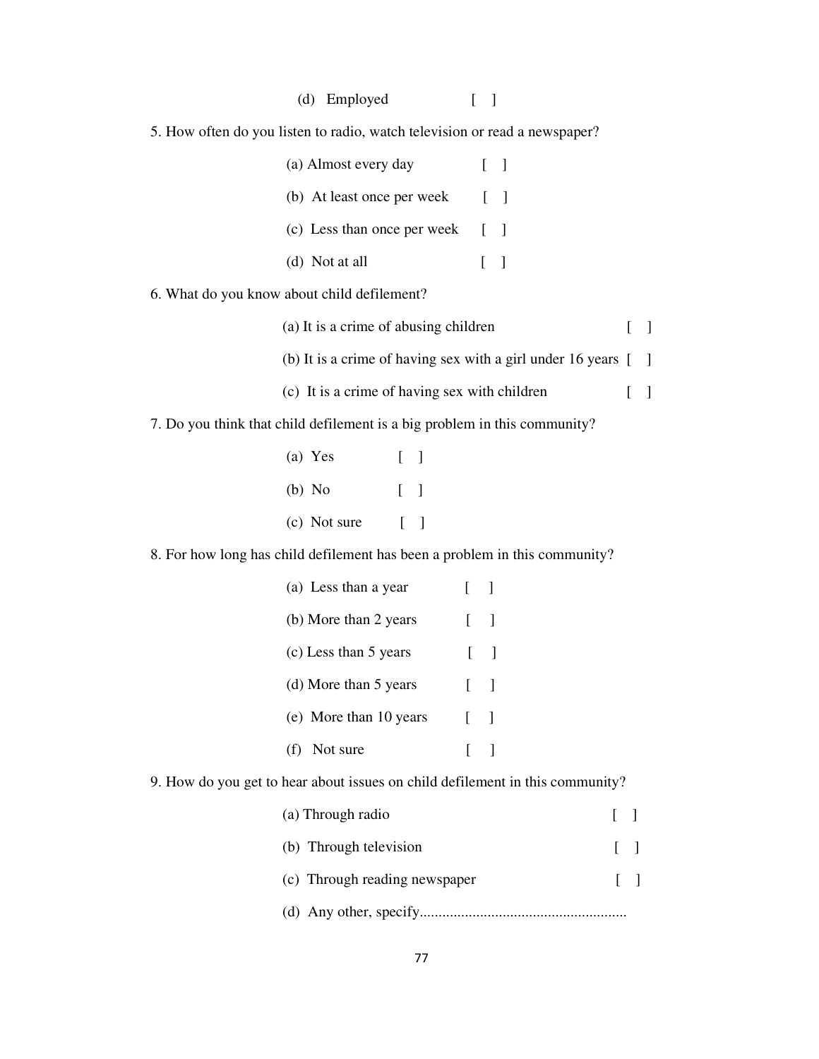(d) Employed [ ]

5. How often do you listen to radio, watch television or read a newspaper?

(a) Almost every day [ ]

(b) At least once per week [ ]

(c) Less than once per week [ ]

(d) Not at all [ ]

6. What do you know about child defilement?

(a) It is a crime of abusing children [ ]

(b) It is a crime of having sex with a girl under 16 years [ ]

(c) It is a crime of having sex with children [ ]

7. Do you think that child defilement is a big problem in this community?

(a) Yes [ ]

(b) No [ ]

(c) Not sure [ ]

8. For how long has child defilement has been a problem in this community?

(a) Less than a year [ ]

(b) More than 2 years [ ]

(c) Less than 5 years [ ]

(d) More than 5 years [ ]

(e) More than 10 years [ ]

(f) Not sure [ ]

9. How do you get to hear about issues on child defilement in this community?

(a) Through radio [ ]

(b) Through television [ ]

(c) Through reading newspaper [ ]

(d) Any other, specify.......................................................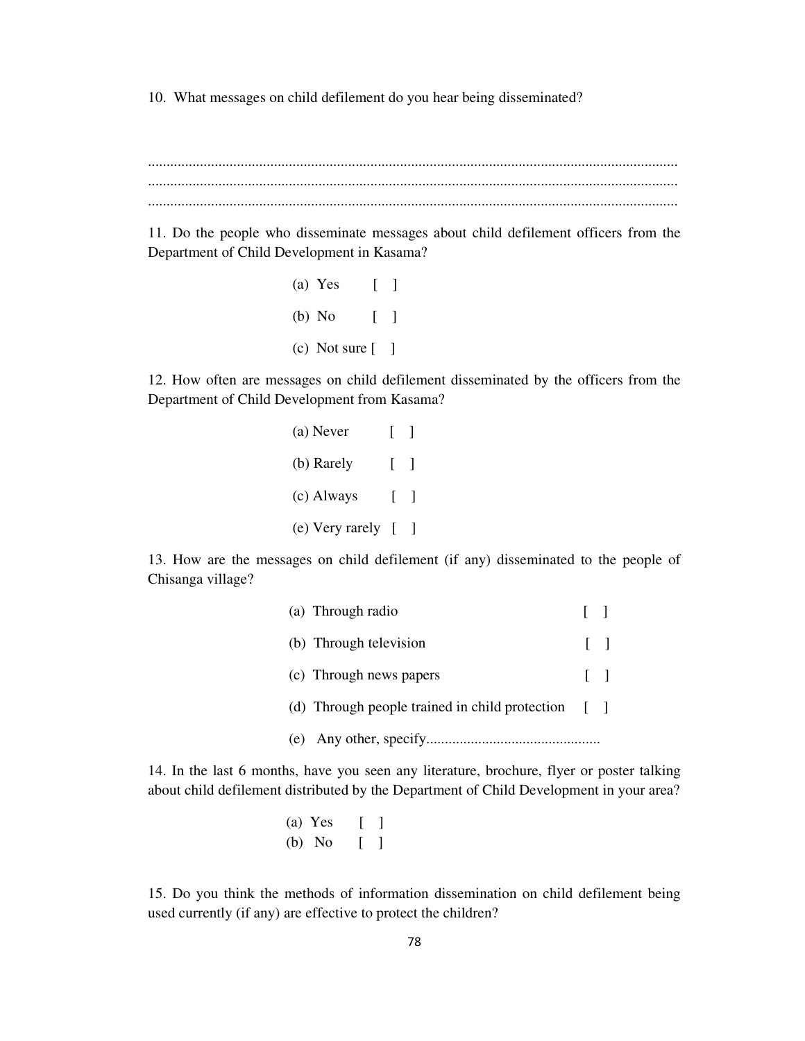10. What messages on child defilement do you hear being disseminated?

..............................................................................................................................................
..............................................................................................................................................
..............................................................................................................................................

11. Do the people who disseminate messages about child defilement officers from the Department of Child Development in Kasama?

(a) Yes [ ]

(b) No [ ]

(c) Not sure [ ]

12. How often are messages on child defilement disseminated by the officers from the Department of Child Development from Kasama?

(a) Never [ ]

(b) Rarely [ ]

(c) Always [ ]

(e) Very rarely [ ]

13. How are the messages on child defilement (if any) disseminated to the people of Chisanga village?

(a) Through radio [ ]

(b) Through television [ ]

(c) Through news papers [ ]

(d) Through people trained in child protection [ ]

(e) Any other, specify...............................................

14. In the last 6 months, have you seen any literature, brochure, flyer or poster talking about child defilement distributed by the Department of Child Development in your area?

(a) Yes [ ]
(b) No [ ]

15. Do you think the methods of information dissemination on child defilement being used currently (if any) are effective to protect the children?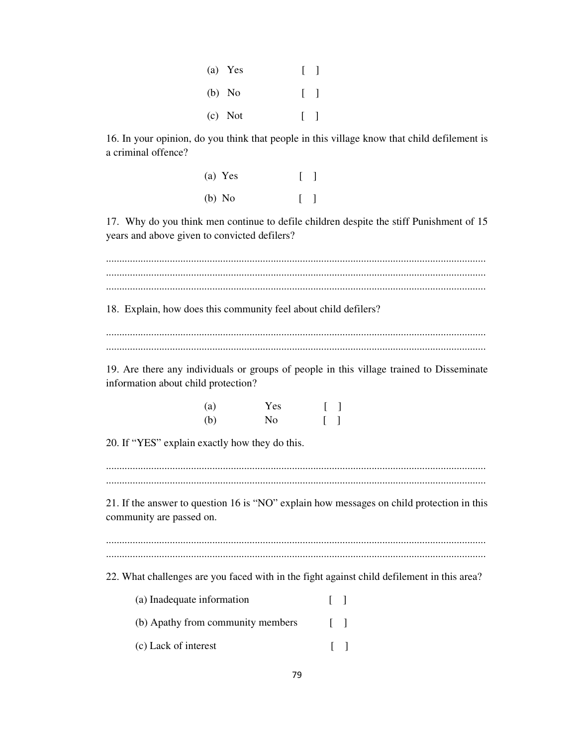(a) Yes [ ]

(b) No [ ]

(c) Not [ ]

16. In your opinion, do you think that people in this village know that child defilement is a criminal offence?

(a) Yes [ ]

(b) No [ ]

17. Why do you think men continue to defile children despite the stiff Punishment of 15 years and above given to convicted defilers?

.............................................................................................................................................
.............................................................................................................................................
.............................................................................................................................................

18. Explain, how does this community feel about child defilers?

.............................................................................................................................................
.............................................................................................................................................

19. Are there any individuals or groups of people in this village trained to Disseminate information about child protection?

(a) Yes [ ]
(b) No [ ]

20. If "YES" explain exactly how they do this.

.............................................................................................................................................
.............................................................................................................................................

21. If the answer to question 16 is "NO" explain how messages on child protection in this community are passed on.

.............................................................................................................................................
.............................................................................................................................................

22. What challenges are you faced with in the fight against child defilement in this area?

(a) Inadequate information [ ]

(b) Apathy from community members [ ]

(c) Lack of interest [ ]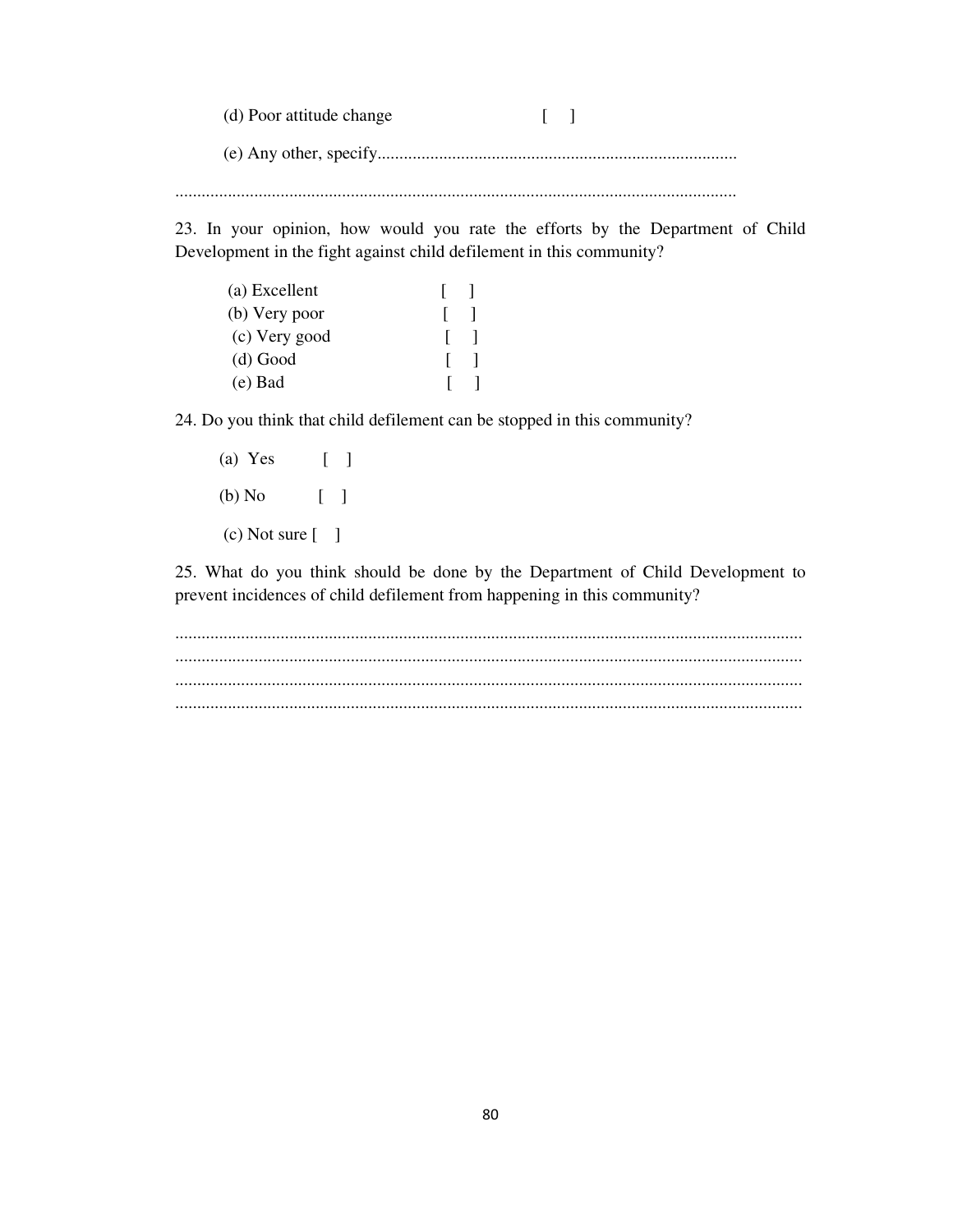(d) Poor attitude change [ ]

(e) Any other, specify..................................................................................

...............................................................................................................................

23. In your opinion, how would you rate the efforts by the Department of Child Development in the fight against child defilement in this community?

(a) Excellent [ ]
(b) Very poor [ ]
(c) Very good [ ]
(d) Good [ ]
(e) Bad [ ]

24. Do you think that child defilement can be stopped in this community?

(a) Yes [ ]

(b) No [ ]

(c) Not sure [ ]

25. What do you think should be done by the Department of Child Development to prevent incidences of child defilement from happening in this community?

..............................................................................................................................................
..............................................................................................................................................
..............................................................................................................................................
..............................................................................................................................................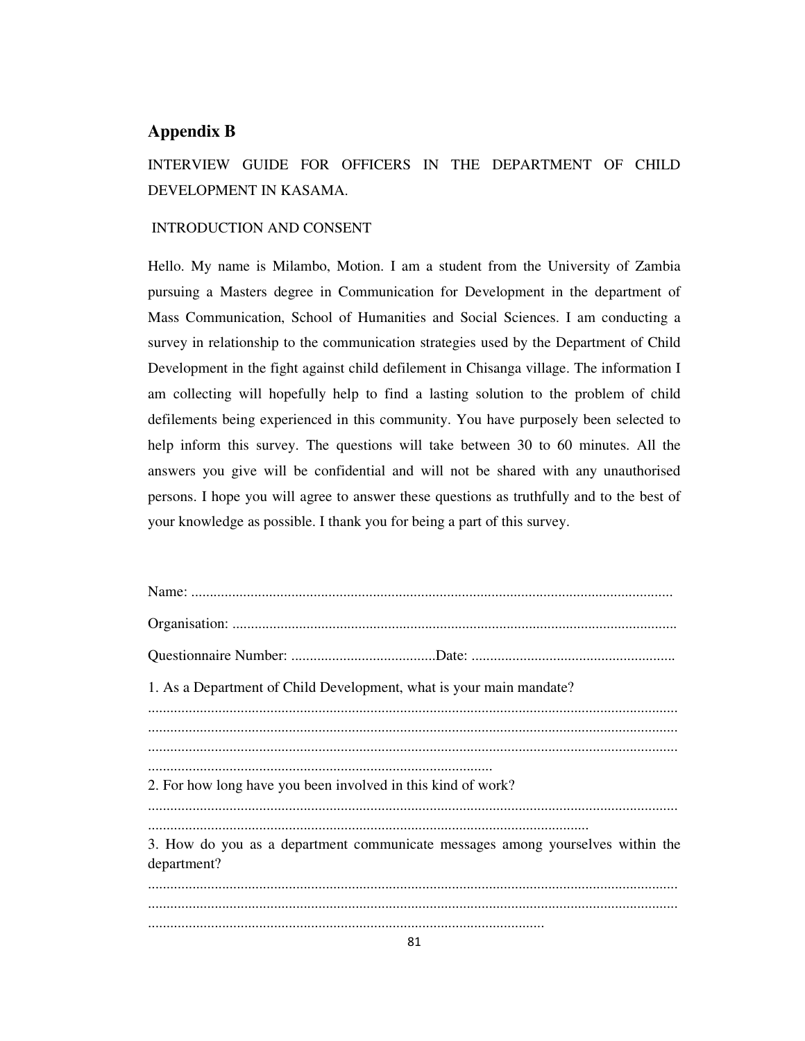## Appendix B

INTERVIEW GUIDE FOR OFFICERS IN THE DEPARTMENT OF CHILD DEVELOPMENT IN KASAMA.

INTRODUCTION AND CONSENT

Hello. My name is Milambo, Motion. I am a student from the University of Zambia pursuing a Masters degree in Communication for Development in the department of Mass Communication, School of Humanities and Social Sciences. I am conducting a survey in relationship to the communication strategies used by the Department of Child Development in the fight against child defilement in Chisanga village. The information I am collecting will hopefully help to find a lasting solution to the problem of child defilements being experienced in this community. You have purposely been selected to help inform this survey. The questions will take between 30 to 60 minutes. All the answers you give will be confidential and will not be shared with any unauthorised persons. I hope you will agree to answer these questions as truthfully and to the best of your knowledge as possible. I thank you for being a part of this survey.

Name: ..................................................................................................................

Organisation: ........................................................................................................

Questionnaire Number: .......................................Date: .......................................................

1. As a Department of Child Development, what is your main mandate?

.............................................................................................................................................
.............................................................................................................................................
.............................................................................................................................................
............................................................................................

2. For how long have you been involved in this kind of work?

.............................................................................................................................................
......................................................................................................................

3. How do you as a department communicate messages among yourselves within the department?

.............................................................................................................................................
.............................................................................................................................................
..........................................................................................................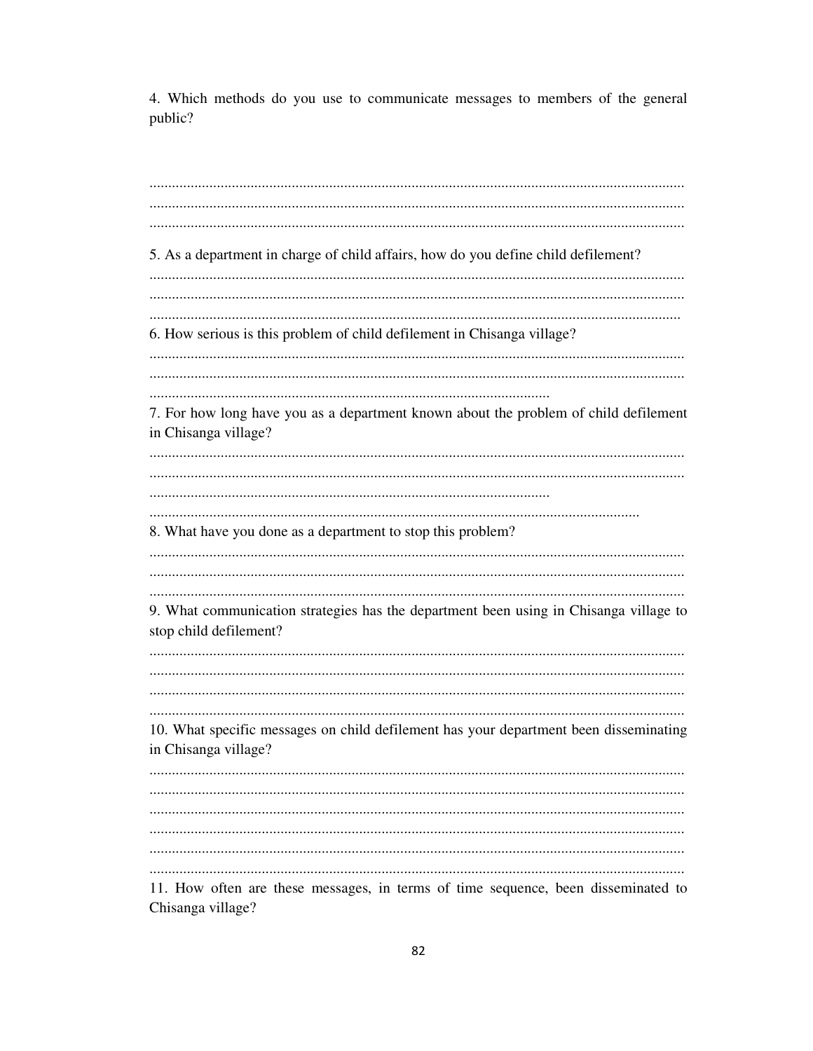4. Which methods do you use to communicate messages to members of the general public?

..............................................................................................................................................
..............................................................................................................................................
..............................................................................................................................................

5. As a department in charge of child affairs, how do you define child defilement?
..............................................................................................................................................
..............................................................................................................................................
.............................................................................................................................................

6. How serious is this problem of child defilement in Chisanga village?
..............................................................................................................................................
..............................................................................................................................................
..........................................................................................................

7. For how long have you as a department known about the problem of child defilement in Chisanga village?
..............................................................................................................................................
..............................................................................................................................................
..........................................................................................................
.......................................................................................................................

8. What have you done as a department to stop this problem?
..............................................................................................................................................
..............................................................................................................................................
..............................................................................................................................................

9. What communication strategies has the department been using in Chisanga village to stop child defilement?
..............................................................................................................................................
..............................................................................................................................................
..............................................................................................................................................
..............................................................................................................................................

10. What specific messages on child defilement has your department been disseminating in Chisanga village?
..............................................................................................................................................
..............................................................................................................................................
..............................................................................................................................................
..............................................................................................................................................
..............................................................................................................................................
..............................................................................................................................................

11. How often are these messages, in terms of time sequence, been disseminated to Chisanga village?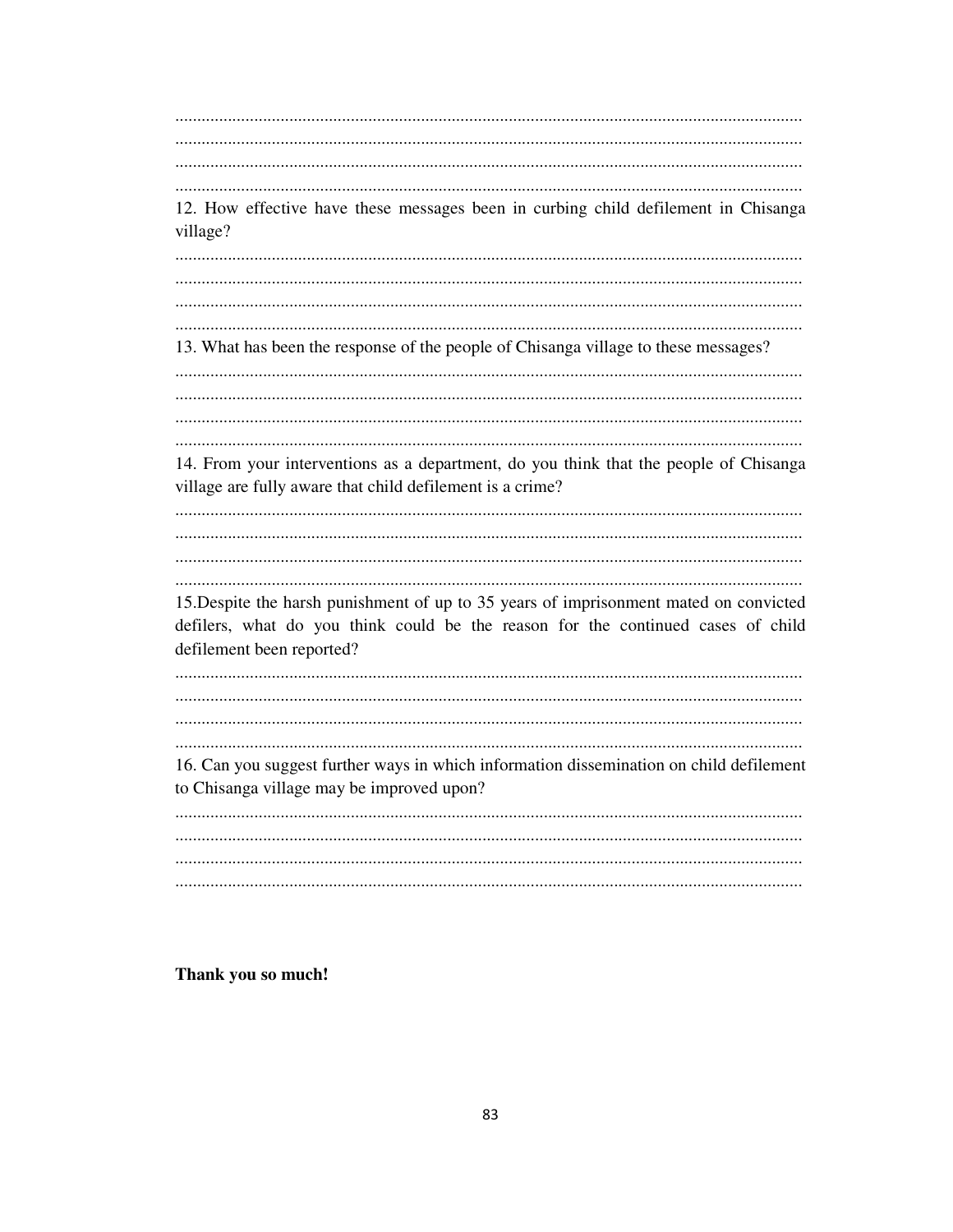..............................................................................................................................................
..............................................................................................................................................
..............................................................................................................................................
..............................................................................................................................................

12. How effective have these messages been in curbing child defilement in Chisanga village?

..............................................................................................................................................
..............................................................................................................................................
..............................................................................................................................................
..............................................................................................................................................

13. What has been the response of the people of Chisanga village to these messages?

..............................................................................................................................................
..............................................................................................................................................
..............................................................................................................................................
..............................................................................................................................................

14. From your interventions as a department, do you think that the people of Chisanga village are fully aware that child defilement is a crime?

..............................................................................................................................................
..............................................................................................................................................
..............................................................................................................................................
..............................................................................................................................................

15.Despite the harsh punishment of up to 35 years of imprisonment mated on convicted defilers, what do you think could be the reason for the continued cases of child defilement been reported?

..............................................................................................................................................
..............................................................................................................................................
..............................................................................................................................................
..............................................................................................................................................

16. Can you suggest further ways in which information dissemination on child defilement to Chisanga village may be improved upon?

..............................................................................................................................................
..............................................................................................................................................
..............................................................................................................................................
..............................................................................................................................................

**Thank you so much!**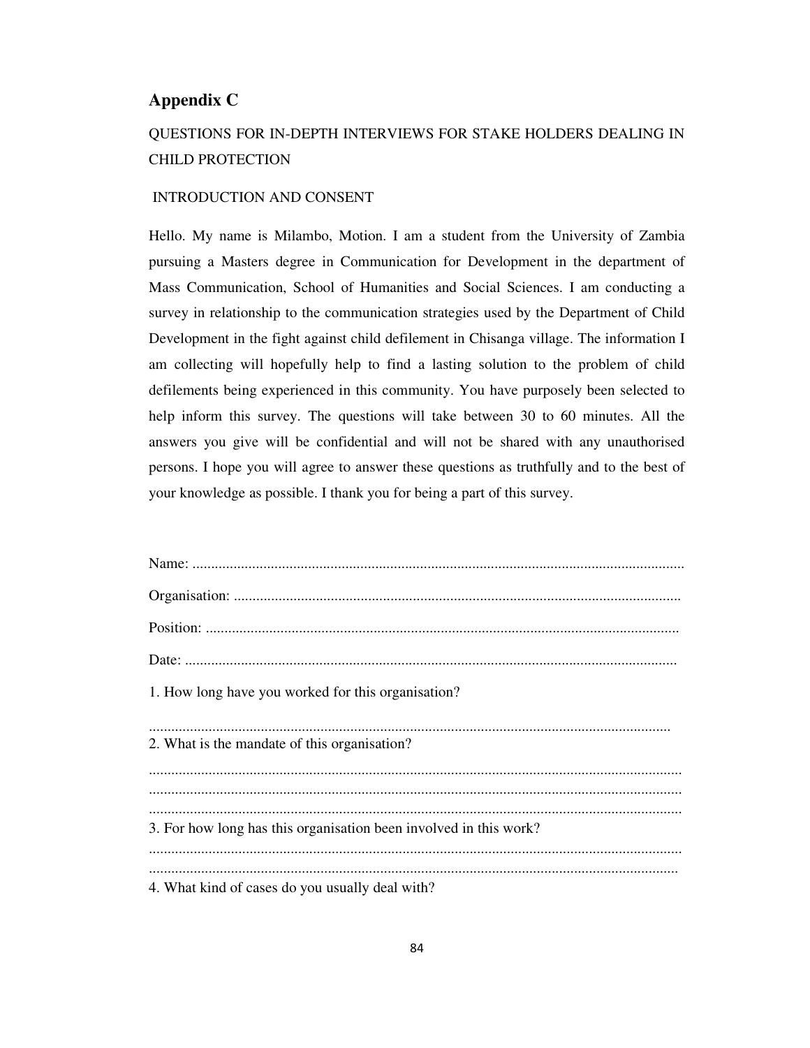## Appendix C

QUESTIONS FOR IN-DEPTH INTERVIEWS FOR STAKE HOLDERS DEALING IN CHILD PROTECTION

INTRODUCTION AND CONSENT

Hello. My name is Milambo, Motion. I am a student from the University of Zambia pursuing a Masters degree in Communication for Development in the department of Mass Communication, School of Humanities and Social Sciences. I am conducting a survey in relationship to the communication strategies used by the Department of Child Development in the fight against child defilement in Chisanga village. The information I am collecting will hopefully help to find a lasting solution to the problem of child defilements being experienced in this community. You have purposely been selected to help inform this survey. The questions will take between 30 to 60 minutes. All the answers you give will be confidential and will not be shared with any unauthorised persons. I hope you will agree to answer these questions as truthfully and to the best of your knowledge as possible. I thank you for being a part of this survey.

Name: ...................................................................................................................................

Organisation: .......................................................................................................................

Position: .............................................................................................................................

Date: ...................................................................................................................................

1. How long have you worked for this organisation?

...........................................................................................................................................

2. What is the mandate of this organisation?

..............................................................................................................................................
..............................................................................................................................................
..............................................................................................................................................

3. For how long has this organisation been involved in this work?

..............................................................................................................................................
.............................................................................................................................................

4. What kind of cases do you usually deal with?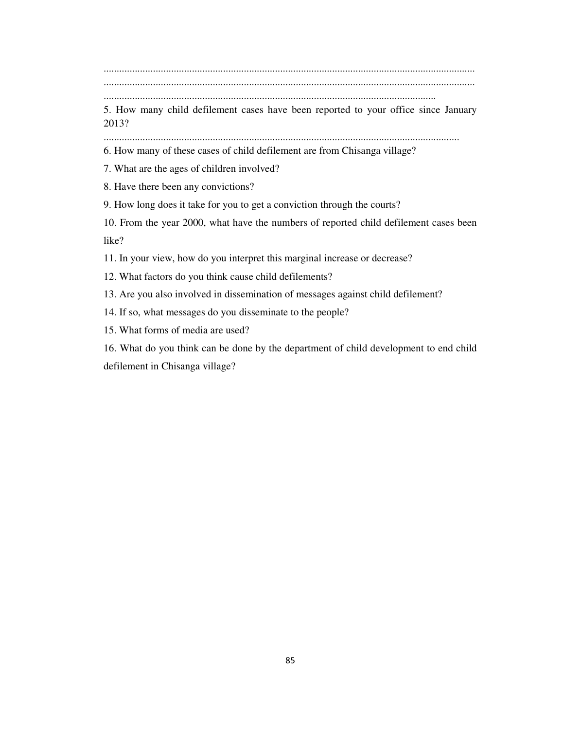...............................................................................................................................................
...............................................................................................................................................
...............................................................................................................................

5. How many child defilement cases have been reported to your office since January 2013?

.....................................................................................................................................

6. How many of these cases of child defilement are from Chisanga village?

7. What are the ages of children involved?

8. Have there been any convictions?

9. How long does it take for you to get a conviction through the courts?

10. From the year 2000, what have the numbers of reported child defilement cases been like?

11. In your view, how do you interpret this marginal increase or decrease?

12. What factors do you think cause child defilements?

13. Are you also involved in dissemination of messages against child defilement?

14. If so, what messages do you disseminate to the people?

15. What forms of media are used?

16. What do you think can be done by the department of child development to end child defilement in Chisanga village?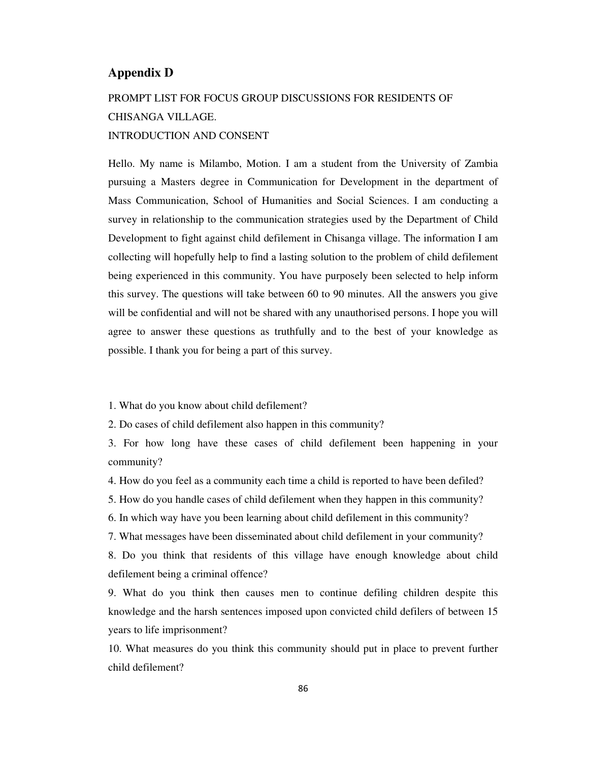## Appendix D

PROMPT LIST FOR FOCUS GROUP DISCUSSIONS FOR RESIDENTS OF CHISANGA VILLAGE.

INTRODUCTION AND CONSENT

Hello. My name is Milambo, Motion. I am a student from the University of Zambia pursuing a Masters degree in Communication for Development in the department of Mass Communication, School of Humanities and Social Sciences. I am conducting a survey in relationship to the communication strategies used by the Department of Child Development to fight against child defilement in Chisanga village. The information I am collecting will hopefully help to find a lasting solution to the problem of child defilement being experienced in this community. You have purposely been selected to help inform this survey. The questions will take between 60 to 90 minutes. All the answers you give will be confidential and will not be shared with any unauthorised persons. I hope you will agree to answer these questions as truthfully and to the best of your knowledge as possible. I thank you for being a part of this survey.

1. What do you know about child defilement?
2. Do cases of child defilement also happen in this community?
3. For how long have these cases of child defilement been happening in your community?
4. How do you feel as a community each time a child is reported to have been defiled?
5. How do you handle cases of child defilement when they happen in this community?
6. In which way have you been learning about child defilement in this community?
7. What messages have been disseminated about child defilement in your community?
8. Do you think that residents of this village have enough knowledge about child defilement being a criminal offence?
9. What do you think then causes men to continue defiling children despite this knowledge and the harsh sentences imposed upon convicted child defilers of between 15 years to life imprisonment?
10. What measures do you think this community should put in place to prevent further child defilement?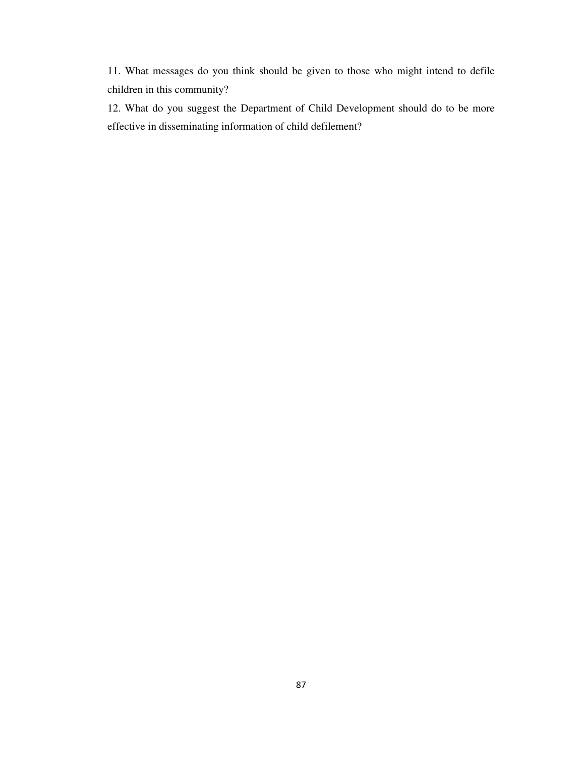11. What messages do you think should be given to those who might intend to defile children in this community?

12. What do you suggest the Department of Child Development should do to be more effective in disseminating information of child defilement?